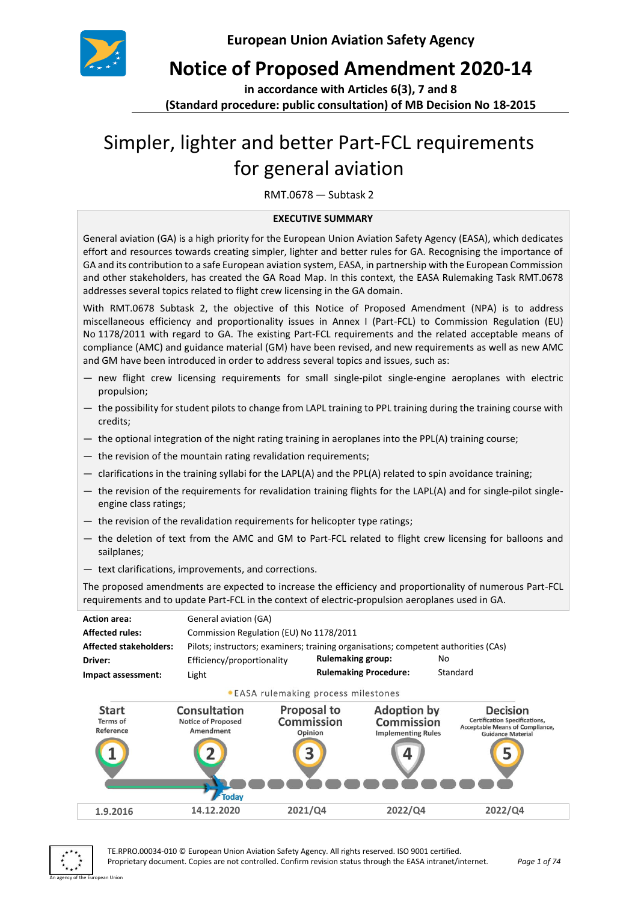European Union Aviation Safety Agency

# Notice of Proposed Amendment 2020-14

**in accordance with Articles 6(3), 7 and 8**
**(Standard procedure: public consultation) of MB Decision No 18-2015**

# Simpler, lighter and better Part-FCL requirements for general aviation

RMT.0678 — Subtask 2

**EXECUTIVE SUMMARY**

General aviation (GA) is a high priority for the European Union Aviation Safety Agency (EASA), which dedicates effort and resources towards creating simpler, lighter and better rules for GA. Recognising the importance of GA and its contribution to a safe European aviation system, EASA, in partnership with the European Commission and other stakeholders, has created the GA Road Map. In this context, the EASA Rulemaking Task RMT.0678 addresses several topics related to flight crew licensing in the GA domain.

With RMT.0678 Subtask 2, the objective of this Notice of Proposed Amendment (NPA) is to address miscellaneous efficiency and proportionality issues in Annex I (Part-FCL) to Commission Regulation (EU) No 1178/2011 with regard to GA. The existing Part-FCL requirements and the related acceptable means of compliance (AMC) and guidance material (GM) have been revised, and new requirements as well as new AMC and GM have been introduced in order to address several topics and issues, such as:

— new flight crew licensing requirements for small single-pilot single-engine aeroplanes with electric propulsion;

— the possibility for student pilots to change from LAPL training to PPL training during the training course with credits;

— the optional integration of the night rating training in aeroplanes into the PPL(A) training course;

— the revision of the mountain rating revalidation requirements;

— clarifications in the training syllabi for the LAPL(A) and the PPL(A) related to spin avoidance training;

— the revision of the requirements for revalidation training flights for the LAPL(A) and for single-pilot single-engine class ratings;

— the revision of the revalidation requirements for helicopter type ratings;

— the deletion of text from the AMC and GM to Part-FCL related to flight crew licensing for balloons and sailplanes;

— text clarifications, improvements, and corrections.

The proposed amendments are expected to increase the efficiency and proportionality of numerous Part-FCL requirements and to update Part-FCL in the context of electric-propulsion aeroplanes used in GA.

| | | | |
|---|---|---|---|
| **Action area:** | General aviation (GA) | | |
| **Affected rules:** | Commission Regulation (EU) No 1178/2011 | | |
| **Affected stakeholders:** | Pilots; instructors; examiners; training organisations; competent authorities (CAs) | | |
| **Driver:** | Efficiency/proportionality | **Rulemaking group:** | No |
| **Impact assessment:** | Light | **Rulemaking Procedure:** | Standard |

EASA rulemaking process milestones

| 1 Start (Terms of Reference) | 2 Consultation (Notice of Proposed Amendment) | 3 Proposal to Commission (Opinion) | 4 Adoption by Commission (Implementing Rules) | 5 Decision (Certification Specifications, Acceptable Means of Compliance, Guidance Material) |
|---|---|---|---|---|
| 1.9.2016 | 14.12.2020 (Today) | 2021/Q4 | 2022/Q4 | 2022/Q4 |

TE.RPRO.00034-010 © European Union Aviation Safety Agency. All rights reserved. ISO 9001 certified.
Proprietary document. Copies are not controlled. Confirm revision status through the EASA intranet/internet.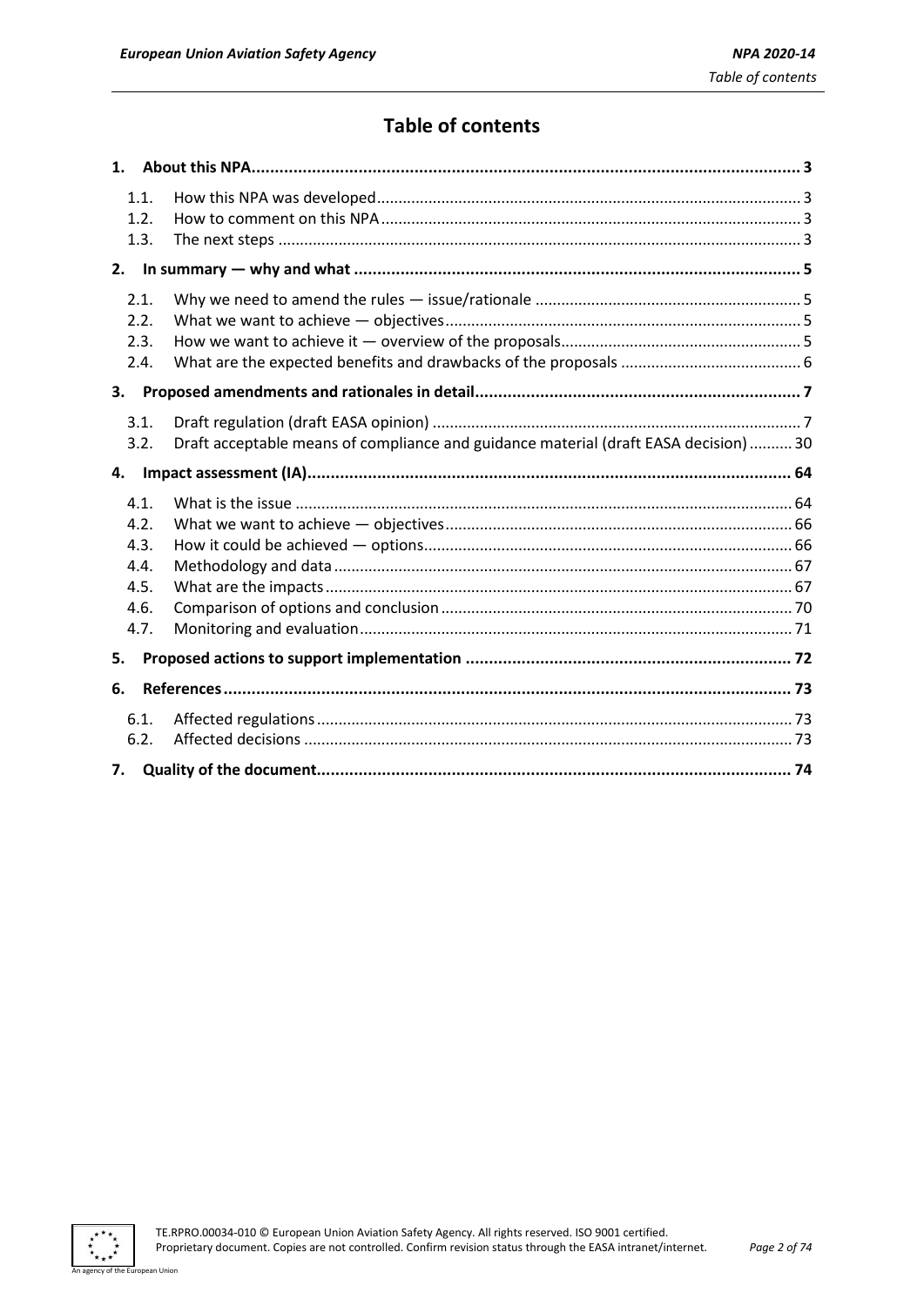# Table of contents

**1. About this NPA ..... 3**

- 1.1. How this NPA was developed ..... 3
- 1.2. How to comment on this NPA ..... 3
- 1.3. The next steps ..... 3

**2. In summary — why and what ..... 5**

- 2.1. Why we need to amend the rules — issue/rationale ..... 5
- 2.2. What we want to achieve — objectives ..... 5
- 2.3. How we want to achieve it — overview of the proposals ..... 5
- 2.4. What are the expected benefits and drawbacks of the proposals ..... 6

**3. Proposed amendments and rationales in detail ..... 7**

- 3.1. Draft regulation (draft EASA opinion) ..... 7
- 3.2. Draft acceptable means of compliance and guidance material (draft EASA decision) ..... 30

**4. Impact assessment (IA) ..... 64**

- 4.1. What is the issue ..... 64
- 4.2. What we want to achieve — objectives ..... 66
- 4.3. How it could be achieved — options ..... 66
- 4.4. Methodology and data ..... 67
- 4.5. What are the impacts ..... 67
- 4.6. Comparison of options and conclusion ..... 70
- 4.7. Monitoring and evaluation ..... 71

**5. Proposed actions to support implementation ..... 72**

**6. References ..... 73**

- 6.1. Affected regulations ..... 73
- 6.2. Affected decisions ..... 73

**7. Quality of the document ..... 74**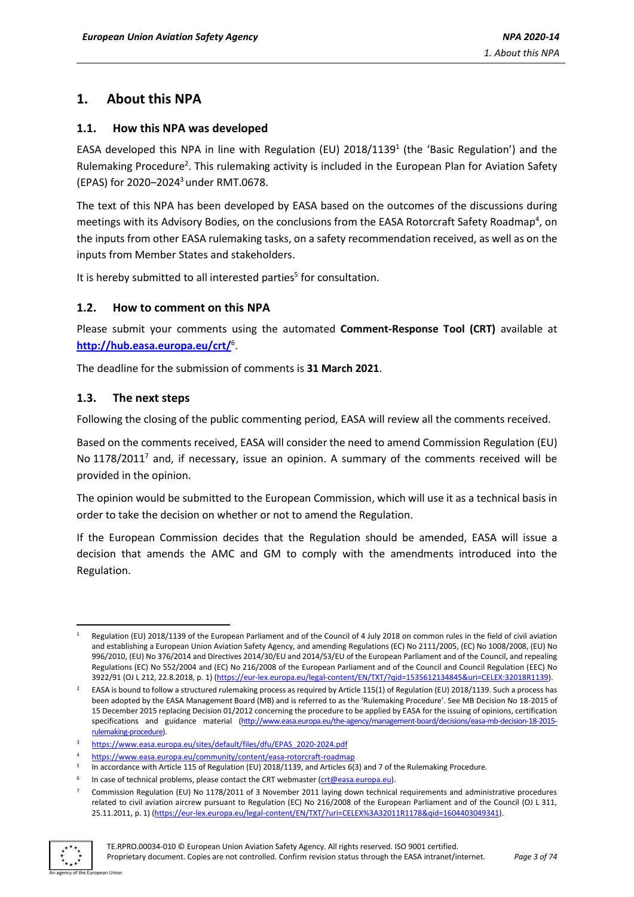# 1. About this NPA

## 1.1. How this NPA was developed

EASA developed this NPA in line with Regulation (EU) 2018/1139[1] (the 'Basic Regulation') and the Rulemaking Procedure[2]. This rulemaking activity is included in the European Plan for Aviation Safety (EPAS) for 2020–2024[3] under RMT.0678.

The text of this NPA has been developed by EASA based on the outcomes of the discussions during meetings with its Advisory Bodies, on the conclusions from the EASA Rotorcraft Safety Roadmap[4], on the inputs from other EASA rulemaking tasks, on a safety recommendation received, as well as on the inputs from Member States and stakeholders.

It is hereby submitted to all interested parties[5] for consultation.

## 1.2. How to comment on this NPA

Please submit your comments using the automated **Comment-Response Tool (CRT)** available at **http://hub.easa.europa.eu/crt/**[6].

The deadline for the submission of comments is **31 March 2021**.

## 1.3. The next steps

Following the closing of the public commenting period, EASA will review all the comments received.

Based on the comments received, EASA will consider the need to amend Commission Regulation (EU) No 1178/2011[7] and, if necessary, issue an opinion. A summary of the comments received will be provided in the opinion.

The opinion would be submitted to the European Commission, which will use it as a technical basis in order to take the decision on whether or not to amend the Regulation.

If the European Commission decides that the Regulation should be amended, EASA will issue a decision that amends the AMC and GM to comply with the amendments introduced into the Regulation.

---

[1] Regulation (EU) 2018/1139 of the European Parliament and of the Council of 4 July 2018 on common rules in the field of civil aviation and establishing a European Union Aviation Safety Agency, and amending Regulations (EC) No 2111/2005, (EC) No 1008/2008, (EU) No 996/2010, (EU) No 376/2014 and Directives 2014/30/EU and 2014/53/EU of the European Parliament and of the Council, and repealing Regulations (EC) No 552/2004 and (EC) No 216/2008 of the European Parliament and of the Council and Council Regulation (EEC) No 3922/91 (OJ L 212, 22.8.2018, p. 1) (https://eur-lex.europa.eu/legal-content/EN/TXT/?qid=1535612134845&uri=CELEX:32018R1139).

[2] EASA is bound to follow a structured rulemaking process as required by Article 115(1) of Regulation (EU) 2018/1139. Such a process has been adopted by the EASA Management Board (MB) and is referred to as the 'Rulemaking Procedure'. See MB Decision No 18-2015 of 15 December 2015 replacing Decision 01/2012 concerning the procedure to be applied by EASA for the issuing of opinions, certification specifications and guidance material (http://www.easa.europa.eu/the-agency/management-board/decisions/easa-mb-decision-18-2015-rulemaking-procedure).

[3] https://www.easa.europa.eu/sites/default/files/dfu/EPAS_2020-2024.pdf

[4] https://www.easa.europa.eu/community/content/easa-rotorcraft-roadmap

[5] In accordance with Article 115 of Regulation (EU) 2018/1139, and Articles 6(3) and 7 of the Rulemaking Procedure.

[6] In case of technical problems, please contact the CRT webmaster (crt@easa.europa.eu).

[7] Commission Regulation (EU) No 1178/2011 of 3 November 2011 laying down technical requirements and administrative procedures related to civil aviation aircrew pursuant to Regulation (EC) No 216/2008 of the European Parliament and of the Council (OJ L 311, 25.11.2011, p. 1) (https://eur-lex.europa.eu/legal-content/EN/TXT/?uri=CELEX%3A32011R1178&qid=1604403049341).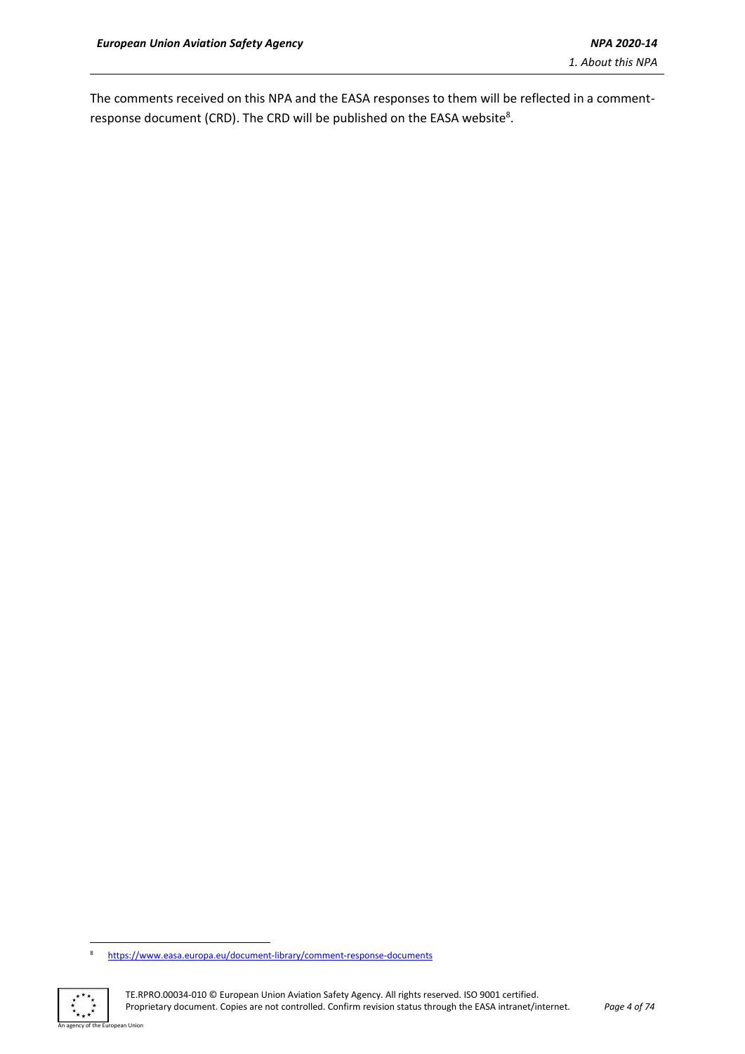The comments received on this NPA and the EASA responses to them will be reflected in a comment-response document (CRD). The CRD will be published on the EASA website[8].

[8] https://www.easa.europa.eu/document-library/comment-response-documents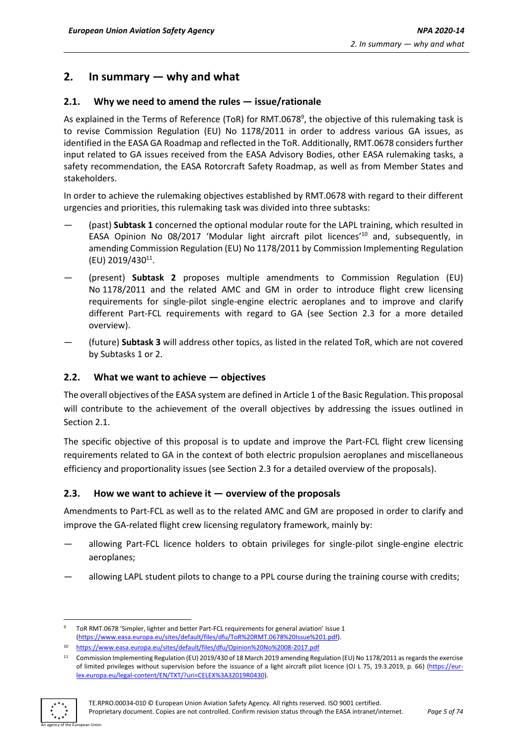## 2. In summary — why and what

### 2.1. Why we need to amend the rules — issue/rationale

As explained in the Terms of Reference (ToR) for RMT.0678[9], the objective of this rulemaking task is to revise Commission Regulation (EU) No 1178/2011 in order to address various GA issues, as identified in the EASA GA Roadmap and reflected in the ToR. Additionally, RMT.0678 considers further input related to GA issues received from the EASA Advisory Bodies, other EASA rulemaking tasks, a safety recommendation, the EASA Rotorcraft Safety Roadmap, as well as from Member States and stakeholders.

In order to achieve the rulemaking objectives established by RMT.0678 with regard to their different urgencies and priorities, this rulemaking task was divided into three subtasks:

— (past) **Subtask 1** concerned the optional modular route for the LAPL training, which resulted in EASA Opinion No 08/2017 'Modular light aircraft pilot licences'[10] and, subsequently, in amending Commission Regulation (EU) No 1178/2011 by Commission Implementing Regulation (EU) 2019/430[11].

— (present) **Subtask 2** proposes multiple amendments to Commission Regulation (EU) No 1178/2011 and the related AMC and GM in order to introduce flight crew licensing requirements for single-pilot single-engine electric aeroplanes and to improve and clarify different Part-FCL requirements with regard to GA (see Section 2.3 for a more detailed overview).

— (future) **Subtask 3** will address other topics, as listed in the related ToR, which are not covered by Subtasks 1 or 2.

### 2.2. What we want to achieve — objectives

The overall objectives of the EASA system are defined in Article 1 of the Basic Regulation. This proposal will contribute to the achievement of the overall objectives by addressing the issues outlined in Section 2.1.

The specific objective of this proposal is to update and improve the Part-FCL flight crew licensing requirements related to GA in the context of both electric propulsion aeroplanes and miscellaneous efficiency and proportionality issues (see Section 2.3 for a detailed overview of the proposals).

### 2.3. How we want to achieve it — overview of the proposals

Amendments to Part-FCL as well as to the related AMC and GM are proposed in order to clarify and improve the GA-related flight crew licensing regulatory framework, mainly by:

— allowing Part-FCL licence holders to obtain privileges for single-pilot single-engine electric aeroplanes;

— allowing LAPL student pilots to change to a PPL course during the training course with credits;

---

[9] ToR RMT.0678 'Simpler, lighter and better Part-FCL requirements for general aviation' Issue 1 (https://www.easa.europa.eu/sites/default/files/dfu/ToR%20RMT.0678%20Issue%201.pdf).

[10] https://www.easa.europa.eu/sites/default/files/dfu/Opinion%20No%2008-2017.pdf

[11] Commission Implementing Regulation (EU) 2019/430 of 18 March 2019 amending Regulation (EU) No 1178/2011 as regards the exercise of limited privileges without supervision before the issuance of a light aircraft pilot licence (OJ L 75, 19.3.2019, p. 66) (https://eur-lex.europa.eu/legal-content/EN/TXT/?uri=CELEX%3A32019R0430).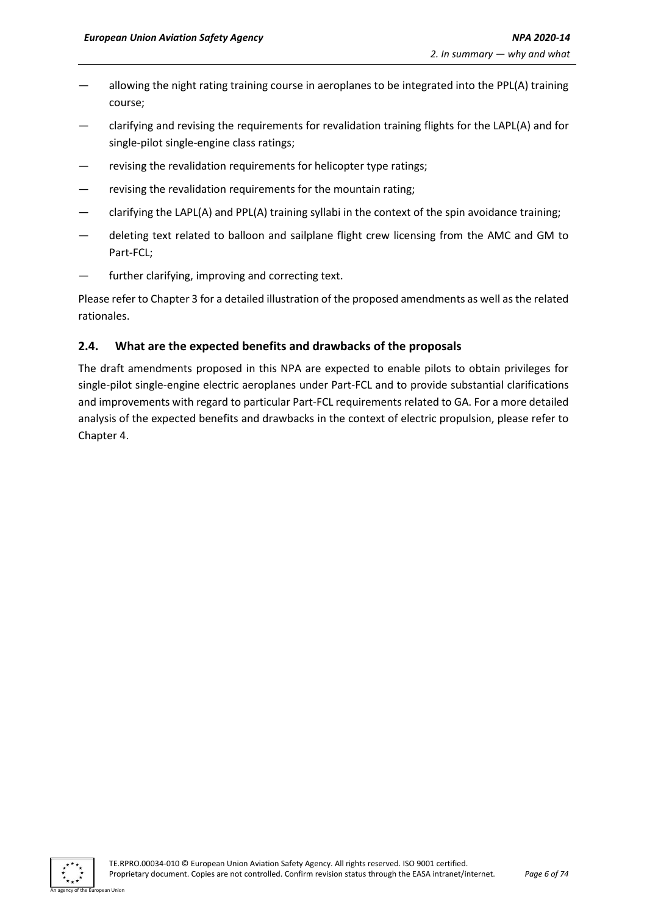- allowing the night rating training course in aeroplanes to be integrated into the PPL(A) training course;
- clarifying and revising the requirements for revalidation training flights for the LAPL(A) and for single-pilot single-engine class ratings;
- revising the revalidation requirements for helicopter type ratings;
- revising the revalidation requirements for the mountain rating;
- clarifying the LAPL(A) and PPL(A) training syllabi in the context of the spin avoidance training;
- deleting text related to balloon and sailplane flight crew licensing from the AMC and GM to Part-FCL;
- further clarifying, improving and correcting text.

Please refer to Chapter 3 for a detailed illustration of the proposed amendments as well as the related rationales.

## 2.4. What are the expected benefits and drawbacks of the proposals

The draft amendments proposed in this NPA are expected to enable pilots to obtain privileges for single-pilot single-engine electric aeroplanes under Part-FCL and to provide substantial clarifications and improvements with regard to particular Part-FCL requirements related to GA. For a more detailed analysis of the expected benefits and drawbacks in the context of electric propulsion, please refer to Chapter 4.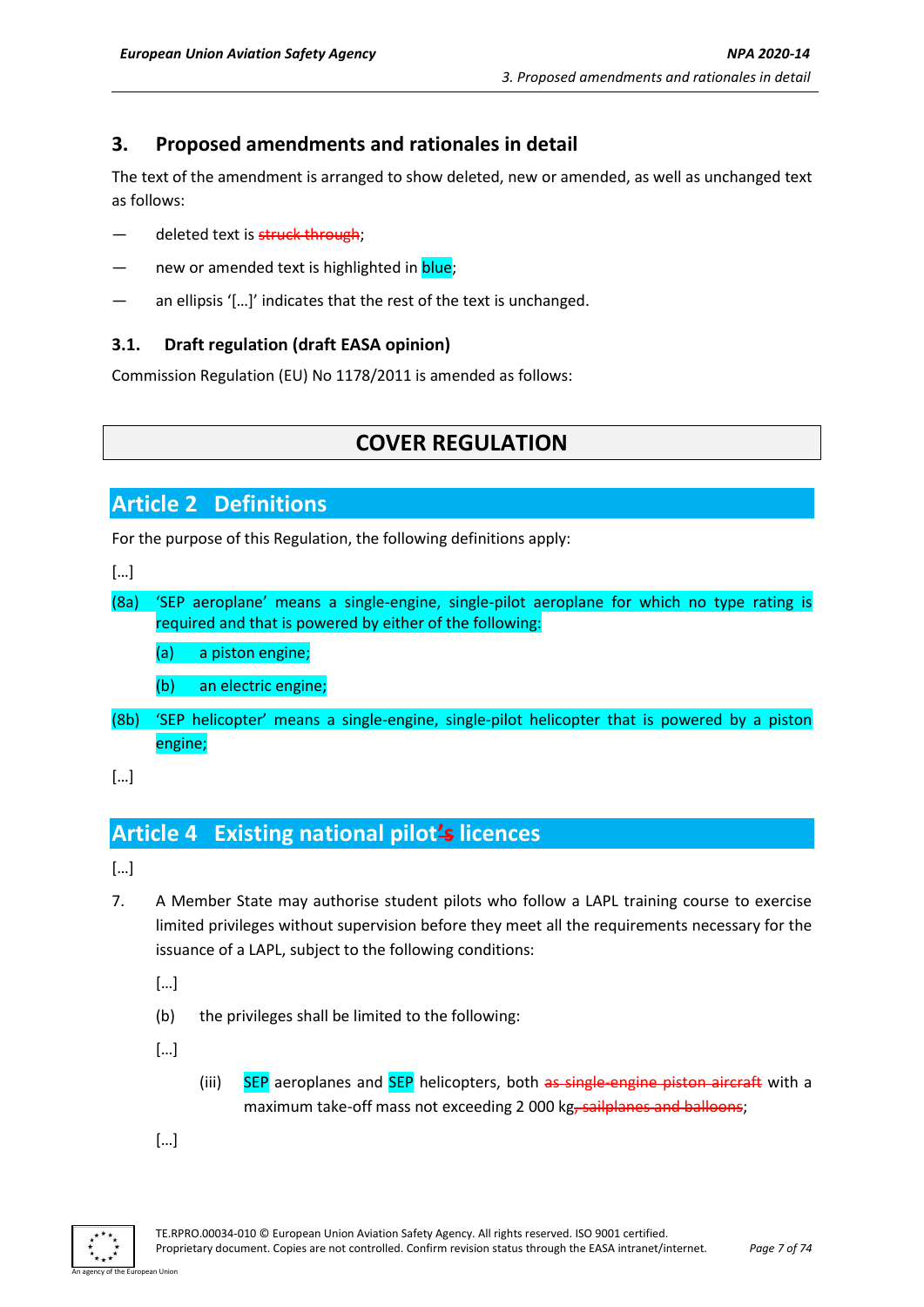## 3. Proposed amendments and rationales in detail

The text of the amendment is arranged to show deleted, new or amended, as well as unchanged text as follows:

— deleted text is ~~struck through~~;

— new or amended text is highlighted in blue;

— an ellipsis '[…]' indicates that the rest of the text is unchanged.

### 3.1. Draft regulation (draft EASA opinion)

Commission Regulation (EU) No 1178/2011 is amended as follows:

## COVER REGULATION

## Article 2 Definitions

For the purpose of this Regulation, the following definitions apply:

[…]

(8a) 'SEP aeroplane' means a single-engine, single-pilot aeroplane for which no type rating is required and that is powered by either of the following:

(a) a piston engine;

(b) an electric engine;

(8b) 'SEP helicopter' means a single-engine, single-pilot helicopter that is powered by a piston engine;

[…]

## Article 4 Existing national pilot~~'s~~ licences

[…]

7. A Member State may authorise student pilots who follow a LAPL training course to exercise limited privileges without supervision before they meet all the requirements necessary for the issuance of a LAPL, subject to the following conditions:

[…]

(b) the privileges shall be limited to the following:

[…]

(iii) SEP aeroplanes and SEP helicopters, both ~~as single-engine piston aircraft~~ with a maximum take-off mass not exceeding 2 000 kg~~, sailplanes and balloons~~;

[…]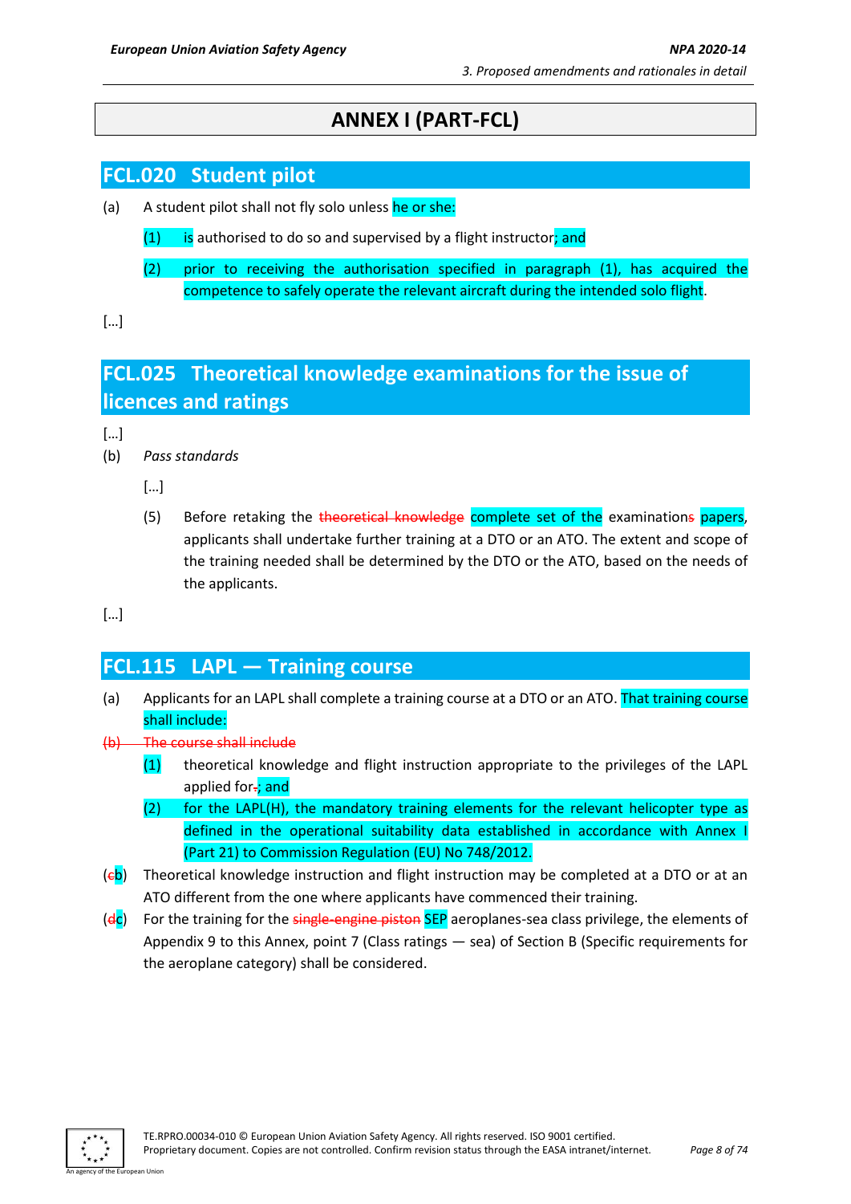# ANNEX I (PART-FCL)

## FCL.020 Student pilot

(a) A student pilot shall not fly solo unless he or she:

(1) is authorised to do so and supervised by a flight instructor; and

(2) prior to receiving the authorisation specified in paragraph (1), has acquired the competence to safely operate the relevant aircraft during the intended solo flight.

[…]

## FCL.025 Theoretical knowledge examinations for the issue of licences and ratings

[…]

(b) *Pass standards*

[…]

(5) Before retaking the ~~theoretical knowledge~~ complete set of the examination~~s~~ papers, applicants shall undertake further training at a DTO or an ATO. The extent and scope of the training needed shall be determined by the DTO or the ATO, based on the needs of the applicants.

[…]

## FCL.115 LAPL — Training course

(a) Applicants for an LAPL shall complete a training course at a DTO or an ATO. That training course shall include:

~~(b) The course shall include~~

(1) theoretical knowledge and flight instruction appropriate to the privileges of the LAPL applied for~~.~~; and

(2) for the LAPL(H), the mandatory training elements for the relevant helicopter type as defined in the operational suitability data established in accordance with Annex I (Part 21) to Commission Regulation (EU) No 748/2012.

(~~c~~b) Theoretical knowledge instruction and flight instruction may be completed at a DTO or at an ATO different from the one where applicants have commenced their training.

(~~d~~c) For the training for the ~~single-engine piston~~ SEP aeroplanes-sea class privilege, the elements of Appendix 9 to this Annex, point 7 (Class ratings — sea) of Section B (Specific requirements for the aeroplane category) shall be considered.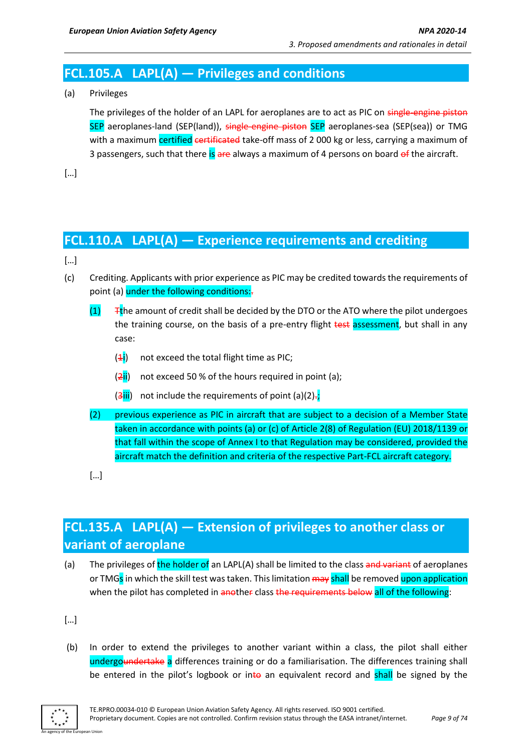## FCL.105.A LAPL(A) — Privileges and conditions

(a) Privileges

The privileges of the holder of an LAPL for aeroplanes are to act as PIC on ~~single-engine piston~~ SEP aeroplanes-land (SEP(land)), ~~single-engine piston~~ SEP aeroplanes-sea (SEP(sea)) or TMG with a maximum certified ~~certificated~~ take-off mass of 2 000 kg or less, carrying a maximum of 3 passengers, such that there is ~~are~~ always a maximum of 4 persons on board ~~of~~ the aircraft.

[…]

## FCL.110.A LAPL(A) — Experience requirements and crediting

[…]

(c) Crediting. Applicants with prior experience as PIC may be credited towards the requirements of point (a) under the following conditions:~~.~~

(1) ~~T~~the amount of credit shall be decided by the DTO or the ATO where the pilot undergoes the training course, on the basis of a pre-entry flight ~~test~~ assessment, but shall in any case:

(~~1~~i) not exceed the total flight time as PIC;

(~~2~~ii) not exceed 50 % of the hours required in point (a);

(~~3~~iii) not include the requirements of point (a)(2)~~.~~;

(2) previous experience as PIC in aircraft that are subject to a decision of a Member State taken in accordance with points (a) or (c) of Article 2(8) of Regulation (EU) 2018/1139 or that fall within the scope of Annex I to that Regulation may be considered, provided the aircraft match the definition and criteria of the respective Part-FCL aircraft category.

[…]

## FCL.135.A LAPL(A) — Extension of privileges to another class or variant of aeroplane

(a) The privileges of the holder of an LAPL(A) shall be limited to the class ~~and variant~~ of aeroplanes or TMGs in which the skill test was taken. This limitation ~~may~~ shall be removed upon application when the pilot has completed in ~~ano~~ther~~r~~ class ~~the requirements below~~ all of the following:

[…]

(b) In order to extend the privileges to another variant within a class, the pilot shall either undergo~~undertake~~ a differences training or do a familiarisation. The differences training shall be entered in the pilot's logbook or in~~to~~ an equivalent record and shall be signed by the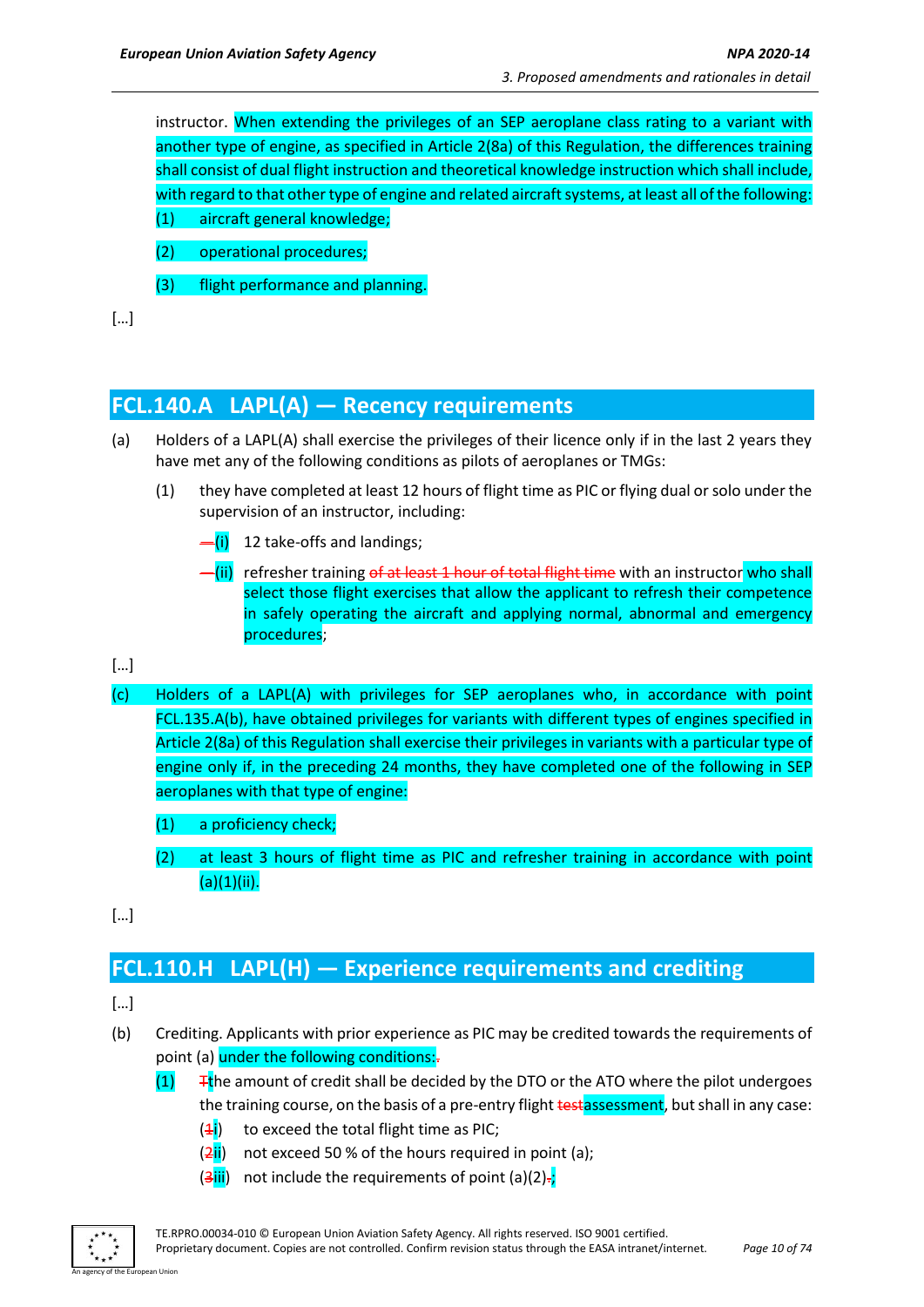instructor. When extending the privileges of an SEP aeroplane class rating to a variant with another type of engine, as specified in Article 2(8a) of this Regulation, the differences training shall consist of dual flight instruction and theoretical knowledge instruction which shall include, with regard to that other type of engine and related aircraft systems, at least all of the following:

(1) aircraft general knowledge;

(2) operational procedures;

(3) flight performance and planning.

[…]

## FCL.140.A LAPL(A) — Recency requirements

(a) Holders of a LAPL(A) shall exercise the privileges of their licence only if in the last 2 years they have met any of the following conditions as pilots of aeroplanes or TMGs:

(1) they have completed at least 12 hours of flight time as PIC or flying dual or solo under the supervision of an instructor, including:

~~—~~(i) 12 take-offs and landings;

~~—~~(ii) refresher training ~~of at least 1 hour of total flight time~~ with an instructor who shall select those flight exercises that allow the applicant to refresh their competence in safely operating the aircraft and applying normal, abnormal and emergency procedures;

[…]

(c) Holders of a LAPL(A) with privileges for SEP aeroplanes who, in accordance with point FCL.135.A(b), have obtained privileges for variants with different types of engines specified in Article 2(8a) of this Regulation shall exercise their privileges in variants with a particular type of engine only if, in the preceding 24 months, they have completed one of the following in SEP aeroplanes with that type of engine:

(1) a proficiency check;

(2) at least 3 hours of flight time as PIC and refresher training in accordance with point (a)(1)(ii).

[…]

## FCL.110.H LAPL(H) — Experience requirements and crediting

[…]

(b) Crediting. Applicants with prior experience as PIC may be credited towards the requirements of point (a) under the following conditions:~~.~~

(1) ~~T~~the amount of credit shall be decided by the DTO or the ATO where the pilot undergoes the training course, on the basis of a pre-entry flight ~~test~~assessment, but shall in any case:

(~~1~~i) to exceed the total flight time as PIC;

(~~2~~ii) not exceed 50 % of the hours required in point (a);

(~~3~~iii) not include the requirements of point (a)(2)~~.~~;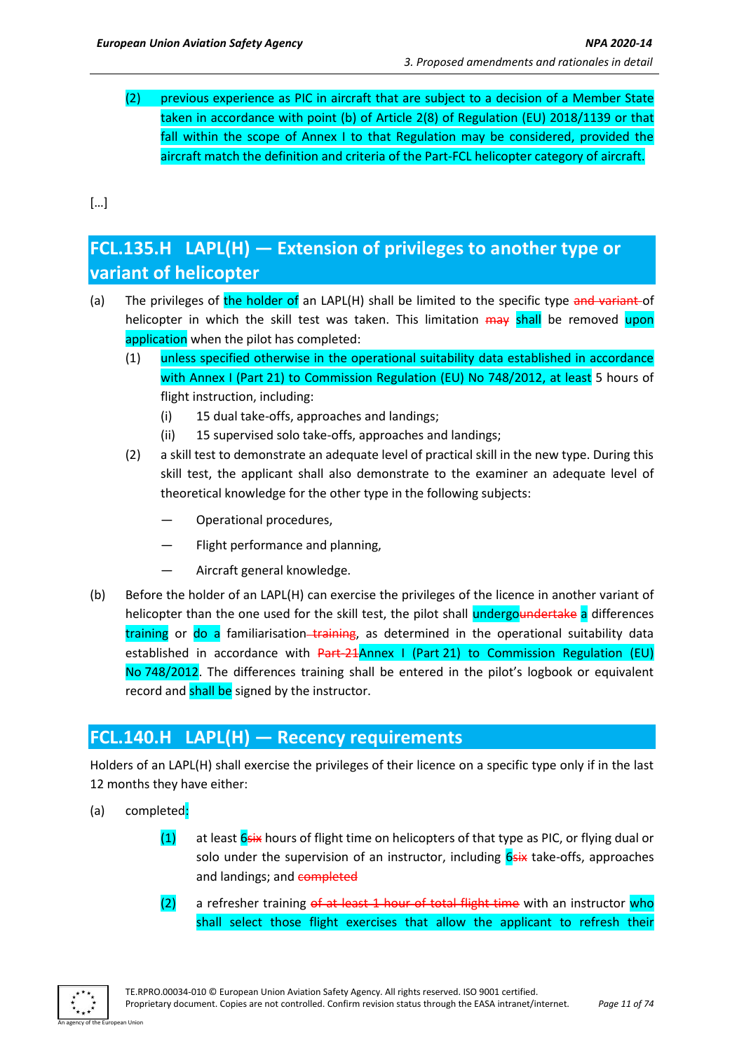(2) previous experience as PIC in aircraft that are subject to a decision of a Member State taken in accordance with point (b) of Article 2(8) of Regulation (EU) 2018/1139 or that fall within the scope of Annex I to that Regulation may be considered, provided the aircraft match the definition and criteria of the Part-FCL helicopter category of aircraft.

[…]

## FCL.135.H LAPL(H) — Extension of privileges to another type or variant of helicopter

(a) The privileges of the holder of an LAPL(H) shall be limited to the specific type ~~and variant~~ of helicopter in which the skill test was taken. This limitation ~~may~~ shall be removed upon application when the pilot has completed:

  (1) unless specified otherwise in the operational suitability data established in accordance with Annex I (Part 21) to Commission Regulation (EU) No 748/2012, at least 5 hours of flight instruction, including:

    (i) 15 dual take-offs, approaches and landings;

    (ii) 15 supervised solo take-offs, approaches and landings;

  (2) a skill test to demonstrate an adequate level of practical skill in the new type. During this skill test, the applicant shall also demonstrate to the examiner an adequate level of theoretical knowledge for the other type in the following subjects:

    — Operational procedures,

    — Flight performance and planning,

    — Aircraft general knowledge.

(b) Before the holder of an LAPL(H) can exercise the privileges of the licence in another variant of helicopter than the one used for the skill test, the pilot shall undergo~~undertake~~ a differences training or do a familiarisation ~~training~~, as determined in the operational suitability data established in accordance with ~~Part-21~~Annex I (Part 21) to Commission Regulation (EU) No 748/2012. The differences training shall be entered in the pilot's logbook or equivalent record and shall be signed by the instructor.

## FCL.140.H LAPL(H) — Recency requirements

Holders of an LAPL(H) shall exercise the privileges of their licence on a specific type only if in the last 12 months they have either:

(a) completed:

  (1) at least 6~~six~~ hours of flight time on helicopters of that type as PIC, or flying dual or solo under the supervision of an instructor, including 6~~six~~ take-offs, approaches and landings; and ~~completed~~

  (2) a refresher training ~~of at least 1 hour of total flight time~~ with an instructor who shall select those flight exercises that allow the applicant to refresh their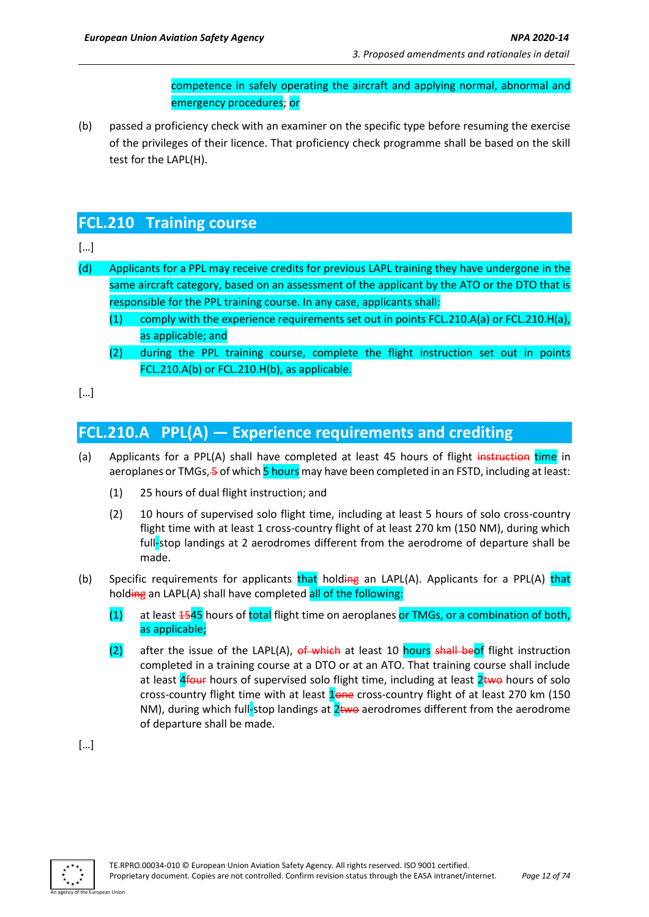competence in safely operating the aircraft and applying normal, abnormal and emergency procedures; or

(b) passed a proficiency check with an examiner on the specific type before resuming the exercise of the privileges of their licence. That proficiency check programme shall be based on the skill test for the LAPL(H).

## FCL.210 Training course

[…]

(d) Applicants for a PPL may receive credits for previous LAPL training they have undergone in the same aircraft category, based on an assessment of the applicant by the ATO or the DTO that is responsible for the PPL training course. In any case, applicants shall:

 (1) comply with the experience requirements set out in points FCL.210.A(a) or FCL.210.H(a), as applicable; and

 (2) during the PPL training course, complete the flight instruction set out in points FCL.210.A(b) or FCL.210.H(b), as applicable.

[…]

## FCL.210.A PPL(A) — Experience requirements and crediting

(a) Applicants for a PPL(A) shall have completed at least 45 hours of flight ~~instruction~~ time in aeroplanes or TMGs, ~~5~~ of which 5 hours may have been completed in an FSTD, including at least:

 (1) 25 hours of dual flight instruction; and

 (2) 10 hours of supervised solo flight time, including at least 5 hours of solo cross-country flight time with at least 1 cross-country flight of at least 270 km (150 NM), during which full-stop landings at 2 aerodromes different from the aerodrome of departure shall be made.

(b) Specific requirements for applicants that hold~~ing~~ an LAPL(A). Applicants for a PPL(A) that hold~~ing~~ an LAPL(A) shall have completed all of the following:

 (1) at least ~~15~~45 hours of total flight time on aeroplanes or TMGs, or a combination of both, as applicable;

 (2) after the issue of the LAPL(A), ~~of which~~ at least 10 hours ~~shall be~~of flight instruction completed in a training course at a DTO or at an ATO. That training course shall include at least 4~~four~~ hours of supervised solo flight time, including at least 2~~two~~ hours of solo cross-country flight time with at least 1~~one~~ cross-country flight of at least 270 km (150 NM), during which full-stop landings at 2~~two~~ aerodromes different from the aerodrome of departure shall be made.

[…]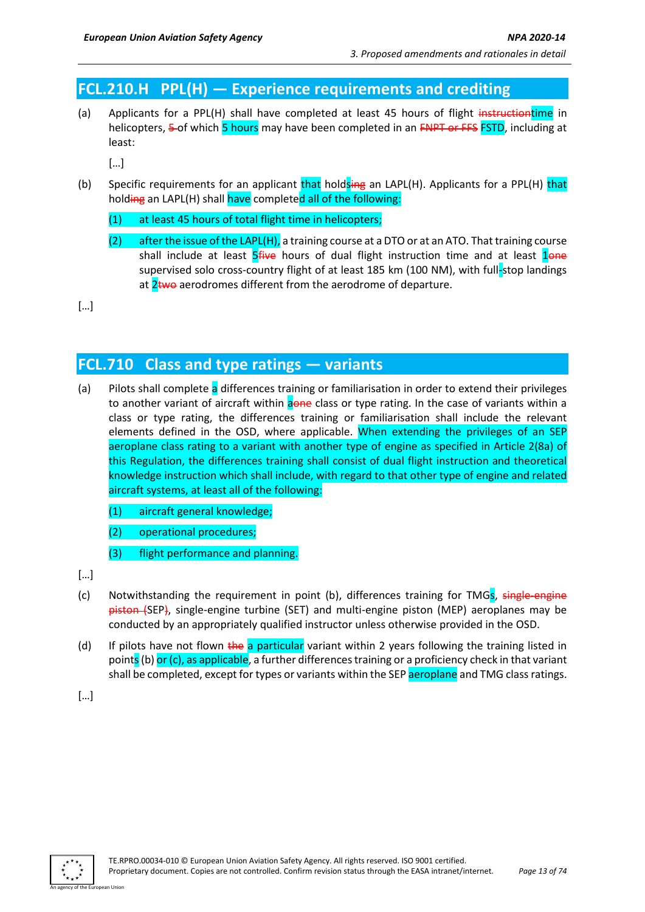## FCL.210.H PPL(H) — Experience requirements and crediting

(a) Applicants for a PPL(H) shall have completed at least 45 hours of flight ~~instruction~~time in helicopters, ~~5~~ of which 5 hours may have been completed in an ~~FNPT or FFS~~ FSTD, including at least:

[…]

(b) Specific requirements for an applicant that holds~~ing~~ an LAPL(H). Applicants for a PPL(H) that hold~~ing~~ an LAPL(H) shall have completed all of the following:

(1) at least 45 hours of total flight time in helicopters;

(2) after the issue of the LAPL(H), a training course at a DTO or at an ATO. That training course shall include at least 5~~five~~ hours of dual flight instruction time and at least 1~~one~~ supervised solo cross-country flight of at least 185 km (100 NM), with full-stop landings at 2~~two~~ aerodromes different from the aerodrome of departure.

[…]

## FCL.710 Class and type ratings — variants

(a) Pilots shall complete a differences training or familiarisation in order to extend their privileges to another variant of aircraft within a~~one~~ class or type rating. In the case of variants within a class or type rating, the differences training or familiarisation shall include the relevant elements defined in the OSD, where applicable. When extending the privileges of an SEP aeroplane class rating to a variant with another type of engine as specified in Article 2(8a) of this Regulation, the differences training shall consist of dual flight instruction and theoretical knowledge instruction which shall include, with regard to that other type of engine and related aircraft systems, at least all of the following:

(1) aircraft general knowledge;

(2) operational procedures;

(3) flight performance and planning.

[…]

(c) Notwithstanding the requirement in point (b), differences training for TMGs, ~~single-engine piston (~~SEP~~)~~, single-engine turbine (SET) and multi-engine piston (MEP) aeroplanes may be conducted by an appropriately qualified instructor unless otherwise provided in the OSD.

(d) If pilots have not flown ~~the~~ a particular variant within 2 years following the training listed in points (b) or (c), as applicable, a further differences training or a proficiency check in that variant shall be completed, except for types or variants within the SEP aeroplane and TMG class ratings.

[…]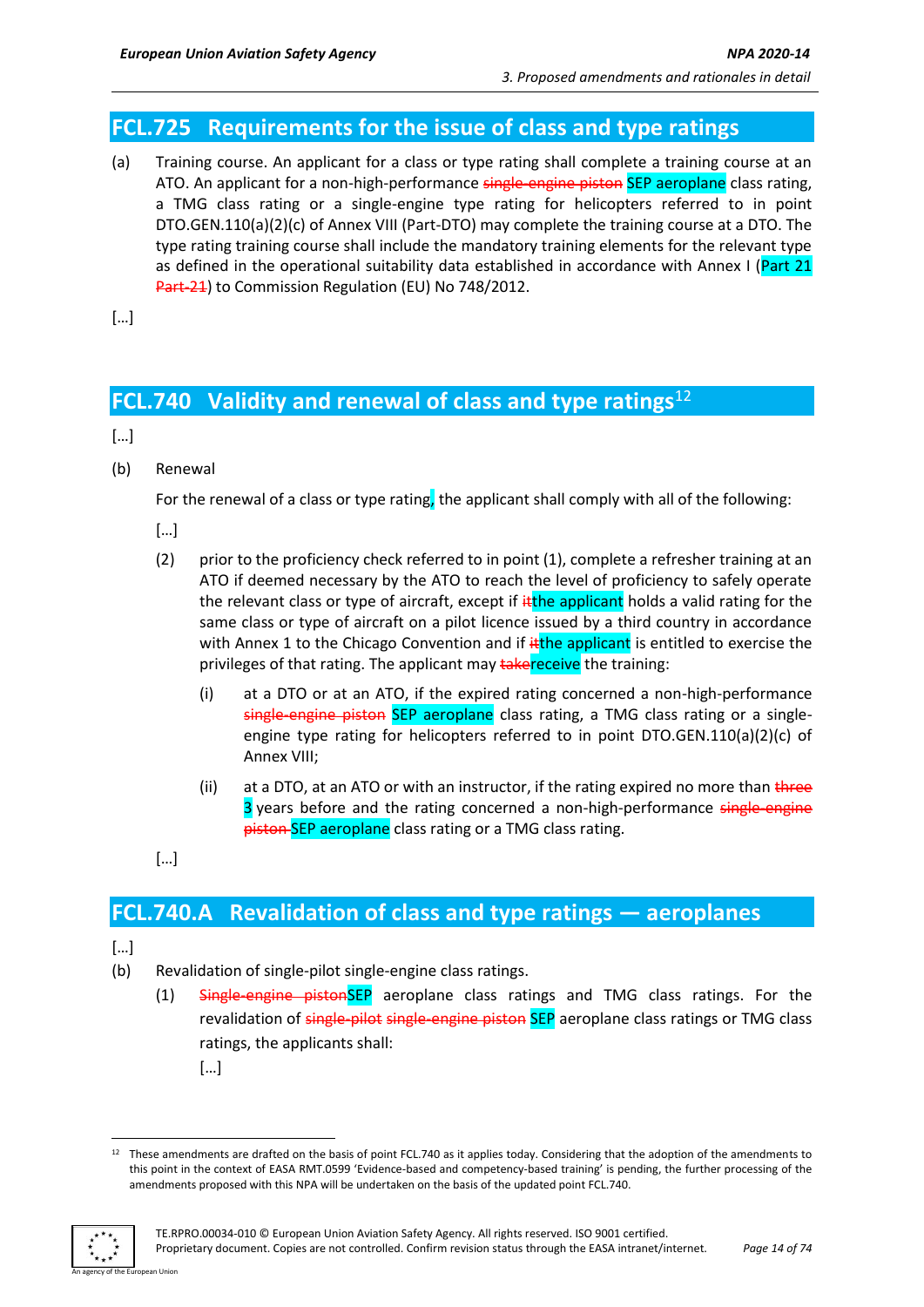## FCL.725 Requirements for the issue of class and type ratings

(a) Training course. An applicant for a class or type rating shall complete a training course at an ATO. An applicant for a non-high-performance ~~single-engine piston~~ SEP aeroplane class rating, a TMG class rating or a single-engine type rating for helicopters referred to in point DTO.GEN.110(a)(2)(c) of Annex VIII (Part-DTO) may complete the training course at a DTO. The type rating training course shall include the mandatory training elements for the relevant type as defined in the operational suitability data established in accordance with Annex I (Part 21 ~~Part-21~~) to Commission Regulation (EU) No 748/2012.

[…]

## FCL.740 Validity and renewal of class and type ratings[12]

[…]

(b) Renewal

For the renewal of a class or type rating, the applicant shall comply with all of the following:

[…]

(2) prior to the proficiency check referred to in point (1), complete a refresher training at an ATO if deemed necessary by the ATO to reach the level of proficiency to safely operate the relevant class or type of aircraft, except if ~~it~~the applicant holds a valid rating for the same class or type of aircraft on a pilot licence issued by a third country in accordance with Annex 1 to the Chicago Convention and if ~~it~~the applicant is entitled to exercise the privileges of that rating. The applicant may ~~take~~receive the training:

(i) at a DTO or at an ATO, if the expired rating concerned a non-high-performance ~~single-engine piston~~ SEP aeroplane class rating, a TMG class rating or a single-engine type rating for helicopters referred to in point DTO.GEN.110(a)(2)(c) of Annex VIII;

(ii) at a DTO, at an ATO or with an instructor, if the rating expired no more than ~~three~~ 3 years before and the rating concerned a non-high-performance ~~single-engine piston~~ SEP aeroplane class rating or a TMG class rating.

[…]

## FCL.740.A Revalidation of class and type ratings — aeroplanes

[…]

(b) Revalidation of single-pilot single-engine class ratings.

(1) ~~Single-engine piston~~SEP aeroplane class ratings and TMG class ratings. For the revalidation of ~~single-pilot single-engine piston~~ SEP aeroplane class ratings or TMG class ratings, the applicants shall:

[…]

---

[12] These amendments are drafted on the basis of point FCL.740 as it applies today. Considering that the adoption of the amendments to this point in the context of EASA RMT.0599 'Evidence-based and competency-based training' is pending, the further processing of the amendments proposed with this NPA will be undertaken on the basis of the updated point FCL.740.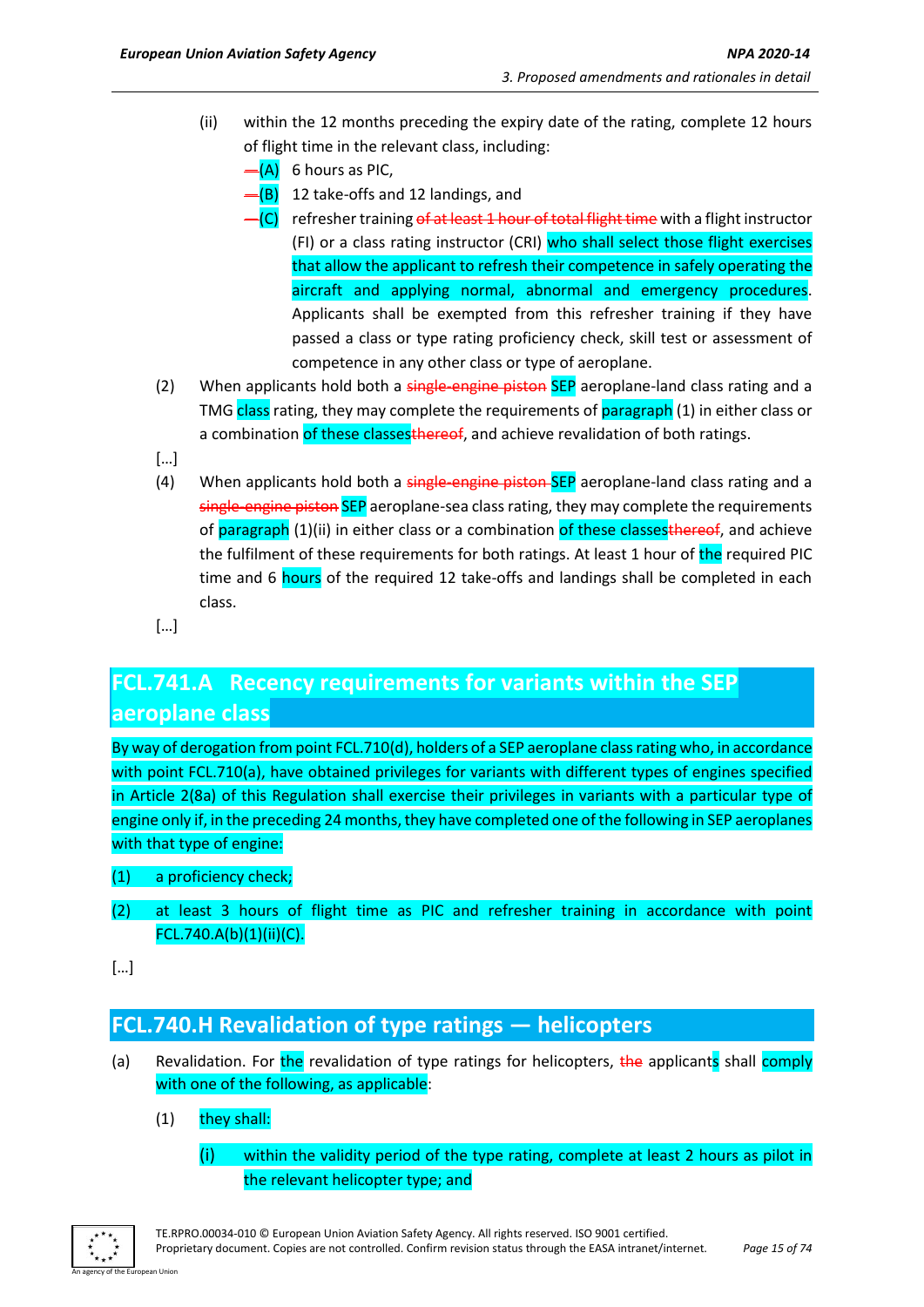(ii) within the 12 months preceding the expiry date of the rating, complete 12 hours of flight time in the relevant class, including:

- (A) 6 hours as PIC,
- (B) 12 take-offs and 12 landings, and
- (C) refresher training ~~of at least 1 hour of total flight time~~ with a flight instructor (FI) or a class rating instructor (CRI) who shall select those flight exercises that allow the applicant to refresh their competence in safely operating the aircraft and applying normal, abnormal and emergency procedures. Applicants shall be exempted from this refresher training if they have passed a class or type rating proficiency check, skill test or assessment of competence in any other class or type of aeroplane.

(2) When applicants hold both a ~~single-engine piston~~ SEP aeroplane-land class rating and a TMG class rating, they may complete the requirements of paragraph (1) in either class or a combination of these classes~~thereof~~, and achieve revalidation of both ratings.

[…]

(4) When applicants hold both a ~~single-engine piston~~ SEP aeroplane-land class rating and a ~~single-engine piston~~ SEP aeroplane-sea class rating, they may complete the requirements of paragraph (1)(ii) in either class or a combination of these classes~~thereof~~, and achieve the fulfilment of these requirements for both ratings. At least 1 hour of the required PIC time and 6 hours of the required 12 take-offs and landings shall be completed in each class.

[…]

## FCL.741.A Recency requirements for variants within the SEP aeroplane class

By way of derogation from point FCL.710(d), holders of a SEP aeroplane class rating who, in accordance with point FCL.710(a), have obtained privileges for variants with different types of engines specified in Article 2(8a) of this Regulation shall exercise their privileges in variants with a particular type of engine only if, in the preceding 24 months, they have completed one of the following in SEP aeroplanes with that type of engine:

(1) a proficiency check;

(2) at least 3 hours of flight time as PIC and refresher training in accordance with point FCL.740.A(b)(1)(ii)(C).

[…]

## FCL.740.H Revalidation of type ratings — helicopters

(a) Revalidation. For the revalidation of type ratings for helicopters, ~~the~~ applicants shall comply with one of the following, as applicable:

(1) they shall:

(i) within the validity period of the type rating, complete at least 2 hours as pilot in the relevant helicopter type; and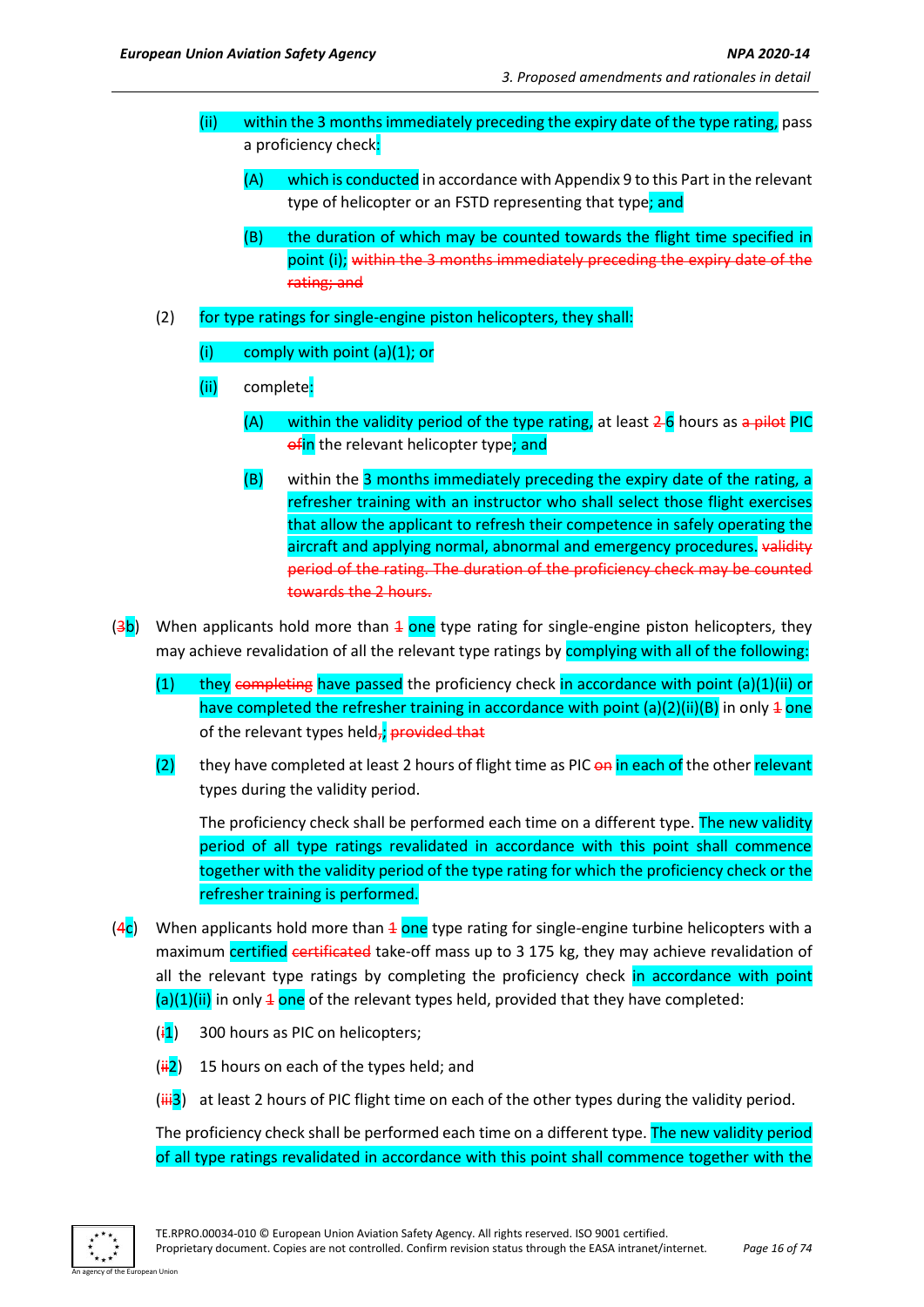(ii) within the 3 months immediately preceding the expiry date of the type rating, pass a proficiency check:

(A) which is conducted in accordance with Appendix 9 to this Part in the relevant type of helicopter or an FSTD representing that type; and

(B) the duration of which may be counted towards the flight time specified in point (i); ~~within the 3 months immediately preceding the expiry date of the rating; and~~

(2) for type ratings for single-engine piston helicopters, they shall:

(i) comply with point (a)(1); or

(ii) complete:

(A) within the validity period of the type rating, at least ~~2~~ 6 hours as ~~a pilot~~ PIC ~~of~~in the relevant helicopter type; and

(B) within the 3 months immediately preceding the expiry date of the rating, a refresher training with an instructor who shall select those flight exercises that allow the applicant to refresh their competence in safely operating the aircraft and applying normal, abnormal and emergency procedures. ~~validity period of the rating. The duration of the proficiency check may be counted towards the 2 hours.~~

(~~3~~b) When applicants hold more than ~~1~~ one type rating for single-engine piston helicopters, they may achieve revalidation of all the relevant type ratings by complying with all of the following:

(1) they ~~completing~~ have passed the proficiency check in accordance with point (a)(1)(ii) or have completed the refresher training in accordance with point (a)(2)(ii)(B) in only ~~1~~ one of the relevant types held~~,~~; ~~provided that~~

(2) they have completed at least 2 hours of flight time as PIC ~~on~~ in each of the other relevant types during the validity period.

The proficiency check shall be performed each time on a different type. The new validity period of all type ratings revalidated in accordance with this point shall commence together with the validity period of the type rating for which the proficiency check or the refresher training is performed.

(~~4~~c) When applicants hold more than ~~1~~ one type rating for single-engine turbine helicopters with a maximum certified ~~certificated~~ take-off mass up to 3 175 kg, they may achieve revalidation of all the relevant type ratings by completing the proficiency check in accordance with point (a)(1)(ii) in only ~~1~~ one of the relevant types held, provided that they have completed:

(~~i~~1) 300 hours as PIC on helicopters;

(~~ii~~2) 15 hours on each of the types held; and

(~~iii~~3) at least 2 hours of PIC flight time on each of the other types during the validity period.

The proficiency check shall be performed each time on a different type. The new validity period of all type ratings revalidated in accordance with this point shall commence together with the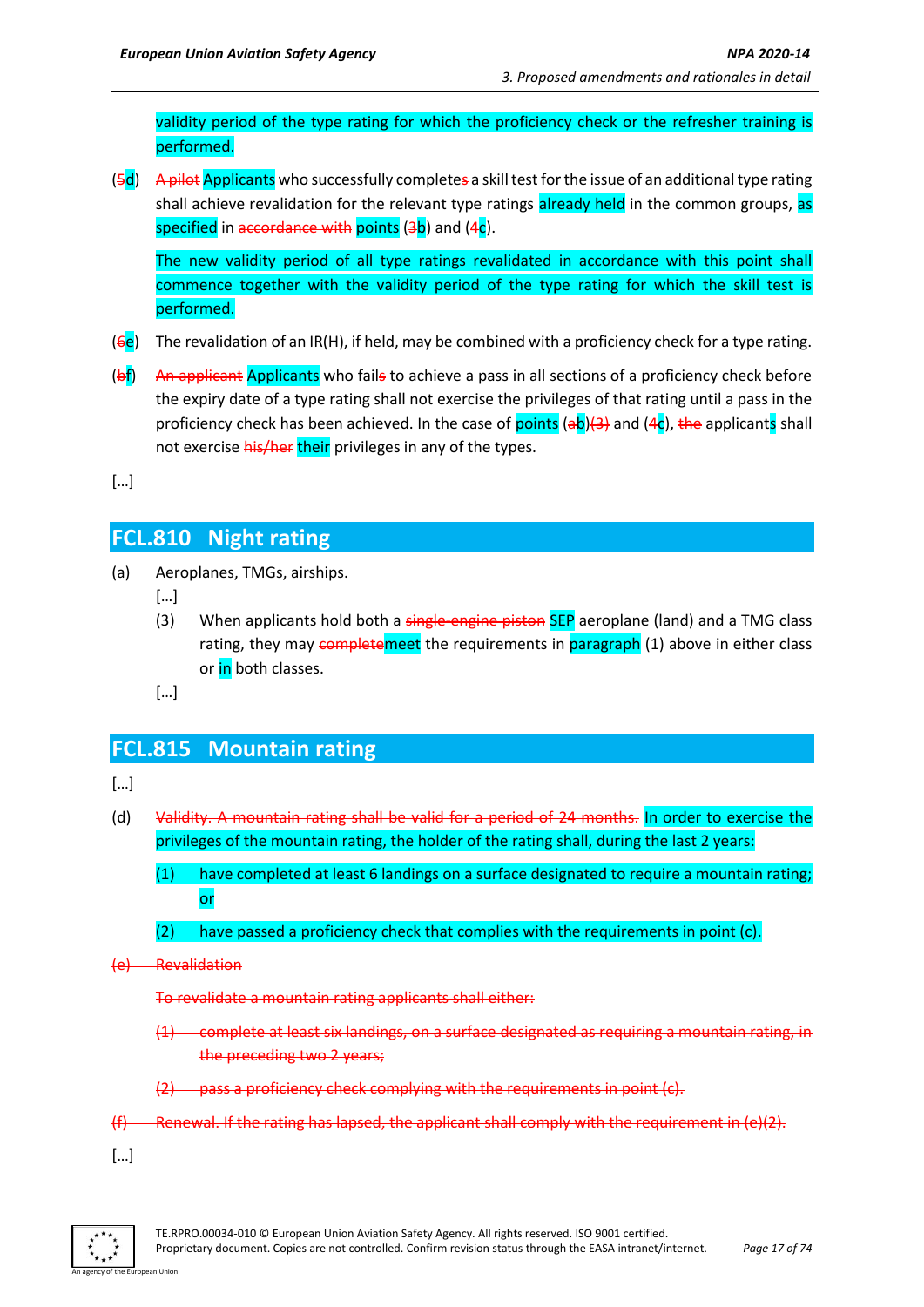validity period of the type rating for which the proficiency check or the refresher training is performed.

(~~5~~d) ~~A pilot~~ Applicants who successfully complete~~s~~ a skill test for the issue of an additional type rating shall achieve revalidation for the relevant type ratings already held in the common groups, as specified in ~~accordance with~~ points (~~3~~b) and (~~4~~c).

The new validity period of all type ratings revalidated in accordance with this point shall commence together with the validity period of the type rating for which the skill test is performed.

(~~6~~e) The revalidation of an IR(H), if held, may be combined with a proficiency check for a type rating.

(~~b~~f) ~~An applicant~~ Applicants who fail~~s~~ to achieve a pass in all sections of a proficiency check before the expiry date of a type rating shall not exercise the privileges of that rating until a pass in the proficiency check has been achieved. In the case of points (~~a~~b)~~(3)~~ and (~~4~~c), ~~the~~ applicants shall not exercise ~~his/her~~ their privileges in any of the types.

[…]

## FCL.810 Night rating

(a) Aeroplanes, TMGs, airships.

[…]

(3) When applicants hold both a ~~single-engine piston~~ SEP aeroplane (land) and a TMG class rating, they may ~~complete~~meet the requirements in paragraph (1) above in either class or in both classes.

[…]

## FCL.815 Mountain rating

[…]

(d) ~~Validity. A mountain rating shall be valid for a period of 24 months.~~ In order to exercise the privileges of the mountain rating, the holder of the rating shall, during the last 2 years:

(1) have completed at least 6 landings on a surface designated to require a mountain rating; or

(2) have passed a proficiency check that complies with the requirements in point (c).

~~(e) Revalidation~~

~~To revalidate a mountain rating applicants shall either:~~

~~(1) complete at least six landings, on a surface designated as requiring a mountain rating, in the preceding two 2 years;~~

~~(2) pass a proficiency check complying with the requirements in point (c).~~

~~(f) Renewal. If the rating has lapsed, the applicant shall comply with the requirement in (e)(2).~~

[…]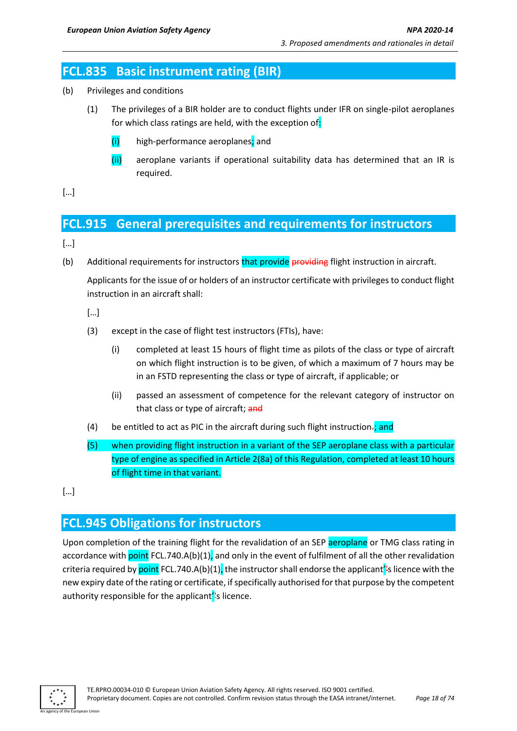## FCL.835 Basic instrument rating (BIR)

(b) Privileges and conditions

(1) The privileges of a BIR holder are to conduct flights under IFR on single-pilot aeroplanes for which class ratings are held, with the exception of:

(i) high-performance aeroplanes; and

(ii) aeroplane variants if operational suitability data has determined that an IR is required.

[…]

## FCL.915 General prerequisites and requirements for instructors

[…]

(b) Additional requirements for instructors that provide ~~providing~~ flight instruction in aircraft.

Applicants for the issue of or holders of an instructor certificate with privileges to conduct flight instruction in an aircraft shall:

[…]

(3) except in the case of flight test instructors (FTIs), have:

(i) completed at least 15 hours of flight time as pilots of the class or type of aircraft on which flight instruction is to be given, of which a maximum of 7 hours may be in an FSTD representing the class or type of aircraft, if applicable; or

(ii) passed an assessment of competence for the relevant category of instructor on that class or type of aircraft; ~~and~~

(4) be entitled to act as PIC in the aircraft during such flight instruction~~.~~; and

(5) when providing flight instruction in a variant of the SEP aeroplane class with a particular type of engine as specified in Article 2(8a) of this Regulation, completed at least 10 hours of flight time in that variant.

[…]

## FCL.945 Obligations for instructors

Upon completion of the training flight for the revalidation of an SEP aeroplane or TMG class rating in accordance with point FCL.740.A(b)(1), and only in the event of fulfilment of all the other revalidation criteria required by point FCL.740.A(b)(1), the instructor shall endorse the applicant's licence with the new expiry date of the rating or certificate, if specifically authorised for that purpose by the competent authority responsible for the applicant's licence.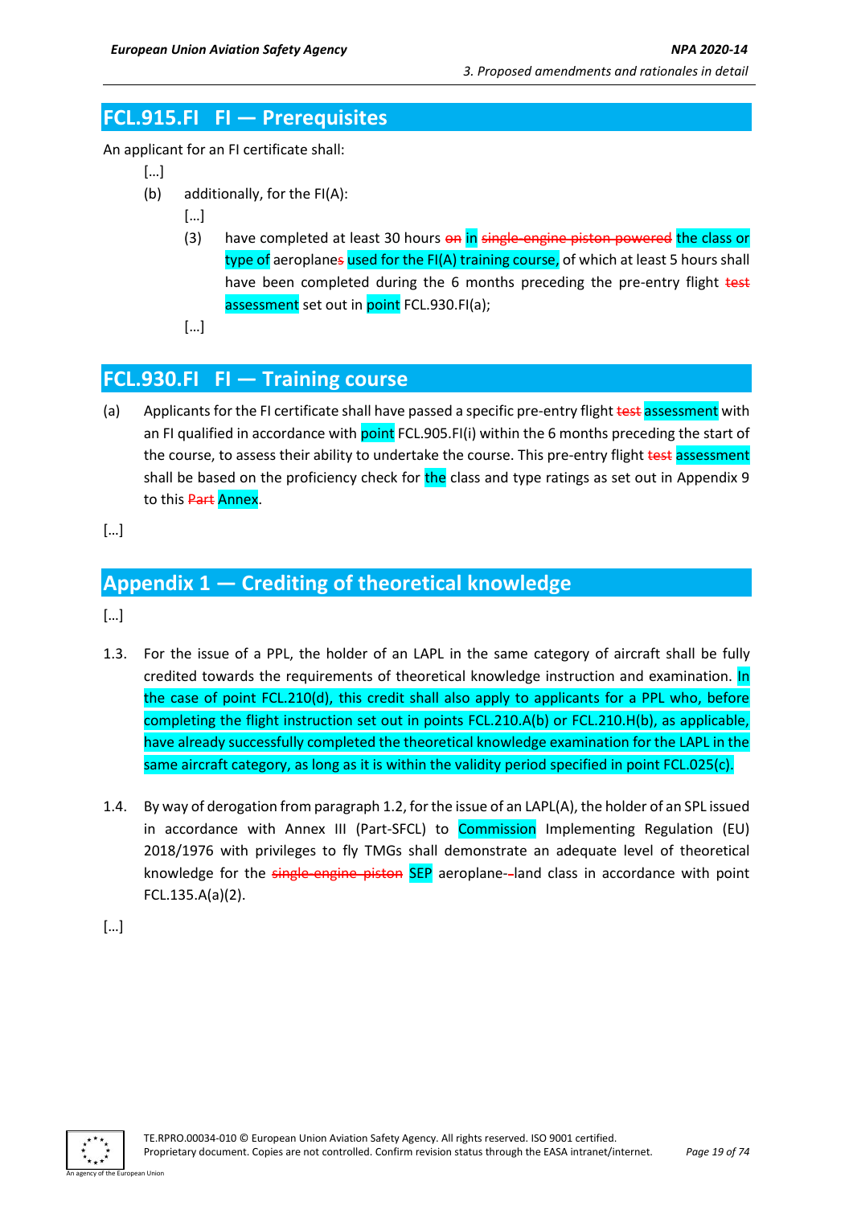## FCL.915.FI FI — Prerequisites

An applicant for an FI certificate shall:

[…]

(b) additionally, for the FI(A):

[…]

(3) have completed at least 30 hours ~~on~~ in ~~single-engine piston powered~~ the class or type of aeroplane~~s~~ used for the FI(A) training course, of which at least 5 hours shall have been completed during the 6 months preceding the pre-entry flight ~~test~~ assessment set out in point FCL.930.FI(a);

[…]

## FCL.930.FI FI — Training course

(a) Applicants for the FI certificate shall have passed a specific pre-entry flight ~~test~~ assessment with an FI qualified in accordance with point FCL.905.FI(i) within the 6 months preceding the start of the course, to assess their ability to undertake the course. This pre-entry flight ~~test~~ assessment shall be based on the proficiency check for the class and type ratings as set out in Appendix 9 to this ~~Part~~ Annex.

[…]

## Appendix 1 — Crediting of theoretical knowledge

[…]

1.3. For the issue of a PPL, the holder of an LAPL in the same category of aircraft shall be fully credited towards the requirements of theoretical knowledge instruction and examination. In the case of point FCL.210(d), this credit shall also apply to applicants for a PPL who, before completing the flight instruction set out in points FCL.210.A(b) or FCL.210.H(b), as applicable, have already successfully completed the theoretical knowledge examination for the LAPL in the same aircraft category, as long as it is within the validity period specified in point FCL.025(c).

1.4. By way of derogation from paragraph 1.2, for the issue of an LAPL(A), the holder of an SPL issued in accordance with Annex III (Part-SFCL) to Commission Implementing Regulation (EU) 2018/1976 with privileges to fly TMGs shall demonstrate an adequate level of theoretical knowledge for the ~~single-engine piston~~ SEP aeroplane~~-~~-land class in accordance with point FCL.135.A(a)(2).

[…]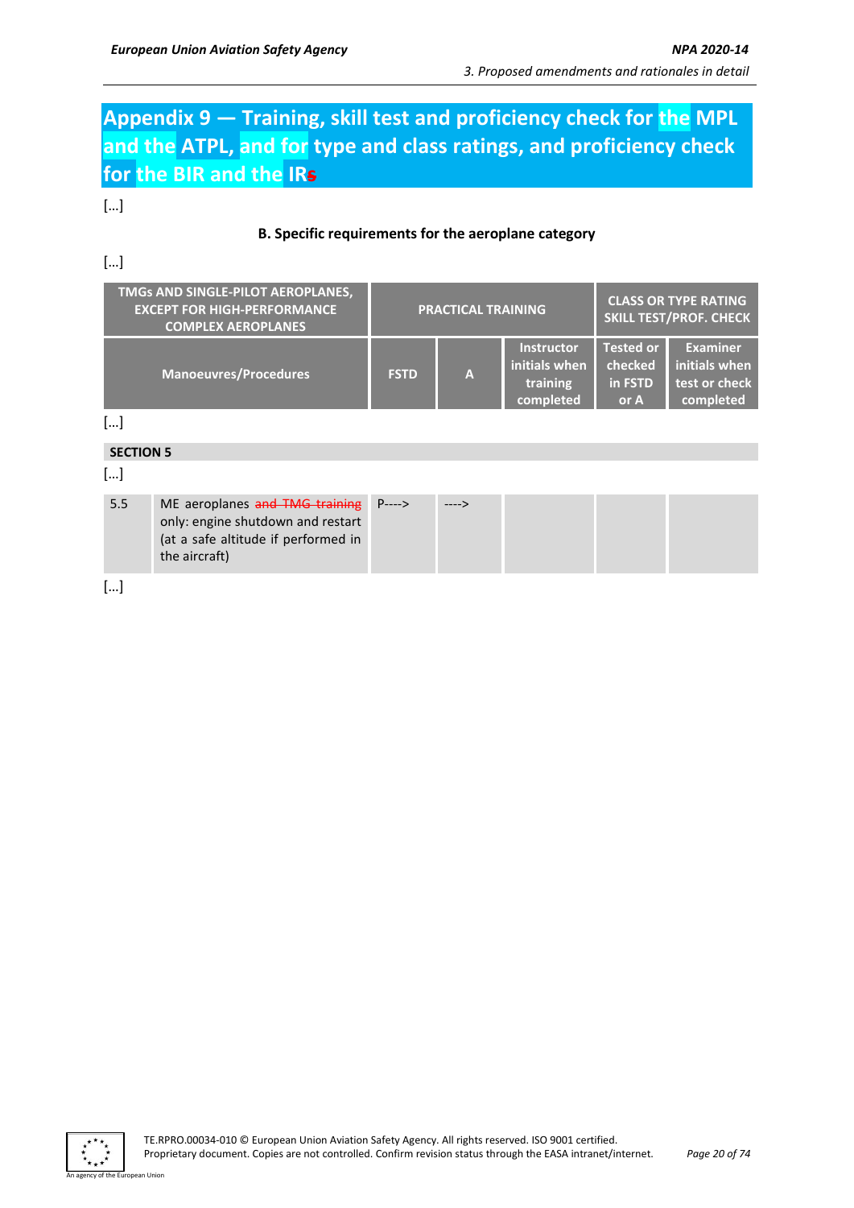# Appendix 9 — Training, skill test and proficiency check for the MPL and the ATPL, and for type and class ratings, and proficiency check for the BIR and the IRs

[...]

**B. Specific requirements for the aeroplane category**

[...]

| TMGs AND SINGLE-PILOT AEROPLANES, EXCEPT FOR HIGH-PERFORMANCE COMPLEX AEROPLANES | PRACTICAL TRAINING | | | CLASS OR TYPE RATING SKILL TEST/PROF. CHECK | |
|---|---|---|---|---|---|
| Manoeuvres/Procedures | FSTD | A | Instructor initials when training completed | Tested or checked in FSTD or A | Examiner initials when test or check completed |

[...]

**SECTION 5**

[...]

| | | | | | | |
|---|---|---|---|---|---|---|
| 5.5 | ME aeroplanes ~~and TMG training~~ only: engine shutdown and restart (at a safe altitude if performed in the aircraft) | P----> | ----> | | | |

[...]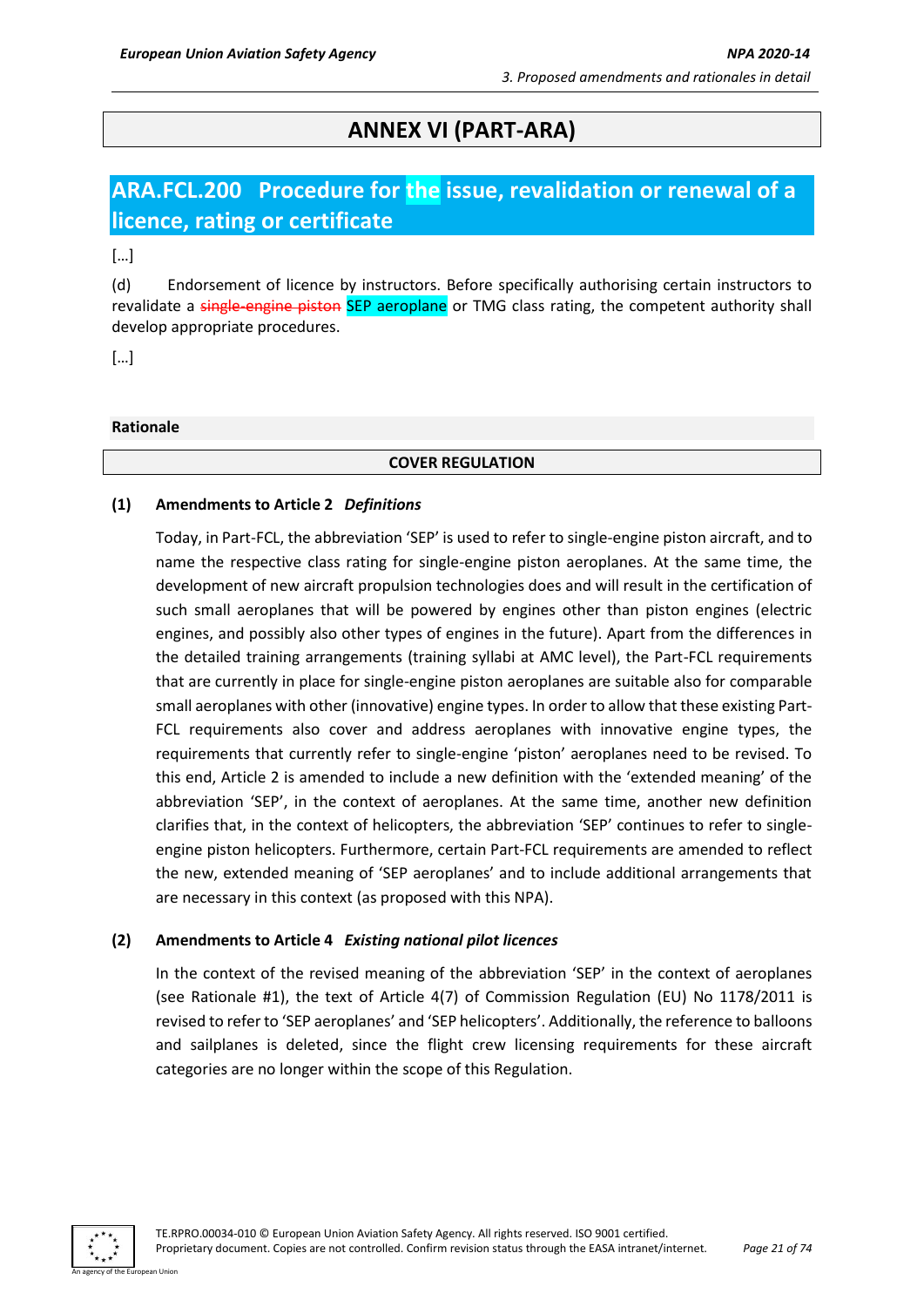# ANNEX VI (PART-ARA)

## ARA.FCL.200 Procedure for the issue, revalidation or renewal of a licence, rating or certificate

[…]

(d) Endorsement of licence by instructors. Before specifically authorising certain instructors to revalidate a ~~single-engine piston~~ SEP aeroplane or TMG class rating, the competent authority shall develop appropriate procedures.

[…]

**Rationale**

**COVER REGULATION**

**(1) Amendments to Article 2 *Definitions***

Today, in Part-FCL, the abbreviation 'SEP' is used to refer to single-engine piston aircraft, and to name the respective class rating for single-engine piston aeroplanes. At the same time, the development of new aircraft propulsion technologies does and will result in the certification of such small aeroplanes that will be powered by engines other than piston engines (electric engines, and possibly also other types of engines in the future). Apart from the differences in the detailed training arrangements (training syllabi at AMC level), the Part-FCL requirements that are currently in place for single-engine piston aeroplanes are suitable also for comparable small aeroplanes with other (innovative) engine types. In order to allow that these existing Part-FCL requirements also cover and address aeroplanes with innovative engine types, the requirements that currently refer to single-engine 'piston' aeroplanes need to be revised. To this end, Article 2 is amended to include a new definition with the 'extended meaning' of the abbreviation 'SEP', in the context of aeroplanes. At the same time, another new definition clarifies that, in the context of helicopters, the abbreviation 'SEP' continues to refer to single-engine piston helicopters. Furthermore, certain Part-FCL requirements are amended to reflect the new, extended meaning of 'SEP aeroplanes' and to include additional arrangements that are necessary in this context (as proposed with this NPA).

**(2) Amendments to Article 4 *Existing national pilot licences***

In the context of the revised meaning of the abbreviation 'SEP' in the context of aeroplanes (see Rationale #1), the text of Article 4(7) of Commission Regulation (EU) No 1178/2011 is revised to refer to 'SEP aeroplanes' and 'SEP helicopters'. Additionally, the reference to balloons and sailplanes is deleted, since the flight crew licensing requirements for these aircraft categories are no longer within the scope of this Regulation.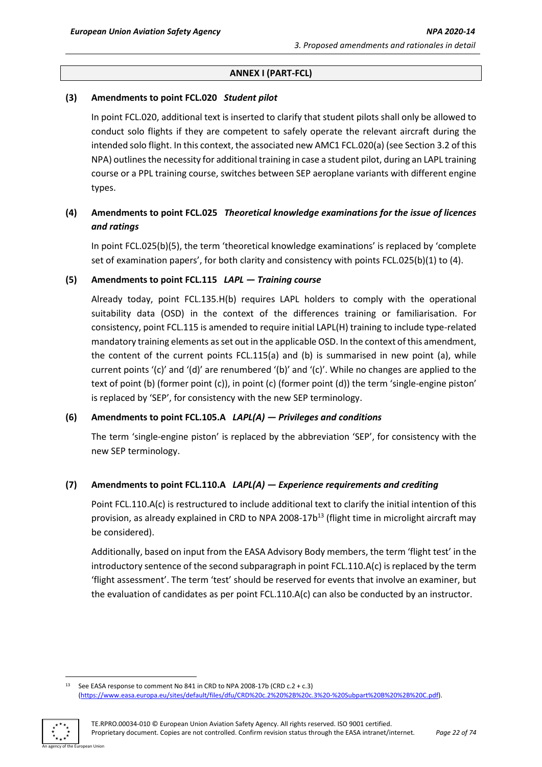## ANNEX I (PART-FCL)

### (3) Amendments to point FCL.020 *Student pilot*

In point FCL.020, additional text is inserted to clarify that student pilots shall only be allowed to conduct solo flights if they are competent to safely operate the relevant aircraft during the intended solo flight. In this context, the associated new AMC1 FCL.020(a) (see Section 3.2 of this NPA) outlines the necessity for additional training in case a student pilot, during an LAPL training course or a PPL training course, switches between SEP aeroplane variants with different engine types.

### (4) Amendments to point FCL.025 *Theoretical knowledge examinations for the issue of licences and ratings*

In point FCL.025(b)(5), the term 'theoretical knowledge examinations' is replaced by 'complete set of examination papers', for both clarity and consistency with points FCL.025(b)(1) to (4).

### (5) Amendments to point FCL.115 *LAPL — Training course*

Already today, point FCL.135.H(b) requires LAPL holders to comply with the operational suitability data (OSD) in the context of the differences training or familiarisation. For consistency, point FCL.115 is amended to require initial LAPL(H) training to include type-related mandatory training elements as set out in the applicable OSD. In the context of this amendment, the content of the current points FCL.115(a) and (b) is summarised in new point (a), while current points '(c)' and '(d)' are renumbered '(b)' and '(c)'. While no changes are applied to the text of point (b) (former point (c)), in point (c) (former point (d)) the term 'single-engine piston' is replaced by 'SEP', for consistency with the new SEP terminology.

### (6) Amendments to point FCL.105.A *LAPL(A) — Privileges and conditions*

The term 'single-engine piston' is replaced by the abbreviation 'SEP', for consistency with the new SEP terminology.

### (7) Amendments to point FCL.110.A *LAPL(A) — Experience requirements and crediting*

Point FCL.110.A(c) is restructured to include additional text to clarify the initial intention of this provision, as already explained in CRD to NPA 2008-17b[13] (flight time in microlight aircraft may be considered).

Additionally, based on input from the EASA Advisory Body members, the term 'flight test' in the introductory sentence of the second subparagraph in point FCL.110.A(c) is replaced by the term 'flight assessment'. The term 'test' should be reserved for events that involve an examiner, but the evaluation of candidates as per point FCL.110.A(c) can also be conducted by an instructor.

---

[13] See EASA response to comment No 841 in CRD to NPA 2008-17b (CRD c.2 + c.3) (https://www.easa.europa.eu/sites/default/files/dfu/CRD%20c.2%20%2B%20c.3%20-%20Subpart%20B%20%2B%20C.pdf).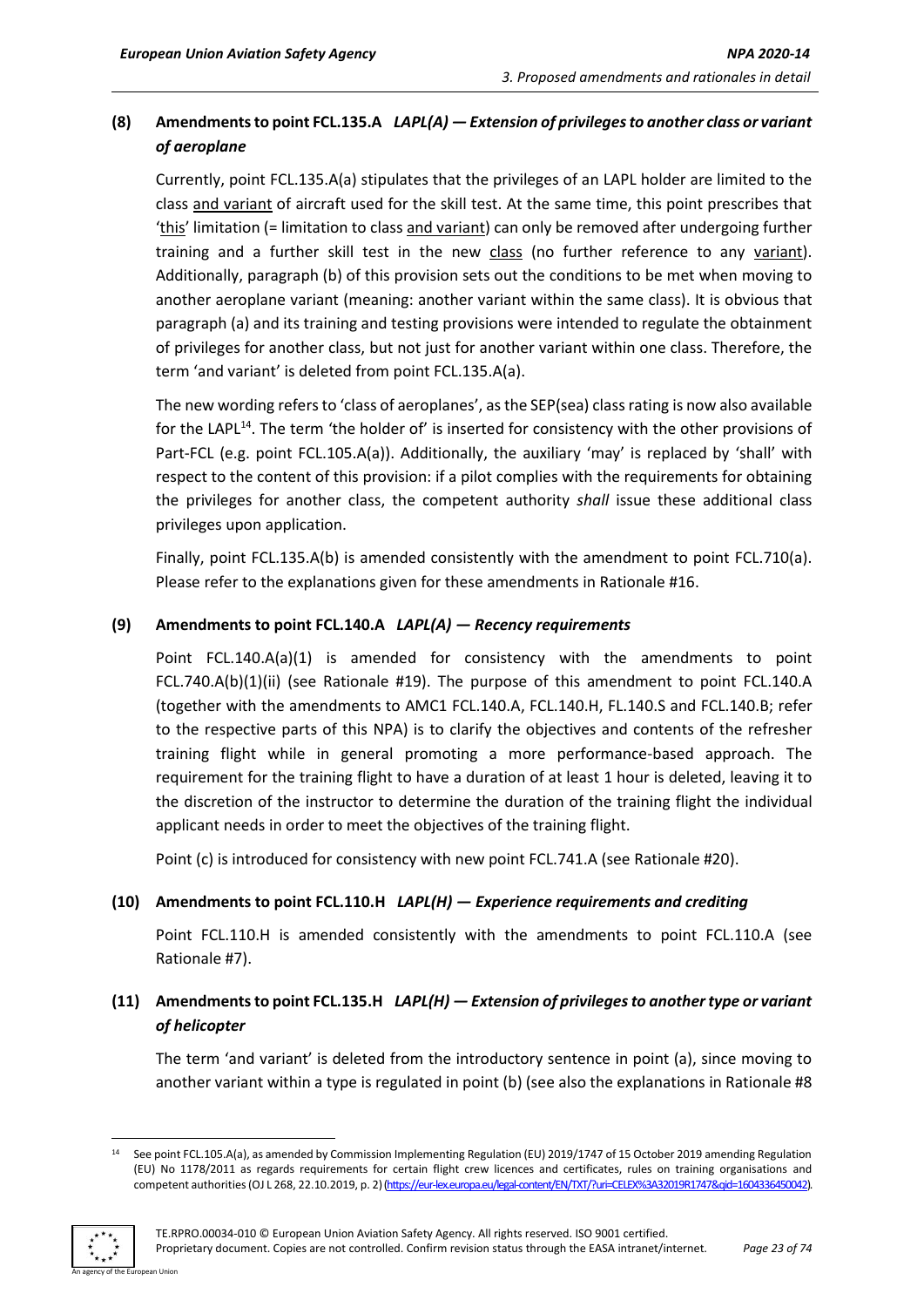### (8) Amendments to point FCL.135.A *LAPL(A) — Extension of privileges to another class or variant of aeroplane*

Currently, point FCL.135.A(a) stipulates that the privileges of an LAPL holder are limited to the class and variant of aircraft used for the skill test. At the same time, this point prescribes that 'this' limitation (= limitation to class and variant) can only be removed after undergoing further training and a further skill test in the new class (no further reference to any variant). Additionally, paragraph (b) of this provision sets out the conditions to be met when moving to another aeroplane variant (meaning: another variant within the same class). It is obvious that paragraph (a) and its training and testing provisions were intended to regulate the obtainment of privileges for another class, but not just for another variant within one class. Therefore, the term 'and variant' is deleted from point FCL.135.A(a).

The new wording refers to 'class of aeroplanes', as the SEP(sea) class rating is now also available for the LAPL[14]. The term 'the holder of' is inserted for consistency with the other provisions of Part-FCL (e.g. point FCL.105.A(a)). Additionally, the auxiliary 'may' is replaced by 'shall' with respect to the content of this provision: if a pilot complies with the requirements for obtaining the privileges for another class, the competent authority *shall* issue these additional class privileges upon application.

Finally, point FCL.135.A(b) is amended consistently with the amendment to point FCL.710(a). Please refer to the explanations given for these amendments in Rationale #16.

### (9) Amendments to point FCL.140.A *LAPL(A) — Recency requirements*

Point FCL.140.A(a)(1) is amended for consistency with the amendments to point FCL.740.A(b)(1)(ii) (see Rationale #19). The purpose of this amendment to point FCL.140.A (together with the amendments to AMC1 FCL.140.A, FCL.140.H, FL.140.S and FCL.140.B; refer to the respective parts of this NPA) is to clarify the objectives and contents of the refresher training flight while in general promoting a more performance-based approach. The requirement for the training flight to have a duration of at least 1 hour is deleted, leaving it to the discretion of the instructor to determine the duration of the training flight the individual applicant needs in order to meet the objectives of the training flight.

Point (c) is introduced for consistency with new point FCL.741.A (see Rationale #20).

### (10) Amendments to point FCL.110.H *LAPL(H) — Experience requirements and crediting*

Point FCL.110.H is amended consistently with the amendments to point FCL.110.A (see Rationale #7).

### (11) Amendments to point FCL.135.H *LAPL(H) — Extension of privileges to another type or variant of helicopter*

The term 'and variant' is deleted from the introductory sentence in point (a), since moving to another variant within a type is regulated in point (b) (see also the explanations in Rationale #8

---

[14] See point FCL.105.A(a), as amended by Commission Implementing Regulation (EU) 2019/1747 of 15 October 2019 amending Regulation (EU) No 1178/2011 as regards requirements for certain flight crew licences and certificates, rules on training organisations and competent authorities (OJ L 268, 22.10.2019, p. 2) (https://eur-lex.europa.eu/legal-content/EN/TXT/?uri=CELEX%3A32019R1747&qid=1604336450042).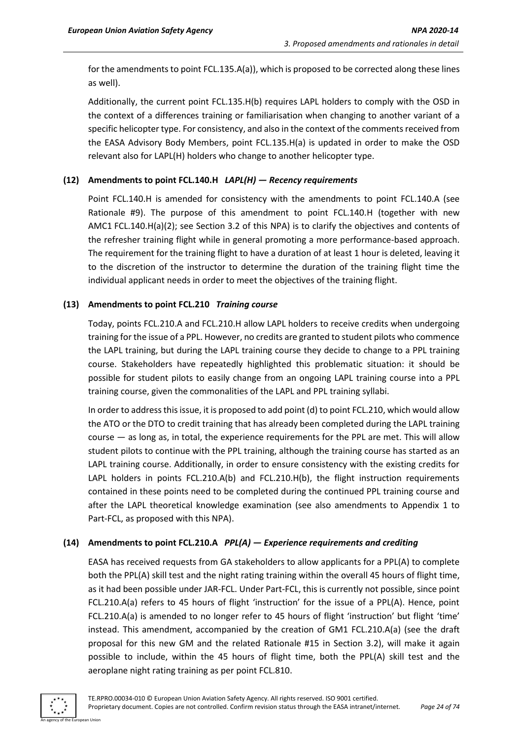for the amendments to point FCL.135.A(a)), which is proposed to be corrected along these lines as well).

Additionally, the current point FCL.135.H(b) requires LAPL holders to comply with the OSD in the context of a differences training or familiarisation when changing to another variant of a specific helicopter type. For consistency, and also in the context of the comments received from the EASA Advisory Body Members, point FCL.135.H(a) is updated in order to make the OSD relevant also for LAPL(H) holders who change to another helicopter type.

### (12) Amendments to point FCL.140.H *LAPL(H) — Recency requirements*

Point FCL.140.H is amended for consistency with the amendments to point FCL.140.A (see Rationale #9). The purpose of this amendment to point FCL.140.H (together with new AMC1 FCL.140.H(a)(2); see Section 3.2 of this NPA) is to clarify the objectives and contents of the refresher training flight while in general promoting a more performance-based approach. The requirement for the training flight to have a duration of at least 1 hour is deleted, leaving it to the discretion of the instructor to determine the duration of the training flight time the individual applicant needs in order to meet the objectives of the training flight.

### (13) Amendments to point FCL.210 *Training course*

Today, points FCL.210.A and FCL.210.H allow LAPL holders to receive credits when undergoing training for the issue of a PPL. However, no credits are granted to student pilots who commence the LAPL training, but during the LAPL training course they decide to change to a PPL training course. Stakeholders have repeatedly highlighted this problematic situation: it should be possible for student pilots to easily change from an ongoing LAPL training course into a PPL training course, given the commonalities of the LAPL and PPL training syllabi.

In order to address this issue, it is proposed to add point (d) to point FCL.210, which would allow the ATO or the DTO to credit training that has already been completed during the LAPL training course — as long as, in total, the experience requirements for the PPL are met. This will allow student pilots to continue with the PPL training, although the training course has started as an LAPL training course. Additionally, in order to ensure consistency with the existing credits for LAPL holders in points FCL.210.A(b) and FCL.210.H(b), the flight instruction requirements contained in these points need to be completed during the continued PPL training course and after the LAPL theoretical knowledge examination (see also amendments to Appendix 1 to Part-FCL, as proposed with this NPA).

### (14) Amendments to point FCL.210.A *PPL(A) — Experience requirements and crediting*

EASA has received requests from GA stakeholders to allow applicants for a PPL(A) to complete both the PPL(A) skill test and the night rating training within the overall 45 hours of flight time, as it had been possible under JAR-FCL. Under Part-FCL, this is currently not possible, since point FCL.210.A(a) refers to 45 hours of flight 'instruction' for the issue of a PPL(A). Hence, point FCL.210.A(a) is amended to no longer refer to 45 hours of flight 'instruction' but flight 'time' instead. This amendment, accompanied by the creation of GM1 FCL.210.A(a) (see the draft proposal for this new GM and the related Rationale #15 in Section 3.2), will make it again possible to include, within the 45 hours of flight time, both the PPL(A) skill test and the aeroplane night rating training as per point FCL.810.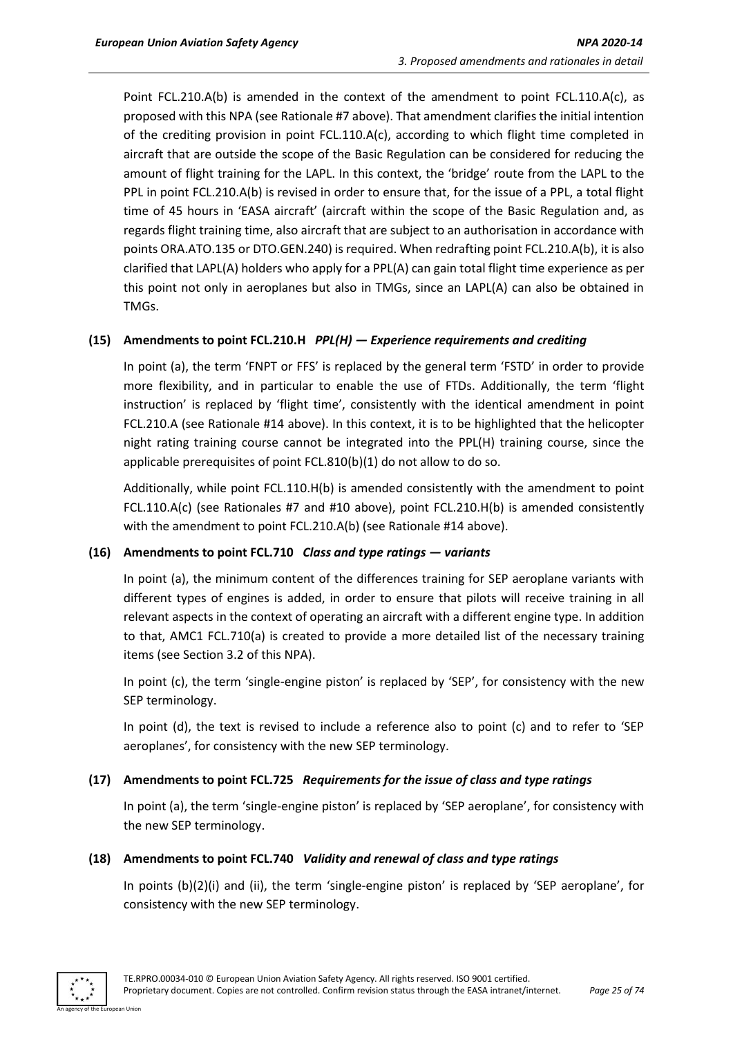Point FCL.210.A(b) is amended in the context of the amendment to point FCL.110.A(c), as proposed with this NPA (see Rationale #7 above). That amendment clarifies the initial intention of the crediting provision in point FCL.110.A(c), according to which flight time completed in aircraft that are outside the scope of the Basic Regulation can be considered for reducing the amount of flight training for the LAPL. In this context, the 'bridge' route from the LAPL to the PPL in point FCL.210.A(b) is revised in order to ensure that, for the issue of a PPL, a total flight time of 45 hours in 'EASA aircraft' (aircraft within the scope of the Basic Regulation and, as regards flight training time, also aircraft that are subject to an authorisation in accordance with points ORA.ATO.135 or DTO.GEN.240) is required. When redrafting point FCL.210.A(b), it is also clarified that LAPL(A) holders who apply for a PPL(A) can gain total flight time experience as per this point not only in aeroplanes but also in TMGs, since an LAPL(A) can also be obtained in TMGs.

### (15) Amendments to point FCL.210.H *PPL(H) — Experience requirements and crediting*

In point (a), the term 'FNPT or FFS' is replaced by the general term 'FSTD' in order to provide more flexibility, and in particular to enable the use of FTDs. Additionally, the term 'flight instruction' is replaced by 'flight time', consistently with the identical amendment in point FCL.210.A (see Rationale #14 above). In this context, it is to be highlighted that the helicopter night rating training course cannot be integrated into the PPL(H) training course, since the applicable prerequisites of point FCL.810(b)(1) do not allow to do so.

Additionally, while point FCL.110.H(b) is amended consistently with the amendment to point FCL.110.A(c) (see Rationales #7 and #10 above), point FCL.210.H(b) is amended consistently with the amendment to point FCL.210.A(b) (see Rationale #14 above).

### (16) Amendments to point FCL.710 *Class and type ratings — variants*

In point (a), the minimum content of the differences training for SEP aeroplane variants with different types of engines is added, in order to ensure that pilots will receive training in all relevant aspects in the context of operating an aircraft with a different engine type. In addition to that, AMC1 FCL.710(a) is created to provide a more detailed list of the necessary training items (see Section 3.2 of this NPA).

In point (c), the term 'single-engine piston' is replaced by 'SEP', for consistency with the new SEP terminology.

In point (d), the text is revised to include a reference also to point (c) and to refer to 'SEP aeroplanes', for consistency with the new SEP terminology.

### (17) Amendments to point FCL.725 *Requirements for the issue of class and type ratings*

In point (a), the term 'single-engine piston' is replaced by 'SEP aeroplane', for consistency with the new SEP terminology.

### (18) Amendments to point FCL.740 *Validity and renewal of class and type ratings*

In points (b)(2)(i) and (ii), the term 'single-engine piston' is replaced by 'SEP aeroplane', for consistency with the new SEP terminology.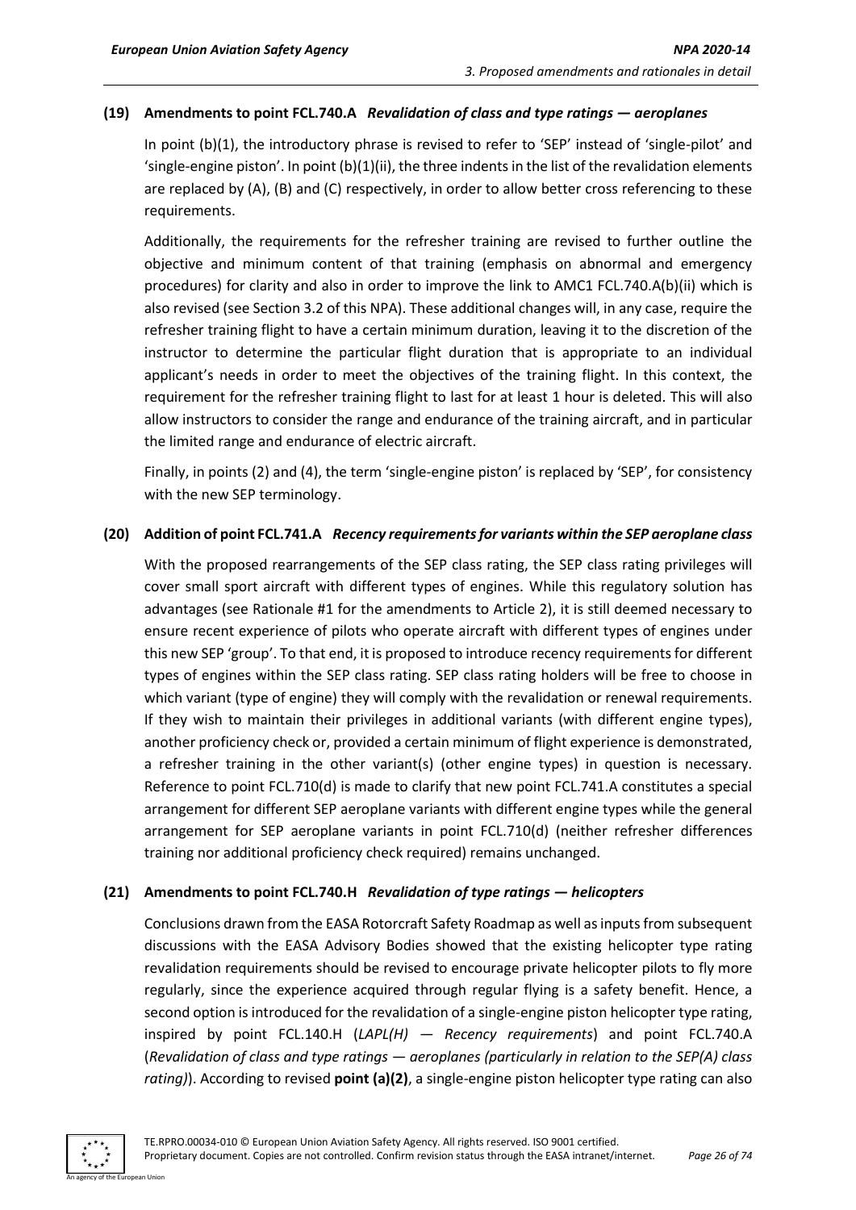**(19) Amendments to point FCL.740.A** ***Revalidation of class and type ratings — aeroplanes***

In point (b)(1), the introductory phrase is revised to refer to 'SEP' instead of 'single-pilot' and 'single-engine piston'. In point (b)(1)(ii), the three indents in the list of the revalidation elements are replaced by (A), (B) and (C) respectively, in order to allow better cross referencing to these requirements.

Additionally, the requirements for the refresher training are revised to further outline the objective and minimum content of that training (emphasis on abnormal and emergency procedures) for clarity and also in order to improve the link to AMC1 FCL.740.A(b)(ii) which is also revised (see Section 3.2 of this NPA). These additional changes will, in any case, require the refresher training flight to have a certain minimum duration, leaving it to the discretion of the instructor to determine the particular flight duration that is appropriate to an individual applicant's needs in order to meet the objectives of the training flight. In this context, the requirement for the refresher training flight to last for at least 1 hour is deleted. This will also allow instructors to consider the range and endurance of the training aircraft, and in particular the limited range and endurance of electric aircraft.

Finally, in points (2) and (4), the term 'single-engine piston' is replaced by 'SEP', for consistency with the new SEP terminology.

**(20) Addition of point FCL.741.A** ***Recency requirements for variants within the SEP aeroplane class***

With the proposed rearrangements of the SEP class rating, the SEP class rating privileges will cover small sport aircraft with different types of engines. While this regulatory solution has advantages (see Rationale #1 for the amendments to Article 2), it is still deemed necessary to ensure recent experience of pilots who operate aircraft with different types of engines under this new SEP 'group'. To that end, it is proposed to introduce recency requirements for different types of engines within the SEP class rating. SEP class rating holders will be free to choose in which variant (type of engine) they will comply with the revalidation or renewal requirements. If they wish to maintain their privileges in additional variants (with different engine types), another proficiency check or, provided a certain minimum of flight experience is demonstrated, a refresher training in the other variant(s) (other engine types) in question is necessary. Reference to point FCL.710(d) is made to clarify that new point FCL.741.A constitutes a special arrangement for different SEP aeroplane variants with different engine types while the general arrangement for SEP aeroplane variants in point FCL.710(d) (neither refresher differences training nor additional proficiency check required) remains unchanged.

**(21) Amendments to point FCL.740.H** ***Revalidation of type ratings — helicopters***

Conclusions drawn from the EASA Rotorcraft Safety Roadmap as well as inputs from subsequent discussions with the EASA Advisory Bodies showed that the existing helicopter type rating revalidation requirements should be revised to encourage private helicopter pilots to fly more regularly, since the experience acquired through regular flying is a safety benefit. Hence, a second option is introduced for the revalidation of a single-engine piston helicopter type rating, inspired by point FCL.140.H (*LAPL(H) — Recency requirements*) and point FCL.740.A (*Revalidation of class and type ratings — aeroplanes (particularly in relation to the SEP(A) class rating)*). According to revised **point (a)(2)**, a single-engine piston helicopter type rating can also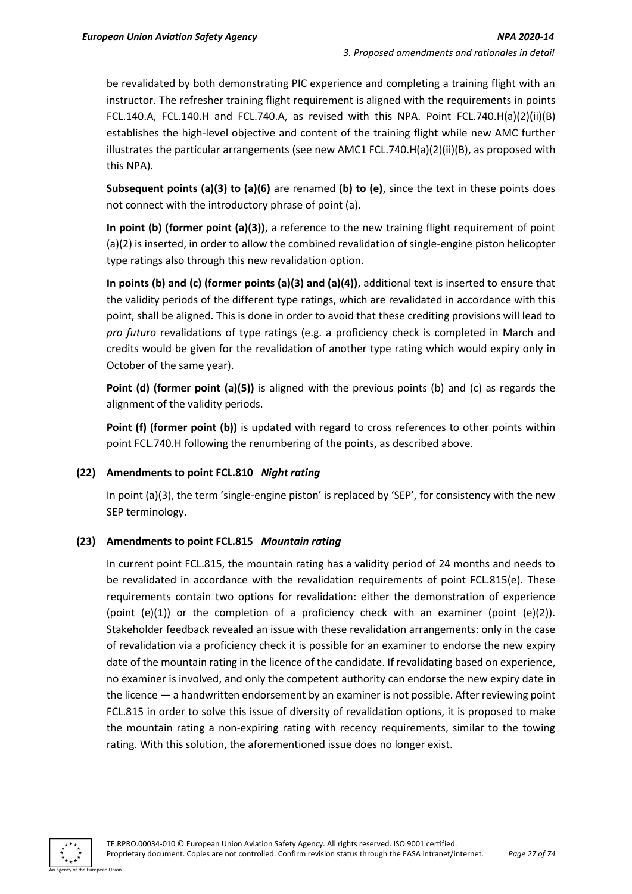be revalidated by both demonstrating PIC experience and completing a training flight with an instructor. The refresher training flight requirement is aligned with the requirements in points FCL.140.A, FCL.140.H and FCL.740.A, as revised with this NPA. Point FCL.740.H(a)(2)(ii)(B) establishes the high-level objective and content of the training flight while new AMC further illustrates the particular arrangements (see new AMC1 FCL.740.H(a)(2)(ii)(B), as proposed with this NPA).

**Subsequent points (a)(3) to (a)(6)** are renamed **(b) to (e)**, since the text in these points does not connect with the introductory phrase of point (a).

**In point (b) (former point (a)(3))**, a reference to the new training flight requirement of point (a)(2) is inserted, in order to allow the combined revalidation of single-engine piston helicopter type ratings also through this new revalidation option.

**In points (b) and (c) (former points (a)(3) and (a)(4))**, additional text is inserted to ensure that the validity periods of the different type ratings, which are revalidated in accordance with this point, shall be aligned. This is done in order to avoid that these crediting provisions will lead to *pro futuro* revalidations of type ratings (e.g. a proficiency check is completed in March and credits would be given for the revalidation of another type rating which would expiry only in October of the same year).

**Point (d) (former point (a)(5))** is aligned with the previous points (b) and (c) as regards the alignment of the validity periods.

**Point (f) (former point (b))** is updated with regard to cross references to other points within point FCL.740.H following the renumbering of the points, as described above.

### (22) Amendments to point FCL.810 *Night rating*

In point (a)(3), the term 'single-engine piston' is replaced by 'SEP', for consistency with the new SEP terminology.

### (23) Amendments to point FCL.815 *Mountain rating*

In current point FCL.815, the mountain rating has a validity period of 24 months and needs to be revalidated in accordance with the revalidation requirements of point FCL.815(e). These requirements contain two options for revalidation: either the demonstration of experience (point (e)(1)) or the completion of a proficiency check with an examiner (point (e)(2)). Stakeholder feedback revealed an issue with these revalidation arrangements: only in the case of revalidation via a proficiency check it is possible for an examiner to endorse the new expiry date of the mountain rating in the licence of the candidate. If revalidating based on experience, no examiner is involved, and only the competent authority can endorse the new expiry date in the licence — a handwritten endorsement by an examiner is not possible. After reviewing point FCL.815 in order to solve this issue of diversity of revalidation options, it is proposed to make the mountain rating a non-expiring rating with recency requirements, similar to the towing rating. With this solution, the aforementioned issue does no longer exist.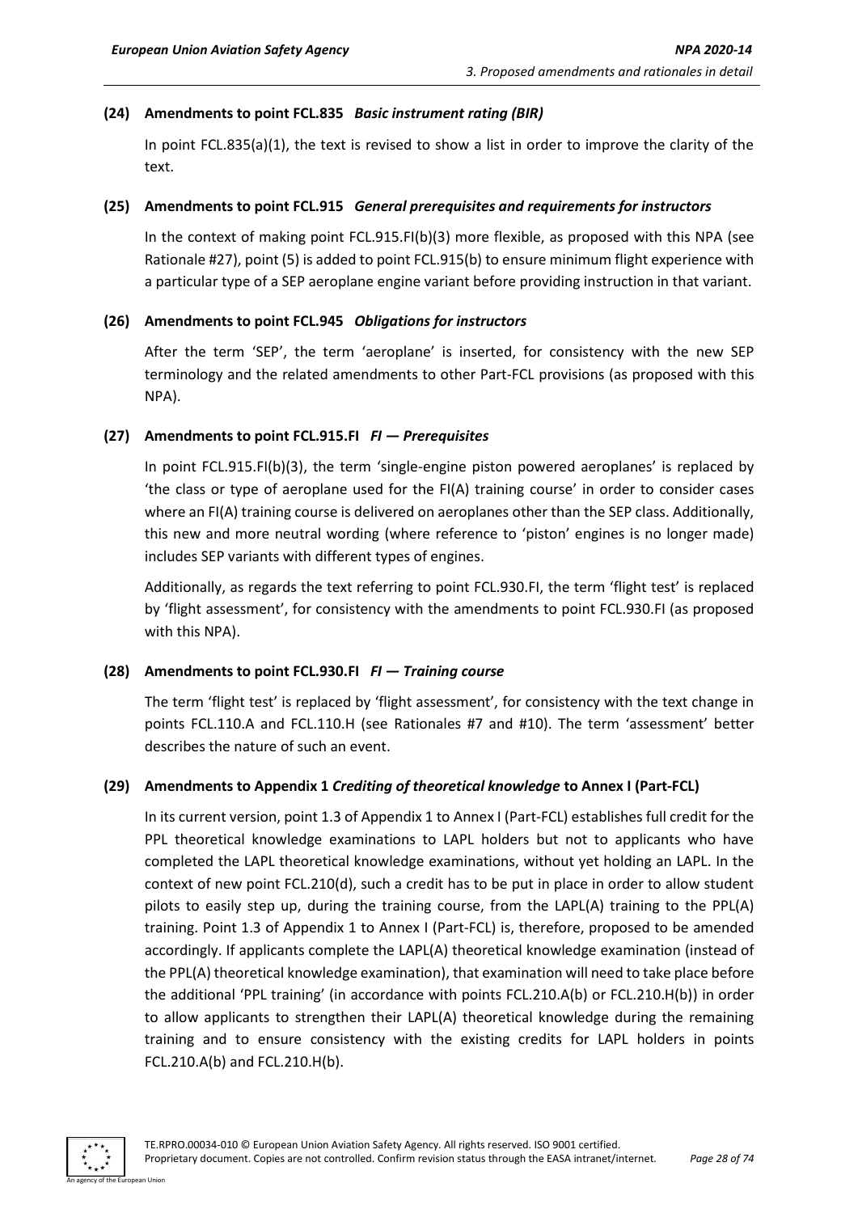#### (24) Amendments to point FCL.835 *Basic instrument rating (BIR)*

In point FCL.835(a)(1), the text is revised to show a list in order to improve the clarity of the text.

#### (25) Amendments to point FCL.915 *General prerequisites and requirements for instructors*

In the context of making point FCL.915.FI(b)(3) more flexible, as proposed with this NPA (see Rationale #27), point (5) is added to point FCL.915(b) to ensure minimum flight experience with a particular type of a SEP aeroplane engine variant before providing instruction in that variant.

#### (26) Amendments to point FCL.945 *Obligations for instructors*

After the term 'SEP', the term 'aeroplane' is inserted, for consistency with the new SEP terminology and the related amendments to other Part-FCL provisions (as proposed with this NPA).

#### (27) Amendments to point FCL.915.FI *FI — Prerequisites*

In point FCL.915.FI(b)(3), the term 'single-engine piston powered aeroplanes' is replaced by 'the class or type of aeroplane used for the FI(A) training course' in order to consider cases where an FI(A) training course is delivered on aeroplanes other than the SEP class. Additionally, this new and more neutral wording (where reference to 'piston' engines is no longer made) includes SEP variants with different types of engines.

Additionally, as regards the text referring to point FCL.930.FI, the term 'flight test' is replaced by 'flight assessment', for consistency with the amendments to point FCL.930.FI (as proposed with this NPA).

#### (28) Amendments to point FCL.930.FI *FI — Training course*

The term 'flight test' is replaced by 'flight assessment', for consistency with the text change in points FCL.110.A and FCL.110.H (see Rationales #7 and #10). The term 'assessment' better describes the nature of such an event.

#### (29) Amendments to Appendix 1 *Crediting of theoretical knowledge* to Annex I (Part-FCL)

In its current version, point 1.3 of Appendix 1 to Annex I (Part-FCL) establishes full credit for the PPL theoretical knowledge examinations to LAPL holders but not to applicants who have completed the LAPL theoretical knowledge examinations, without yet holding an LAPL. In the context of new point FCL.210(d), such a credit has to be put in place in order to allow student pilots to easily step up, during the training course, from the LAPL(A) training to the PPL(A) training. Point 1.3 of Appendix 1 to Annex I (Part-FCL) is, therefore, proposed to be amended accordingly. If applicants complete the LAPL(A) theoretical knowledge examination (instead of the PPL(A) theoretical knowledge examination), that examination will need to take place before the additional 'PPL training' (in accordance with points FCL.210.A(b) or FCL.210.H(b)) in order to allow applicants to strengthen their LAPL(A) theoretical knowledge during the remaining training and to ensure consistency with the existing credits for LAPL holders in points FCL.210.A(b) and FCL.210.H(b).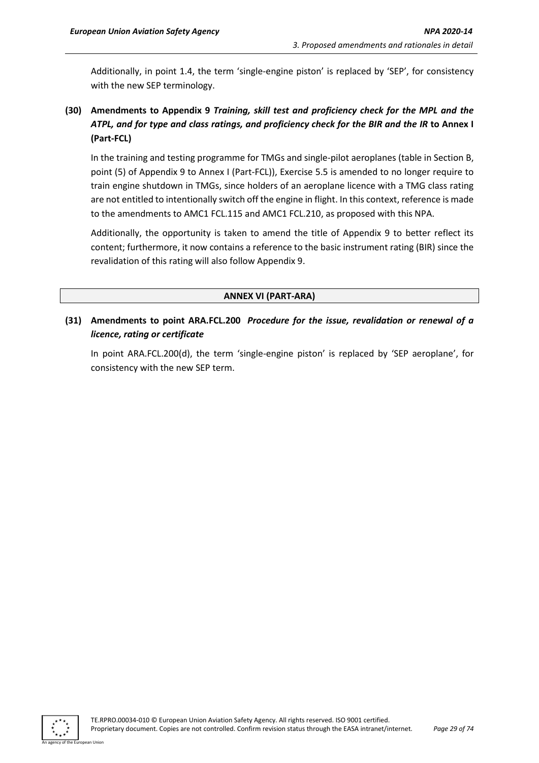Additionally, in point 1.4, the term 'single-engine piston' is replaced by 'SEP', for consistency with the new SEP terminology.

### (30) Amendments to Appendix 9 *Training, skill test and proficiency check for the MPL and the ATPL, and for type and class ratings, and proficiency check for the BIR and the IR* to Annex I (Part-FCL)

In the training and testing programme for TMGs and single-pilot aeroplanes (table in Section B, point (5) of Appendix 9 to Annex I (Part-FCL)), Exercise 5.5 is amended to no longer require to train engine shutdown in TMGs, since holders of an aeroplane licence with a TMG class rating are not entitled to intentionally switch off the engine in flight. In this context, reference is made to the amendments to AMC1 FCL.115 and AMC1 FCL.210, as proposed with this NPA.

Additionally, the opportunity is taken to amend the title of Appendix 9 to better reflect its content; furthermore, it now contains a reference to the basic instrument rating (BIR) since the revalidation of this rating will also follow Appendix 9.

## ANNEX VI (PART-ARA)

### (31) Amendments to point ARA.FCL.200 *Procedure for the issue, revalidation or renewal of a licence, rating or certificate*

In point ARA.FCL.200(d), the term 'single-engine piston' is replaced by 'SEP aeroplane', for consistency with the new SEP term.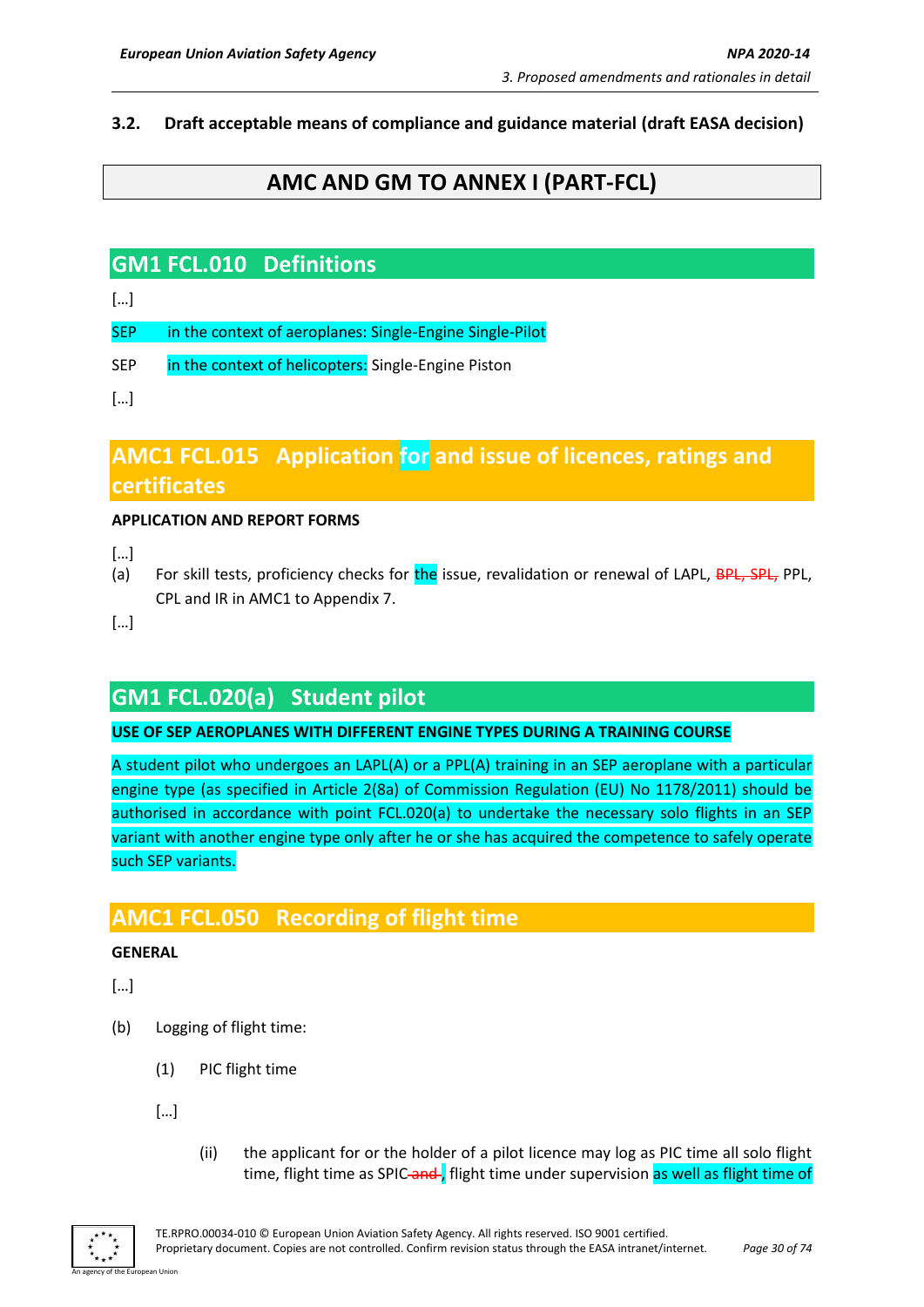## 3.2. Draft acceptable means of compliance and guidance material (draft EASA decision)

# AMC AND GM TO ANNEX I (PART-FCL)

## GM1 FCL.010 Definitions

[…]

SEP in the context of aeroplanes: Single-Engine Single-Pilot

SEP in the context of helicopters: Single-Engine Piston

[…]

## AMC1 FCL.015 Application for and issue of licences, ratings and certificates

**APPLICATION AND REPORT FORMS**

[…]

(a) For skill tests, proficiency checks for the issue, revalidation or renewal of LAPL, ~~BPL, SPL,~~ PPL, CPL and IR in AMC1 to Appendix 7.

[…]

## GM1 FCL.020(a) Student pilot

**USE OF SEP AEROPLANES WITH DIFFERENT ENGINE TYPES DURING A TRAINING COURSE**

A student pilot who undergoes an LAPL(A) or a PPL(A) training in an SEP aeroplane with a particular engine type (as specified in Article 2(8a) of Commission Regulation (EU) No 1178/2011) should be authorised in accordance with point FCL.020(a) to undertake the necessary solo flights in an SEP variant with another engine type only after he or she has acquired the competence to safely operate such SEP variants.

## AMC1 FCL.050 Recording of flight time

**GENERAL**

[…]

(b) Logging of flight time:

(1) PIC flight time

[…]

(ii) the applicant for or the holder of a pilot licence may log as PIC time all solo flight time, flight time as SPIC ~~and~~, flight time under supervision as well as flight time of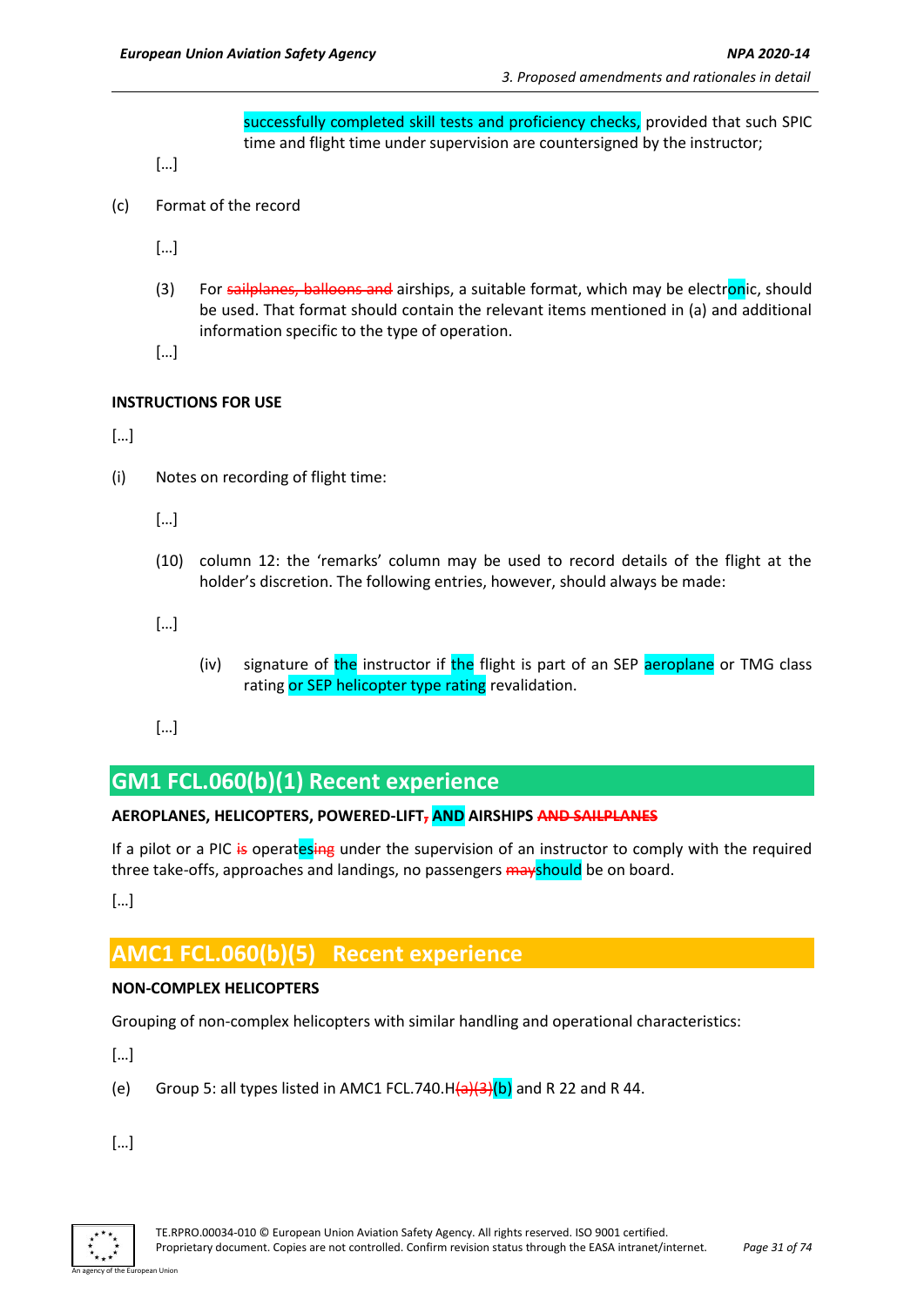successfully completed skill tests and proficiency checks, provided that such SPIC time and flight time under supervision are countersigned by the instructor;

[…]

(c) Format of the record

[…]

(3) For ~~sailplanes, balloons and~~ airships, a suitable format, which may be electronic, should be used. That format should contain the relevant items mentioned in (a) and additional information specific to the type of operation.

[…]

**INSTRUCTIONS FOR USE**

[…]

(i) Notes on recording of flight time:

[…]

(10) column 12: the 'remarks' column may be used to record details of the flight at the holder's discretion. The following entries, however, should always be made:

[…]

(iv) signature of the instructor if the flight is part of an SEP aeroplane or TMG class rating or SEP helicopter type rating revalidation.

[…]

## GM1 FCL.060(b)(1) Recent experience

**AEROPLANES, HELICOPTERS, POWERED-LIFT~~,~~ AND AIRSHIPS ~~AND SAILPLANES~~**

If a pilot or a PIC ~~is~~ operates~~ing~~ under the supervision of an instructor to comply with the required three take-offs, approaches and landings, no passengers ~~may~~should be on board.

[…]

## AMC1 FCL.060(b)(5) Recent experience

**NON-COMPLEX HELICOPTERS**

Grouping of non-complex helicopters with similar handling and operational characteristics:

[…]

(e) Group 5: all types listed in AMC1 FCL.740.H~~(a)(3)~~(b) and R 22 and R 44.

[…]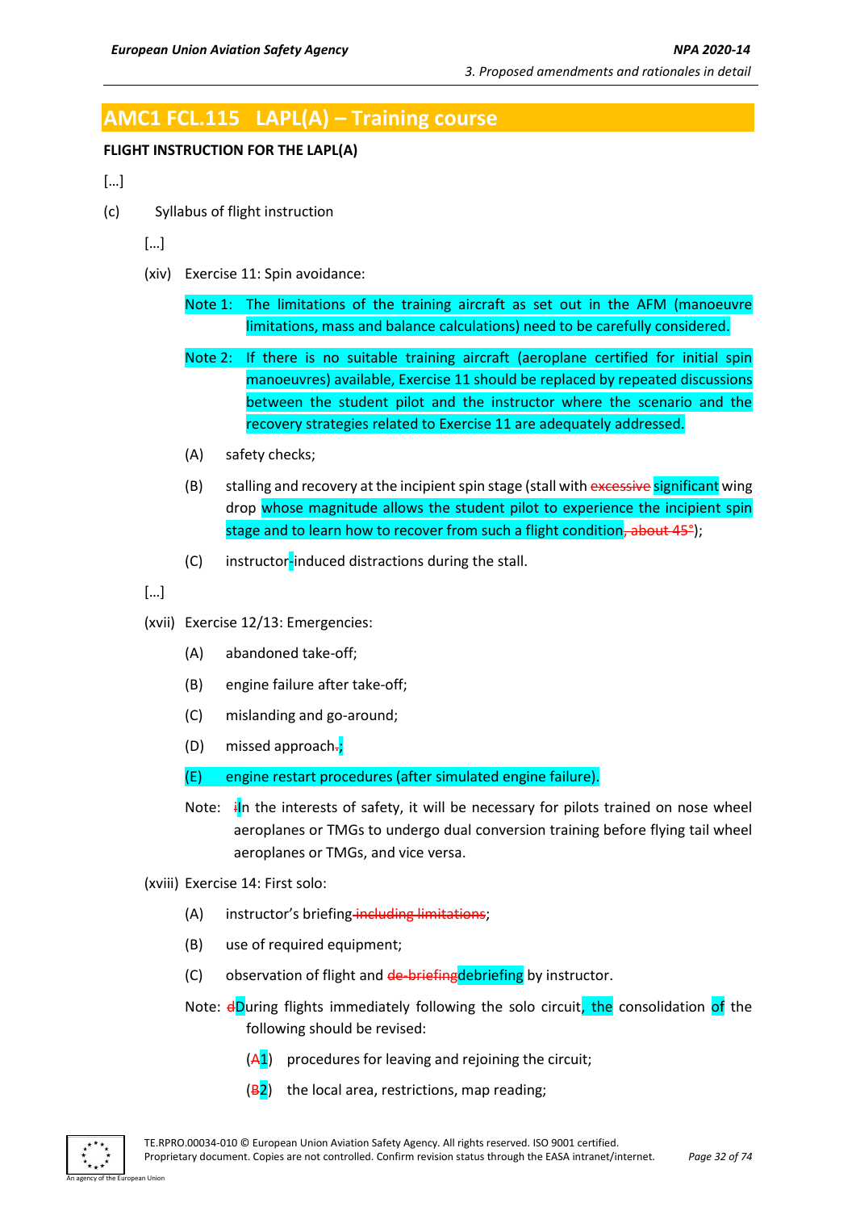# AMC1 FCL.115 LAPL(A) – Training course

**FLIGHT INSTRUCTION FOR THE LAPL(A)**

[…]

(c) Syllabus of flight instruction

[…]

(xiv) Exercise 11: Spin avoidance:

Note 1: The limitations of the training aircraft as set out in the AFM (manoeuvre limitations, mass and balance calculations) need to be carefully considered.

Note 2: If there is no suitable training aircraft (aeroplane certified for initial spin manoeuvres) available, Exercise 11 should be replaced by repeated discussions between the student pilot and the instructor where the scenario and the recovery strategies related to Exercise 11 are adequately addressed.

(A) safety checks;

(B) stalling and recovery at the incipient spin stage (stall with ~~excessive~~ significant wing drop whose magnitude allows the student pilot to experience the incipient spin stage and to learn how to recover from such a flight condition~~, about 45°~~);

(C) instructor-induced distractions during the stall.

[…]

(xvii) Exercise 12/13: Emergencies:

(A) abandoned take-off;

(B) engine failure after take-off;

(C) mislanding and go-around;

(D) missed approach~~.~~;

(E) engine restart procedures (after simulated engine failure).

Note: ~~i~~In the interests of safety, it will be necessary for pilots trained on nose wheel aeroplanes or TMGs to undergo dual conversion training before flying tail wheel aeroplanes or TMGs, and vice versa.

(xviii) Exercise 14: First solo:

(A) instructor's briefing~~ including limitations~~;

(B) use of required equipment;

(C) observation of flight and ~~de-briefing~~debriefing by instructor.

Note: ~~d~~During flights immediately following the solo circuit, the consolidation of the following should be revised:

(~~A~~1) procedures for leaving and rejoining the circuit;

(~~B~~2) the local area, restrictions, map reading;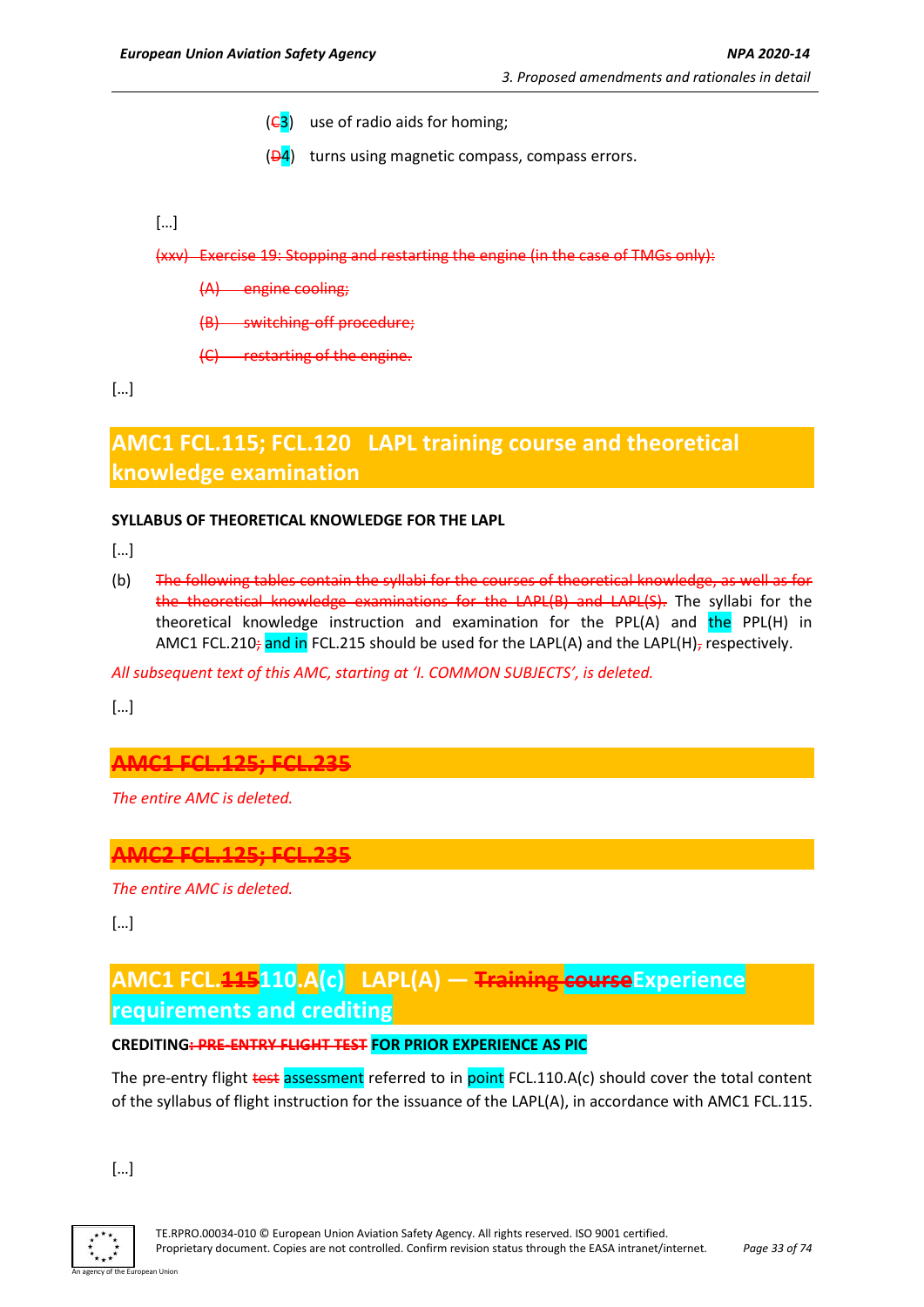(~~C~~3) use of radio aids for homing;

(~~D~~4) turns using magnetic compass, compass errors.

[…]

~~(xxv) Exercise 19: Stopping and restarting the engine (in the case of TMGs only):~~

~~(A) engine cooling;~~

~~(B) switching-off procedure;~~

~~(C) restarting of the engine.~~

[…]

## AMC1 FCL.115; FCL.120 LAPL training course and theoretical knowledge examination

**SYLLABUS OF THEORETICAL KNOWLEDGE FOR THE LAPL**

[…]

(b) ~~The following tables contain the syllabi for the courses of theoretical knowledge, as well as for the theoretical knowledge examinations for the LAPL(B) and LAPL(S).~~ The syllabi for the theoretical knowledge instruction and examination for the PPL(A) and the PPL(H) in AMC1 FCL.210~~;~~ and in FCL.215 should be used for the LAPL(A) and the LAPL(H)~~,~~ respectively.

*All subsequent text of this AMC, starting at 'I. COMMON SUBJECTS', is deleted.*

[…]

## ~~AMC1 FCL.125; FCL.235~~

*The entire AMC is deleted.*

## ~~AMC2 FCL.125; FCL.235~~

*The entire AMC is deleted.*

[…]

## AMC1 FCL.~~115~~110.A(c) LAPL(A) — ~~Training course~~Experience requirements and crediting

**CREDITING~~: PRE-ENTRY FLIGHT TEST~~ FOR PRIOR EXPERIENCE AS PIC**

The pre-entry flight ~~test~~ assessment referred to in point FCL.110.A(c) should cover the total content of the syllabus of flight instruction for the issuance of the LAPL(A), in accordance with AMC1 FCL.115.

[…]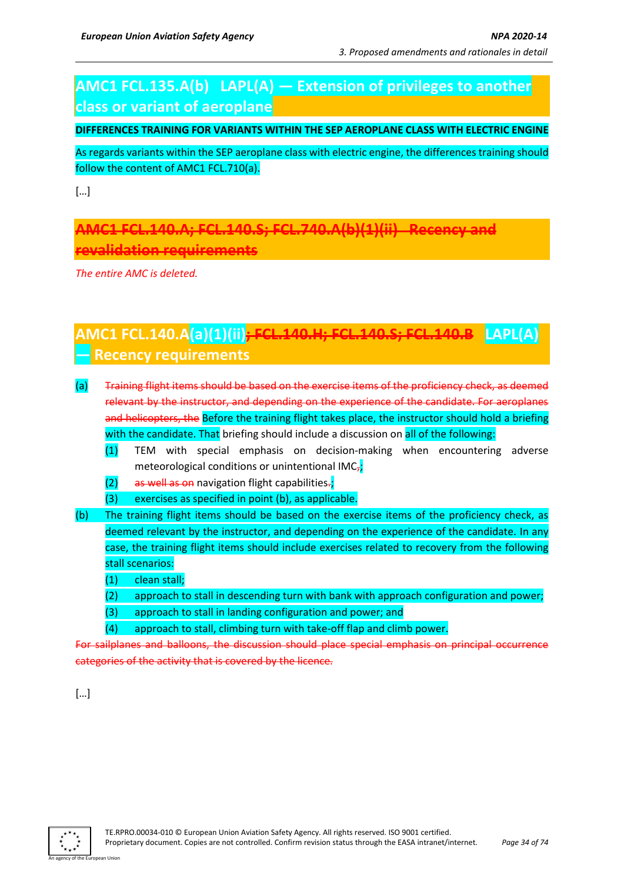## AMC1 FCL.135.A(b) LAPL(A) — Extension of privileges to another class or variant of aeroplane

**DIFFERENCES TRAINING FOR VARIANTS WITHIN THE SEP AEROPLANE CLASS WITH ELECTRIC ENGINE**

As regards variants within the SEP aeroplane class with electric engine, the differences training should follow the content of AMC1 FCL.710(a).

[…]

## ~~AMC1 FCL.140.A; FCL.140.S; FCL.740.A(b)(1)(ii) Recency and revalidation requirements~~

*The entire AMC is deleted.*

## AMC1 FCL.140.A(a)(1)(ii)~~; FCL.140.H; FCL.140.S; FCL.140.B~~ LAPL(A) — Recency requirements

(a) ~~Training flight items should be based on the exercise items of the proficiency check, as deemed relevant by the instructor, and depending on the experience of the candidate. For aeroplanes and helicopters, the~~ Before the training flight takes place, the instructor should hold a briefing with the candidate. That briefing should include a discussion on all of the following:

(1) TEM with special emphasis on decision-making when encountering adverse meteorological conditions or unintentional IMC~~,~~;

(2) ~~as well as on~~ navigation flight capabilities~~.~~;

(3) exercises as specified in point (b), as applicable.

(b) The training flight items should be based on the exercise items of the proficiency check, as deemed relevant by the instructor, and depending on the experience of the candidate. In any case, the training flight items should include exercises related to recovery from the following stall scenarios:

(1) clean stall;

(2) approach to stall in descending turn with bank with approach configuration and power;

(3) approach to stall in landing configuration and power; and

(4) approach to stall, climbing turn with take-off flap and climb power.

~~For sailplanes and balloons, the discussion should place special emphasis on principal occurrence categories of the activity that is covered by the licence.~~

[…]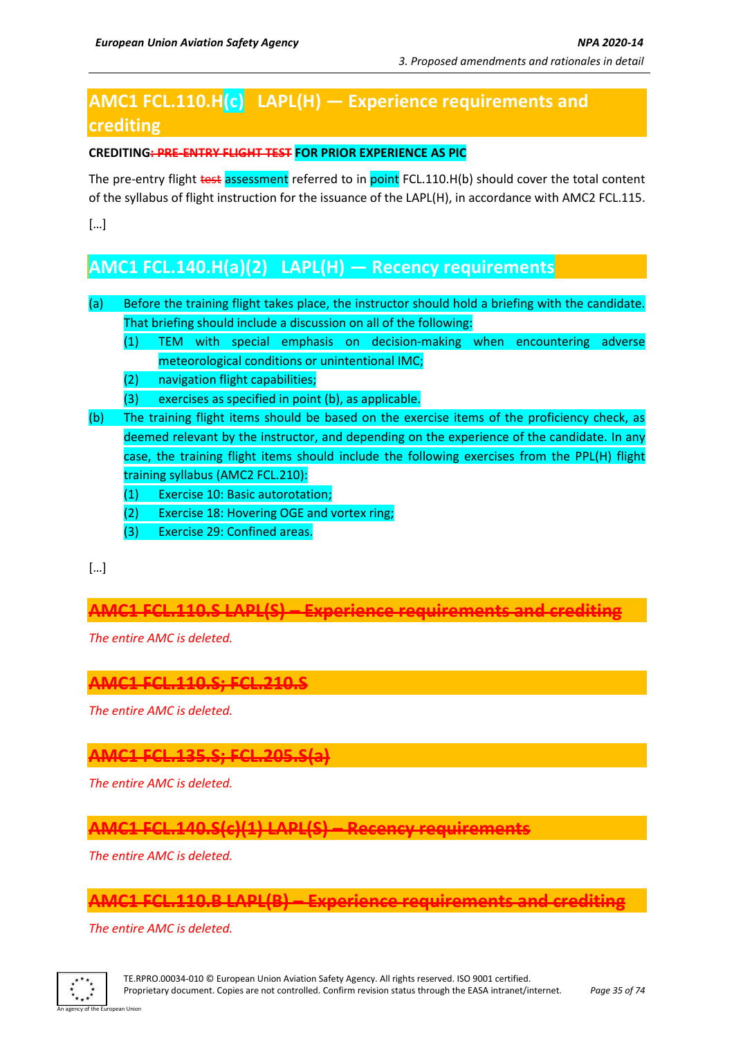## AMC1 FCL.110.H(c) LAPL(H) — Experience requirements and crediting

**CREDITING~~: PRE-ENTRY FLIGHT TEST~~ FOR PRIOR EXPERIENCE AS PIC**

The pre-entry flight ~~test~~ assessment referred to in point FCL.110.H(b) should cover the total content of the syllabus of flight instruction for the issuance of the LAPL(H), in accordance with AMC2 FCL.115.

[…]

## AMC1 FCL.140.H(a)(2) LAPL(H) — Recency requirements

(a) Before the training flight takes place, the instructor should hold a briefing with the candidate. That briefing should include a discussion on all of the following:

   (1) TEM with special emphasis on decision-making when encountering adverse meteorological conditions or unintentional IMC;

   (2) navigation flight capabilities;

   (3) exercises as specified in point (b), as applicable.

(b) The training flight items should be based on the exercise items of the proficiency check, as deemed relevant by the instructor, and depending on the experience of the candidate. In any case, the training flight items should include the following exercises from the PPL(H) flight training syllabus (AMC2 FCL.210):

   (1) Exercise 10: Basic autorotation;

   (2) Exercise 18: Hovering OGE and vortex ring;

   (3) Exercise 29: Confined areas.

[…]

## ~~AMC1 FCL.110.S LAPL(S) – Experience requirements and crediting~~

*The entire AMC is deleted.*

## ~~AMC1 FCL.110.S; FCL.210.S~~

*The entire AMC is deleted.*

## ~~AMC1 FCL.135.S; FCL.205.S(a)~~

*The entire AMC is deleted.*

## ~~AMC1 FCL.140.S(c)(1) LAPL(S) – Recency requirements~~

*The entire AMC is deleted.*

## ~~AMC1 FCL.110.B LAPL(B) – Experience requirements and crediting~~

*The entire AMC is deleted.*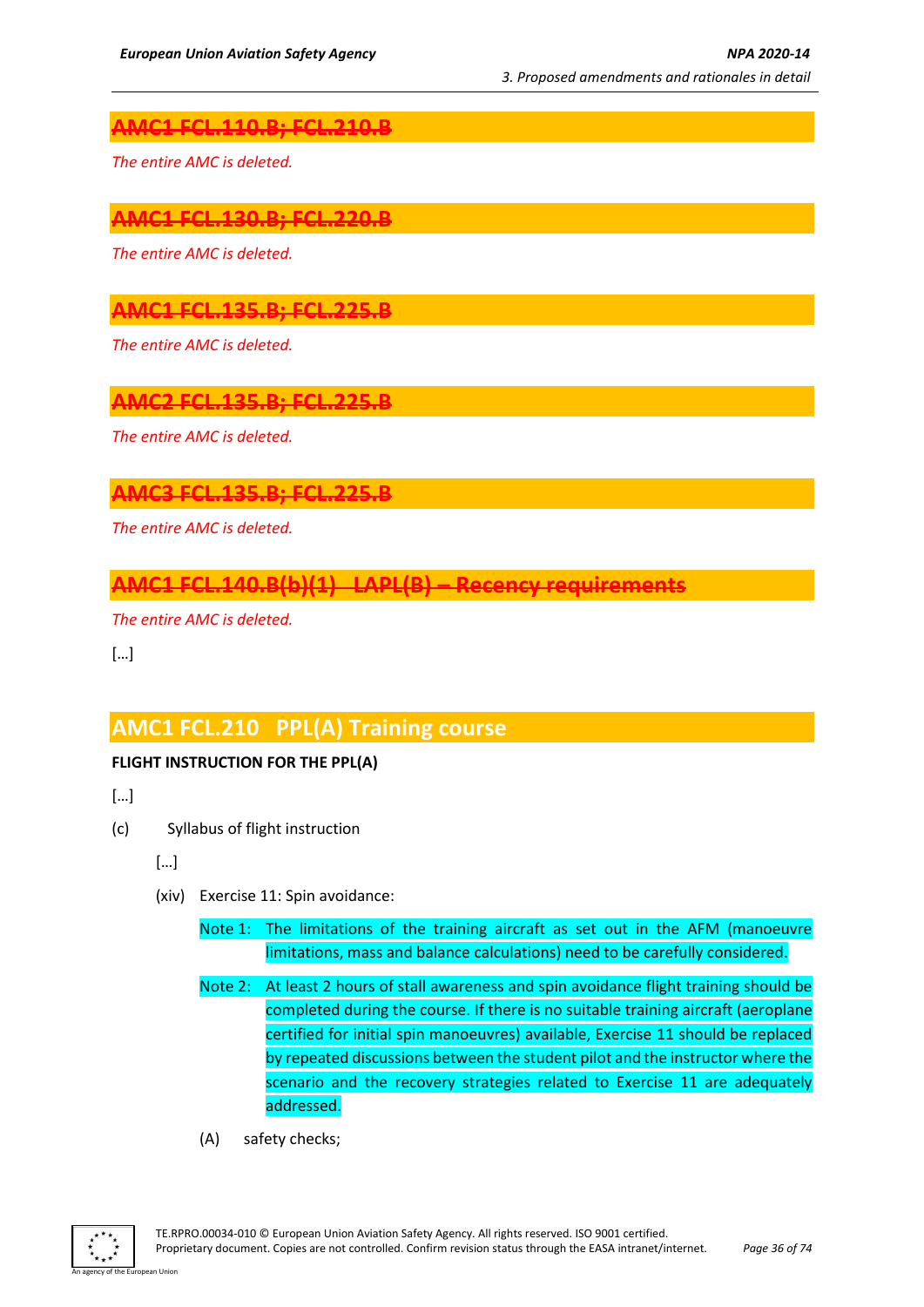## ~~AMC1 FCL.110.B; FCL.210.B~~

*The entire AMC is deleted.*

## ~~AMC1 FCL.130.B; FCL.220.B~~

*The entire AMC is deleted.*

## ~~AMC1 FCL.135.B; FCL.225.B~~

*The entire AMC is deleted.*

## ~~AMC2 FCL.135.B; FCL.225.B~~

*The entire AMC is deleted.*

## ~~AMC3 FCL.135.B; FCL.225.B~~

*The entire AMC is deleted.*

## ~~AMC1 FCL.140.B(b)(1) LAPL(B) – Recency requirements~~

*The entire AMC is deleted.*

[…]

## AMC1 FCL.210 PPL(A) Training course

**FLIGHT INSTRUCTION FOR THE PPL(A)**

[…]

(c) Syllabus of flight instruction

[…]

(xiv) Exercise 11: Spin avoidance:

Note 1: The limitations of the training aircraft as set out in the AFM (manoeuvre limitations, mass and balance calculations) need to be carefully considered.

Note 2: At least 2 hours of stall awareness and spin avoidance flight training should be completed during the course. If there is no suitable training aircraft (aeroplane certified for initial spin manoeuvres) available, Exercise 11 should be replaced by repeated discussions between the student pilot and the instructor where the scenario and the recovery strategies related to Exercise 11 are adequately addressed.

(A) safety checks;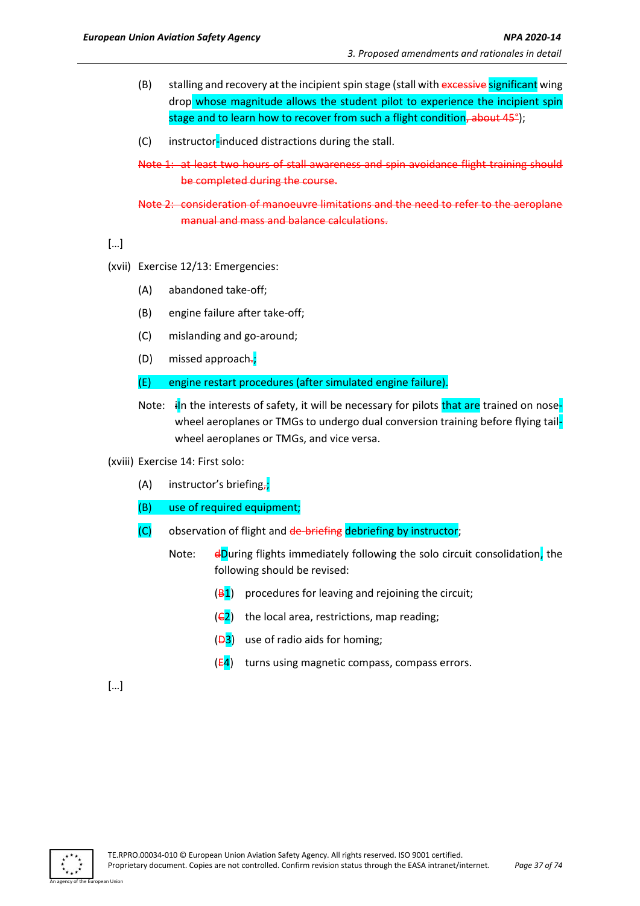(B) stalling and recovery at the incipient spin stage (stall with ~~excessive~~ significant wing drop whose magnitude allows the student pilot to experience the incipient spin stage and to learn how to recover from such a flight condition~~, about 45°~~);

(C) instructor-induced distractions during the stall.

~~Note 1: at least two hours of stall awareness and spin avoidance flight training should be completed during the course.~~

~~Note 2: consideration of manoeuvre limitations and the need to refer to the aeroplane manual and mass and balance calculations.~~

[…]

(xvii) Exercise 12/13: Emergencies:

(A) abandoned take-off;

(B) engine failure after take-off;

(C) mislanding and go-around;

(D) missed approach~~.~~;

(E) engine restart procedures (after simulated engine failure).

Note: ~~i~~In the interests of safety, it will be necessary for pilots that are trained on nose-wheel aeroplanes or TMGs to undergo dual conversion training before flying tail-wheel aeroplanes or TMGs, and vice versa.

(xviii) Exercise 14: First solo:

(A) instructor's briefing~~,~~;

(B) use of required equipment;

(C) observation of flight and ~~de-briefing~~ debriefing by instructor;

Note: ~~d~~During flights immediately following the solo circuit consolidation, the following should be revised:

(~~B~~1) procedures for leaving and rejoining the circuit;

(~~C~~2) the local area, restrictions, map reading;

(~~D~~3) use of radio aids for homing;

(~~E~~4) turns using magnetic compass, compass errors.

[…]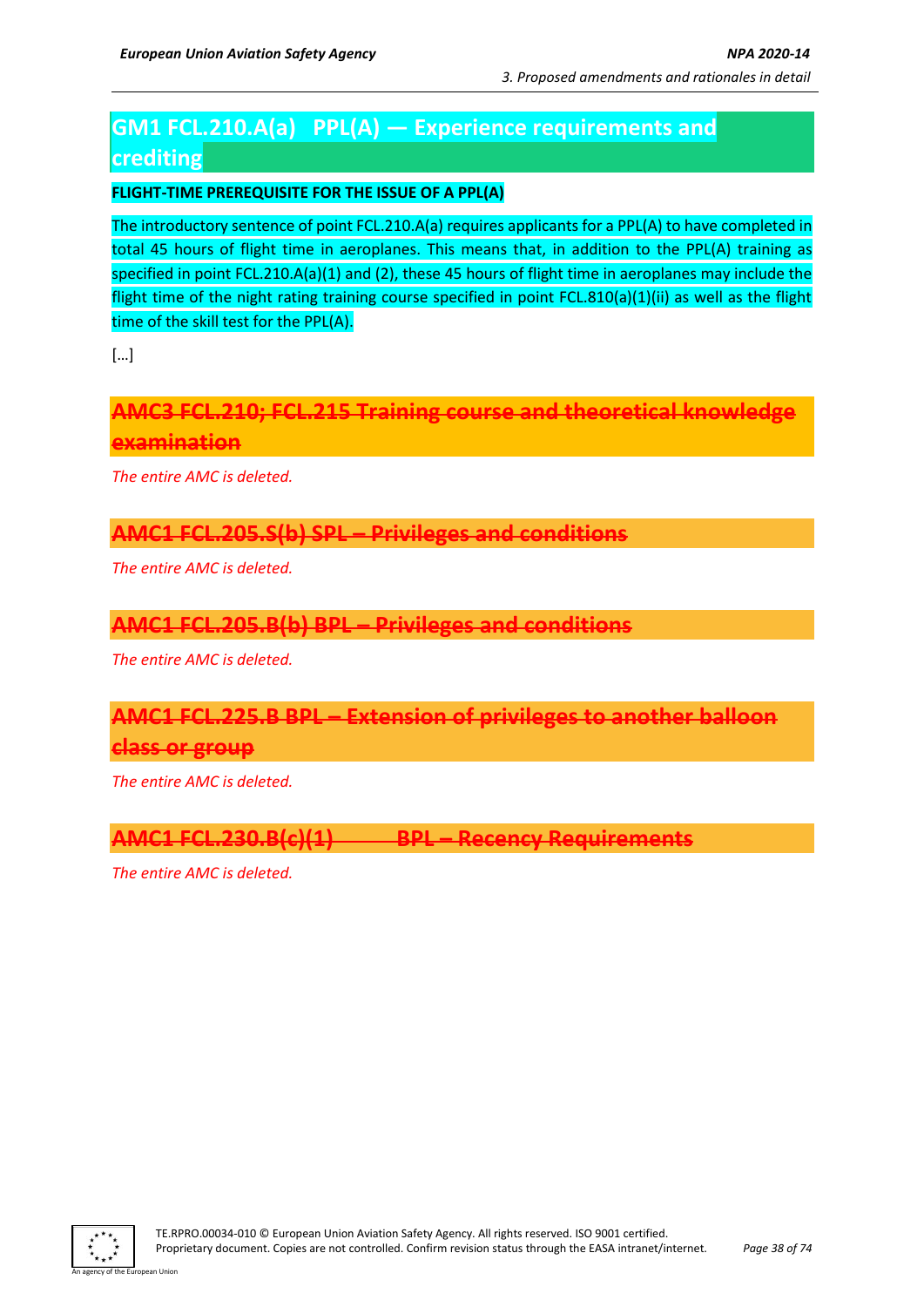## GM1 FCL.210.A(a) PPL(A) — Experience requirements and crediting

**FLIGHT-TIME PREREQUISITE FOR THE ISSUE OF A PPL(A)**

The introductory sentence of point FCL.210.A(a) requires applicants for a PPL(A) to have completed in total 45 hours of flight time in aeroplanes. This means that, in addition to the PPL(A) training as specified in point FCL.210.A(a)(1) and (2), these 45 hours of flight time in aeroplanes may include the flight time of the night rating training course specified in point FCL.810(a)(1)(ii) as well as the flight time of the skill test for the PPL(A).

[…]

## ~~AMC3 FCL.210; FCL.215 Training course and theoretical knowledge examination~~

*The entire AMC is deleted.*

## ~~AMC1 FCL.205.S(b) SPL – Privileges and conditions~~

*The entire AMC is deleted.*

## ~~AMC1 FCL.205.B(b) BPL – Privileges and conditions~~

*The entire AMC is deleted.*

## ~~AMC1 FCL.225.B BPL – Extension of privileges to another balloon class or group~~

*The entire AMC is deleted.*

## ~~AMC1 FCL.230.B(c)(1) BPL – Recency Requirements~~

*The entire AMC is deleted.*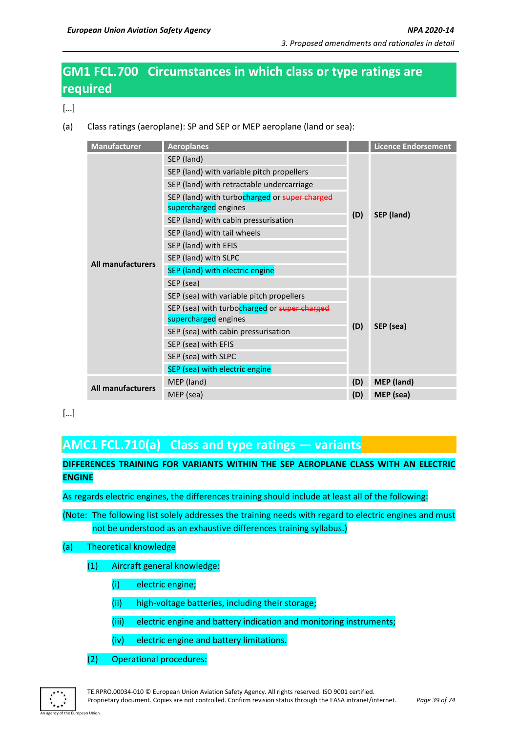## GM1 FCL.700 Circumstances in which class or type ratings are required

[…]

(a) Class ratings (aeroplane): SP and SEP or MEP aeroplane (land or sea):

| Manufacturer | Aeroplanes | | Licence Endorsement |
|---|---|---|---|
| All manufacturers | SEP (land) | (D) | SEP (land) |
| | SEP (land) with variable pitch propellers | | |
| | SEP (land) with retractable undercarriage | | |
| | SEP (land) with turbocharged or ~~super charged~~ supercharged engines | | |
| | SEP (land) with cabin pressurisation | | |
| | SEP (land) with tail wheels | | |
| | SEP (land) with EFIS | | |
| | SEP (land) with SLPC | | |
| | SEP (land) with electric engine | | |
| | SEP (sea) | (D) | SEP (sea) |
| | SEP (sea) with variable pitch propellers | | |
| | SEP (sea) with turbocharged or ~~super charged~~ supercharged engines | | |
| | SEP (sea) with cabin pressurisation | | |
| | SEP (sea) with EFIS | | |
| | SEP (sea) with SLPC | | |
| | SEP (sea) with electric engine | | |
| All manufacturers | MEP (land) | (D) | MEP (land) |
| | MEP (sea) | (D) | MEP (sea) |

[…]

## AMC1 FCL.710(a) Class and type ratings — variants

**DIFFERENCES TRAINING FOR VARIANTS WITHIN THE SEP AEROPLANE CLASS WITH AN ELECTRIC ENGINE**

As regards electric engines, the differences training should include at least all of the following:

(Note: The following list solely addresses the training needs with regard to electric engines and must not be understood as an exhaustive differences training syllabus.)

(a) Theoretical knowledge

(1) Aircraft general knowledge:

(i) electric engine;

(ii) high-voltage batteries, including their storage;

(iii) electric engine and battery indication and monitoring instruments;

(iv) electric engine and battery limitations.

(2) Operational procedures: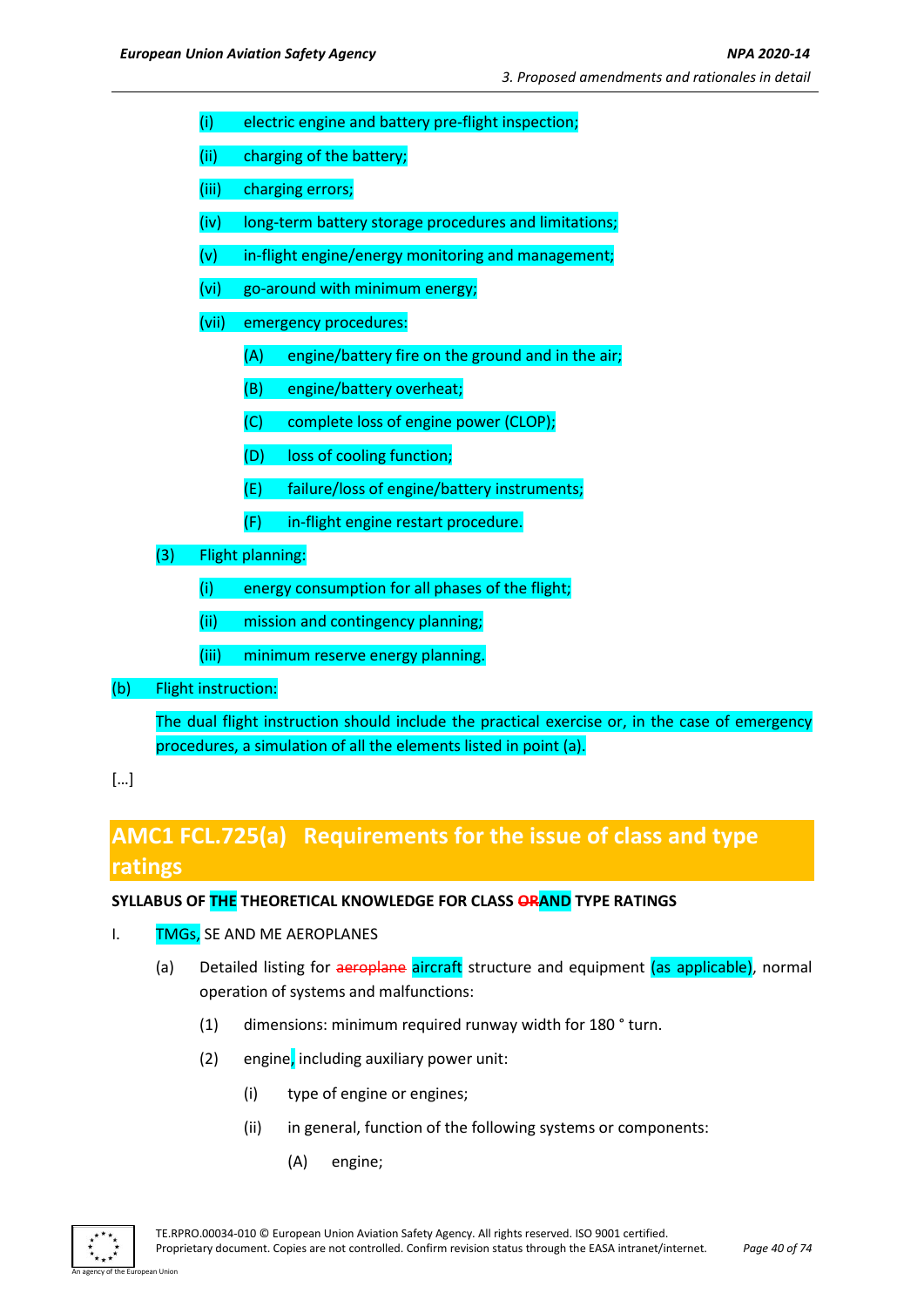(i) electric engine and battery pre-flight inspection;

(ii) charging of the battery;

(iii) charging errors;

(iv) long-term battery storage procedures and limitations;

(v) in-flight engine/energy monitoring and management;

(vi) go-around with minimum energy;

(vii) emergency procedures:

(A) engine/battery fire on the ground and in the air;

(B) engine/battery overheat;

(C) complete loss of engine power (CLOP);

(D) loss of cooling function;

(E) failure/loss of engine/battery instruments;

(F) in-flight engine restart procedure.

(3) Flight planning:

(i) energy consumption for all phases of the flight;

(ii) mission and contingency planning;

(iii) minimum reserve energy planning.

(b) Flight instruction:

The dual flight instruction should include the practical exercise or, in the case of emergency procedures, a simulation of all the elements listed in point (a).

[…]

## AMC1 FCL.725(a) Requirements for the issue of class and type ratings

**SYLLABUS OF THE THEORETICAL KNOWLEDGE FOR CLASS ~~OR~~AND TYPE RATINGS**

I. TMGs, SE AND ME AEROPLANES

(a) Detailed listing for ~~aeroplane~~ aircraft structure and equipment (as applicable), normal operation of systems and malfunctions:

(1) dimensions: minimum required runway width for 180 ° turn.

(2) engine, including auxiliary power unit:

(i) type of engine or engines;

(ii) in general, function of the following systems or components:

(A) engine;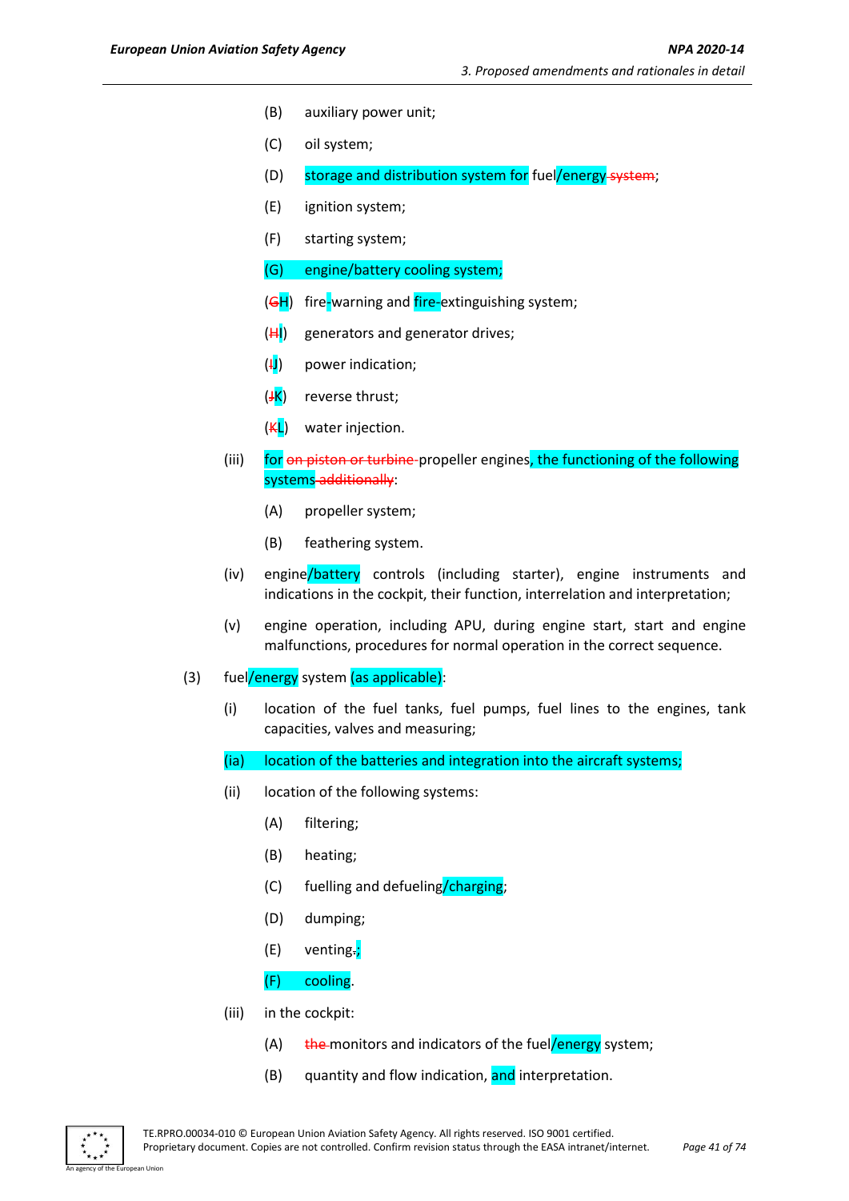(B) auxiliary power unit;

(C) oil system;

(D) storage and distribution system for fuel/energy ~~system~~;

(E) ignition system;

(F) starting system;

(G) engine/battery cooling system;

(~~G~~H) fire-warning and fire-extinguishing system;

(~~H~~I) generators and generator drives;

(~~I~~J) power indication;

(~~J~~K) reverse thrust;

(~~K~~L) water injection.

(iii) for ~~on piston or turbine~~ propeller engines, the functioning of the following systems ~~additionally~~:

(A) propeller system;

(B) feathering system.

(iv) engine/battery controls (including starter), engine instruments and indications in the cockpit, their function, interrelation and interpretation;

(v) engine operation, including APU, during engine start, start and engine malfunctions, procedures for normal operation in the correct sequence.

(3) fuel/energy system (as applicable):

(i) location of the fuel tanks, fuel pumps, fuel lines to the engines, tank capacities, valves and measuring;

(ia) location of the batteries and integration into the aircraft systems;

(ii) location of the following systems:

(A) filtering;

(B) heating;

(C) fuelling and defueling/charging;

(D) dumping;

(E) venting~~.~~;

(F) cooling.

(iii) in the cockpit:

(A) ~~the~~ monitors and indicators of the fuel/energy system;

(B) quantity and flow indication, and interpretation.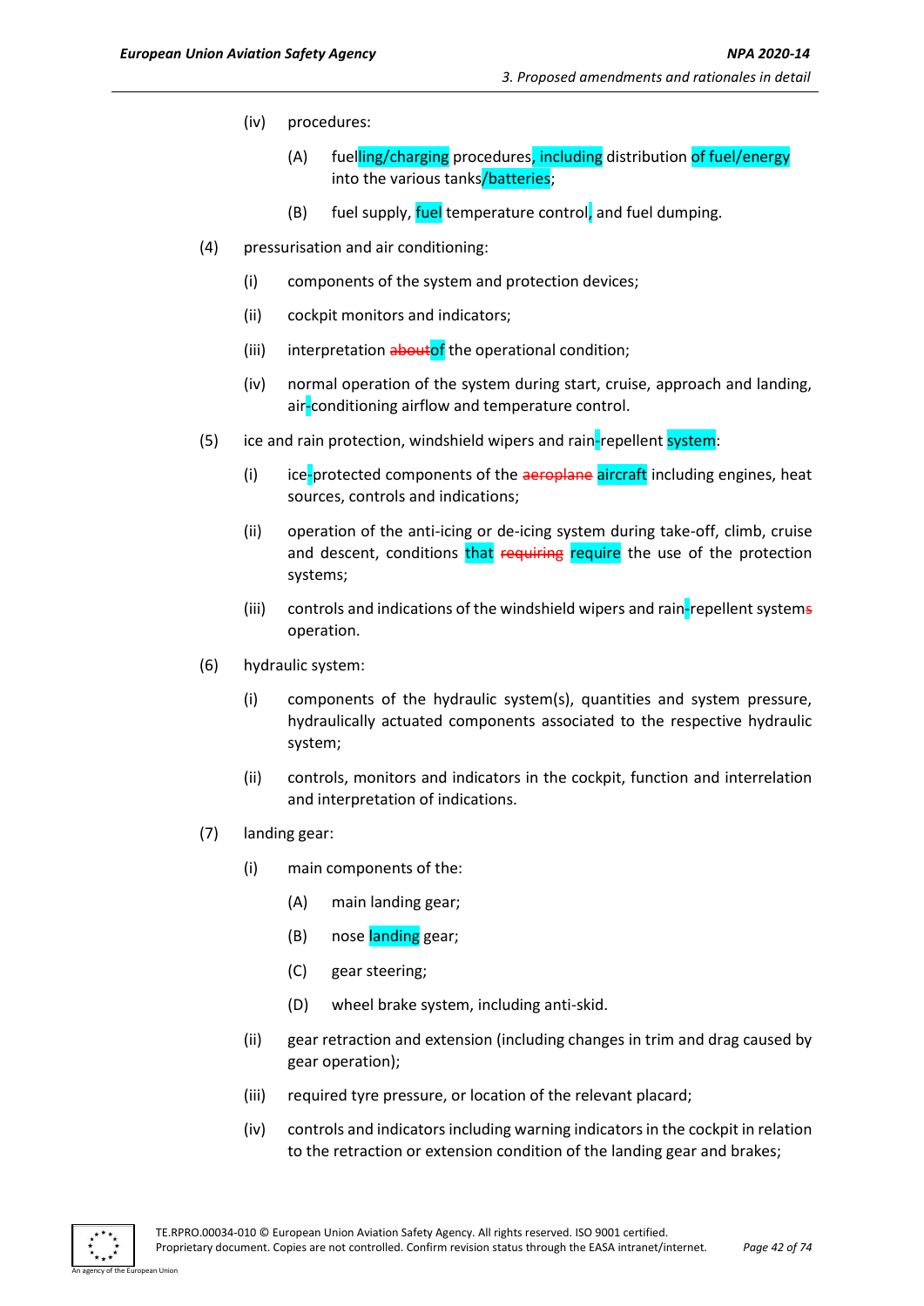(iv) procedures:

(A) fuelling/charging procedures, including distribution of fuel/energy into the various tanks/batteries;

(B) fuel supply, fuel temperature control, and fuel dumping.

(4) pressurisation and air conditioning:

(i) components of the system and protection devices;

(ii) cockpit monitors and indicators;

(iii) interpretation ~~about~~of the operational condition;

(iv) normal operation of the system during start, cruise, approach and landing, air-conditioning airflow and temperature control.

(5) ice and rain protection, windshield wipers and rain-repellent system:

(i) ice-protected components of the ~~aeroplane~~ aircraft including engines, heat sources, controls and indications;

(ii) operation of the anti-icing or de-icing system during take-off, climb, cruise and descent, conditions that ~~requiring~~ require the use of the protection systems;

(iii) controls and indications of the windshield wipers and rain-repellent system~~s~~ operation.

(6) hydraulic system:

(i) components of the hydraulic system(s), quantities and system pressure, hydraulically actuated components associated to the respective hydraulic system;

(ii) controls, monitors and indicators in the cockpit, function and interrelation and interpretation of indications.

(7) landing gear:

(i) main components of the:

(A) main landing gear;

(B) nose landing gear;

(C) gear steering;

(D) wheel brake system, including anti-skid.

(ii) gear retraction and extension (including changes in trim and drag caused by gear operation);

(iii) required tyre pressure, or location of the relevant placard;

(iv) controls and indicators including warning indicators in the cockpit in relation to the retraction or extension condition of the landing gear and brakes;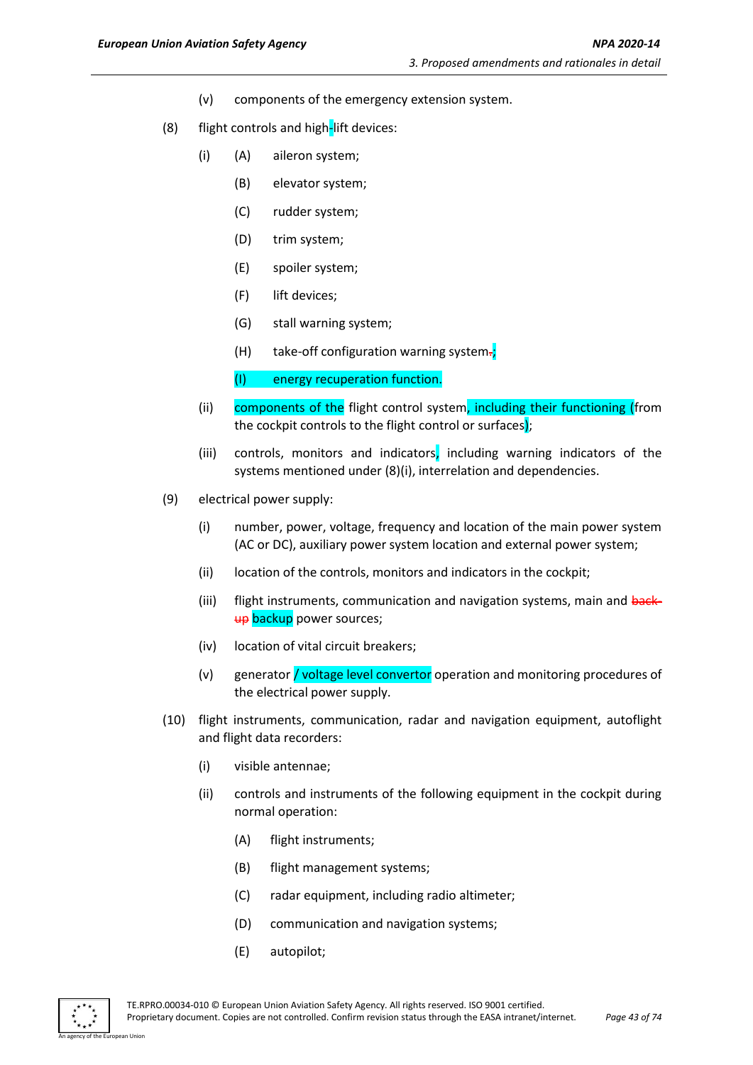(v) components of the emergency extension system.

(8) flight controls and high-lift devices:

(i) (A) aileron system;

(B) elevator system;

(C) rudder system;

(D) trim system;

(E) spoiler system;

(F) lift devices;

(G) stall warning system;

(H) take-off configuration warning system.;

(I) energy recuperation function.

(ii) components of the flight control system, including their functioning (from the cockpit controls to the flight control or surfaces);

(iii) controls, monitors and indicators, including warning indicators of the systems mentioned under (8)(i), interrelation and dependencies.

(9) electrical power supply:

(i) number, power, voltage, frequency and location of the main power system (AC or DC), auxiliary power system location and external power system;

(ii) location of the controls, monitors and indicators in the cockpit;

(iii) flight instruments, communication and navigation systems, main and back-up backup power sources;

(iv) location of vital circuit breakers;

(v) generator / voltage level convertor operation and monitoring procedures of the electrical power supply.

(10) flight instruments, communication, radar and navigation equipment, autoflight and flight data recorders:

(i) visible antennae;

(ii) controls and instruments of the following equipment in the cockpit during normal operation:

(A) flight instruments;

(B) flight management systems;

(C) radar equipment, including radio altimeter;

(D) communication and navigation systems;

(E) autopilot;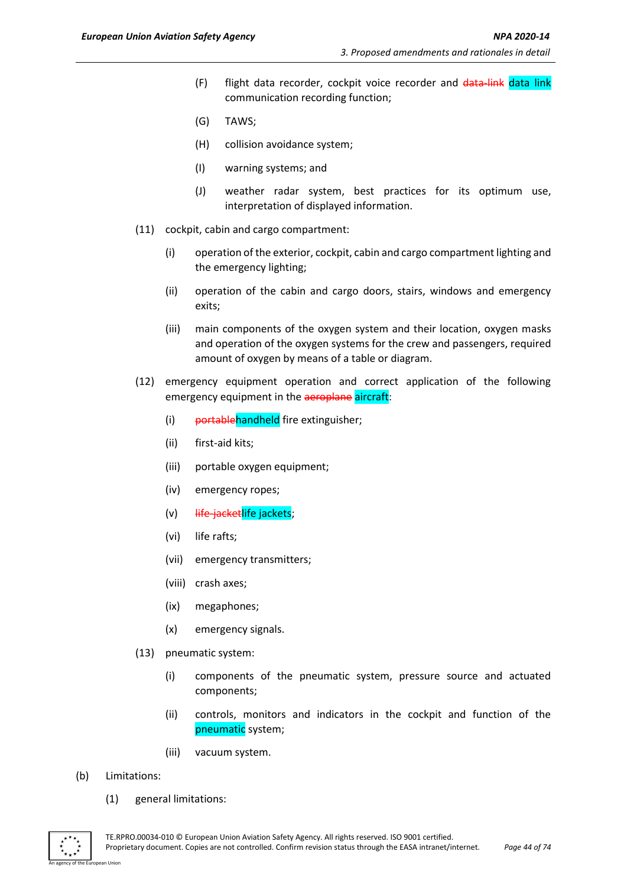(F) flight data recorder, cockpit voice recorder and ~~data-link~~ data link communication recording function;

(G) TAWS;

(H) collision avoidance system;

(I) warning systems; and

(J) weather radar system, best practices for its optimum use, interpretation of displayed information.

(11) cockpit, cabin and cargo compartment:

(i) operation of the exterior, cockpit, cabin and cargo compartment lighting and the emergency lighting;

(ii) operation of the cabin and cargo doors, stairs, windows and emergency exits;

(iii) main components of the oxygen system and their location, oxygen masks and operation of the oxygen systems for the crew and passengers, required amount of oxygen by means of a table or diagram.

(12) emergency equipment operation and correct application of the following emergency equipment in the ~~aeroplane~~ aircraft:

(i) ~~portable~~handheld fire extinguisher;

(ii) first-aid kits;

(iii) portable oxygen equipment;

(iv) emergency ropes;

(v) ~~life-jacket~~life jackets;

(vi) life rafts;

(vii) emergency transmitters;

(viii) crash axes;

(ix) megaphones;

(x) emergency signals.

(13) pneumatic system:

(i) components of the pneumatic system, pressure source and actuated components;

(ii) controls, monitors and indicators in the cockpit and function of the pneumatic system;

(iii) vacuum system.

(b) Limitations:

(1) general limitations: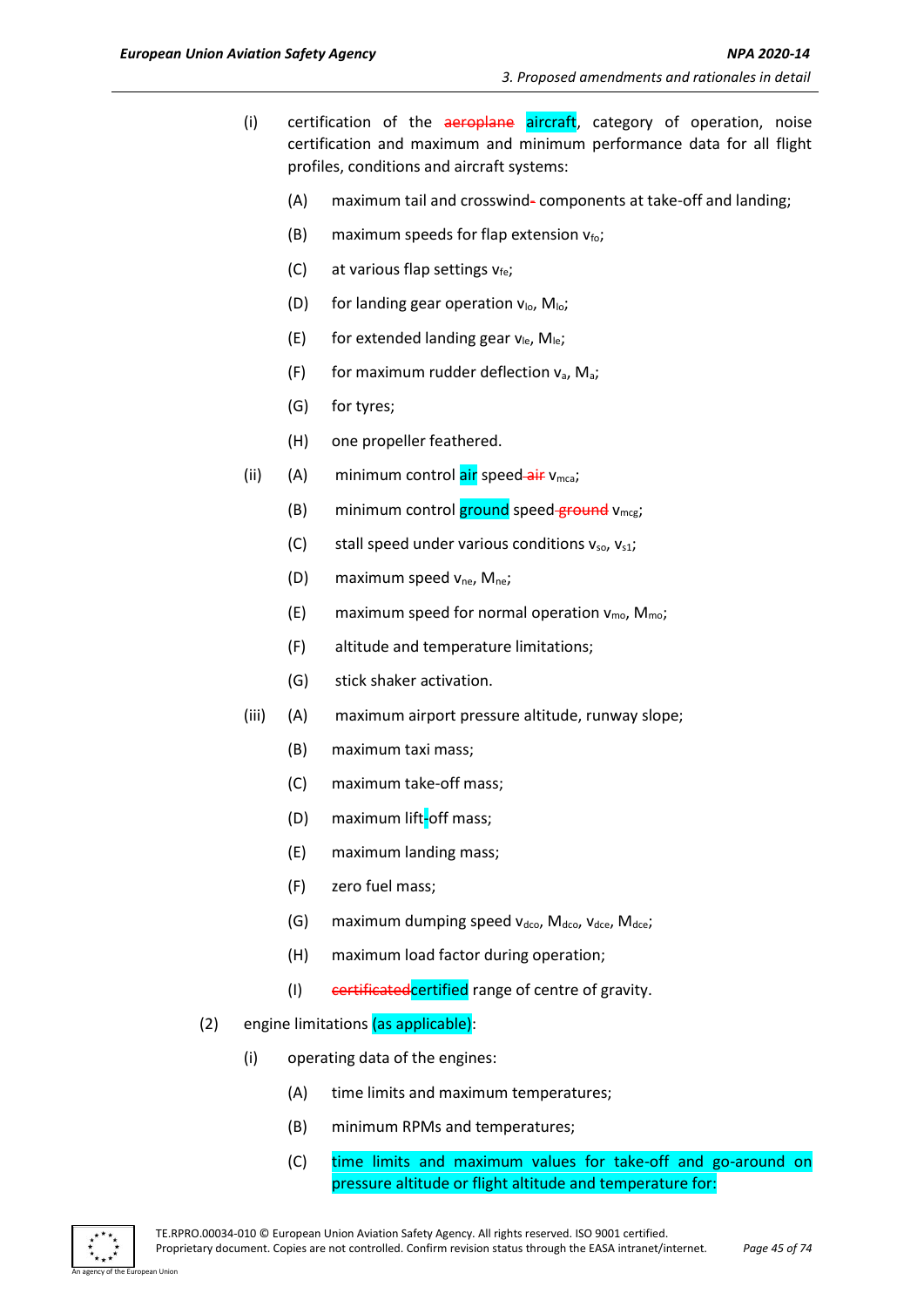(i) certification of the ~~aeroplane~~ aircraft, category of operation, noise certification and maximum and minimum performance data for all flight profiles, conditions and aircraft systems:

(A) maximum tail and crosswind~~-~~ components at take-off and landing;

(B) maximum speeds for flap extension $v_{fo}$;

(C) at various flap settings $v_{fe}$;

(D) for landing gear operation $v_{lo}$, $M_{lo}$;

(E) for extended landing gear $v_{le}$, $M_{le}$;

(F) for maximum rudder deflection $v_a$, $M_a$;

(G) for tyres;

(H) one propeller feathered.

(ii) (A) minimum control air speed ~~air~~ $v_{mca}$;

(B) minimum control ground speed ~~ground~~ $v_{mcg}$;

(C) stall speed under various conditions $v_{so}$, $v_{s1}$;

(D) maximum speed $v_{ne}$, $M_{ne}$;

(E) maximum speed for normal operation $v_{mo}$, $M_{mo}$;

(F) altitude and temperature limitations;

(G) stick shaker activation.

(iii) (A) maximum airport pressure altitude, runway slope;

(B) maximum taxi mass;

(C) maximum take-off mass;

(D) maximum lift-off mass;

(E) maximum landing mass;

(F) zero fuel mass;

(G) maximum dumping speed $v_{dco}$, $M_{dco}$, $v_{dce}$, $M_{dce}$;

(H) maximum load factor during operation;

(I) ~~certificated~~certified range of centre of gravity.

(2) engine limitations (as applicable):

(i) operating data of the engines:

(A) time limits and maximum temperatures;

(B) minimum RPMs and temperatures;

(C) time limits and maximum values for take-off and go-around on pressure altitude or flight altitude and temperature for: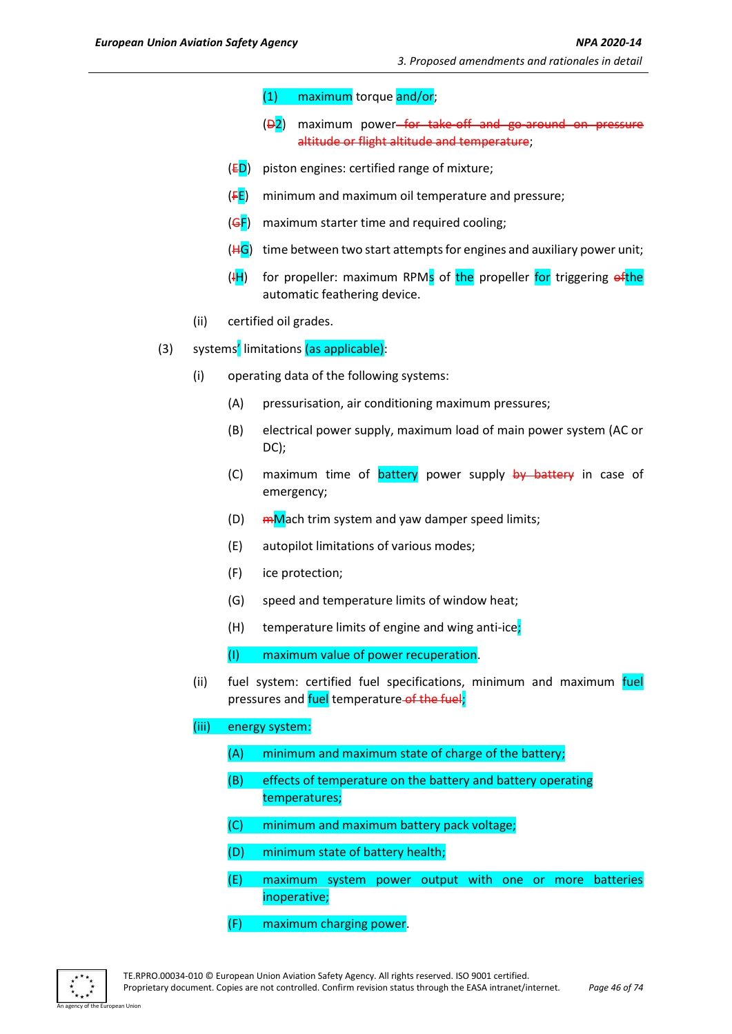(1) maximum torque and/or;

(D2) maximum power for take-off and go-around on pressure altitude or flight altitude and temperature;

(ED) piston engines: certified range of mixture;

(FE) minimum and maximum oil temperature and pressure;

(GF) maximum starter time and required cooling;

(HG) time between two start attempts for engines and auxiliary power unit;

(IH) for propeller: maximum RPMs of the propeller for triggering ofthe automatic feathering device.

(ii) certified oil grades.

(3) systems' limitations (as applicable):

(i) operating data of the following systems:

(A) pressurisation, air conditioning maximum pressures;

(B) electrical power supply, maximum load of main power system (AC or DC);

(C) maximum time of battery power supply by battery in case of emergency;

(D) mMach trim system and yaw damper speed limits;

(E) autopilot limitations of various modes;

(F) ice protection;

(G) speed and temperature limits of window heat;

(H) temperature limits of engine and wing anti-ice;

(I) maximum value of power recuperation.

(ii) fuel system: certified fuel specifications, minimum and maximum fuel pressures and fuel temperature of the fuel;

(iii) energy system:

(A) minimum and maximum state of charge of the battery;

(B) effects of temperature on the battery and battery operating temperatures;

(C) minimum and maximum battery pack voltage;

(D) minimum state of battery health;

(E) maximum system power output with one or more batteries inoperative;

(F) maximum charging power.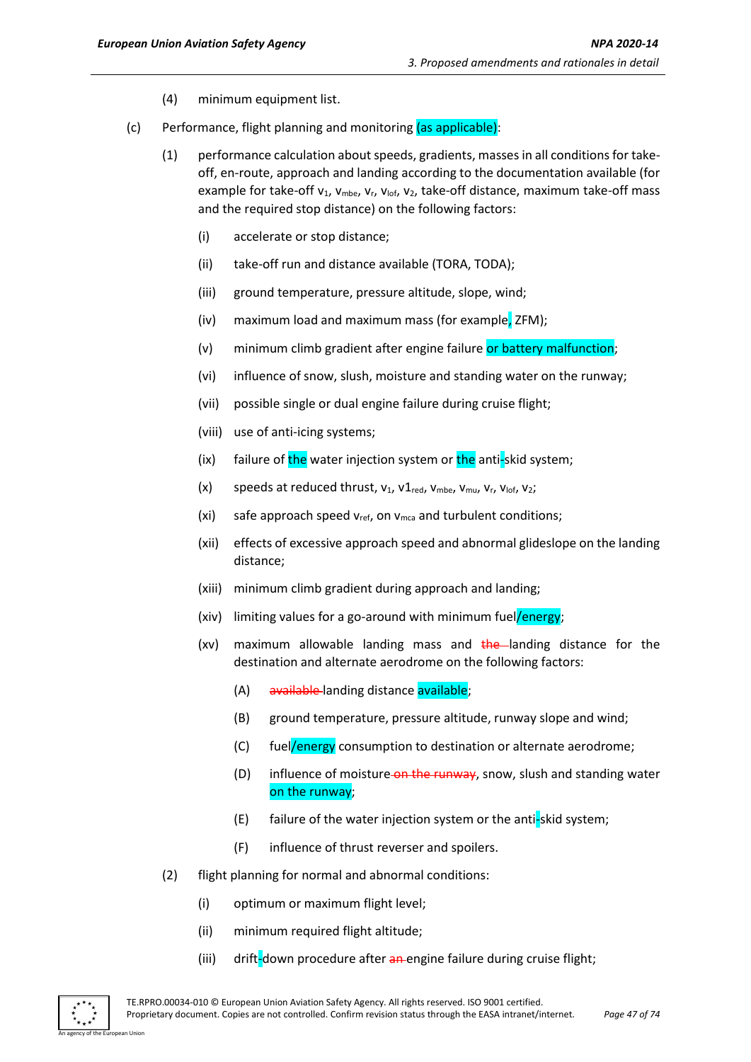(4) minimum equipment list.

(c) Performance, flight planning and monitoring (as applicable):

(1) performance calculation about speeds, gradients, masses in all conditions for take-off, en-route, approach and landing according to the documentation available (for example for take-off $v_1$, $v_{mbe}$, $v_r$, $v_{lof}$, $v_2$, take-off distance, maximum take-off mass and the required stop distance) on the following factors:

(i) accelerate or stop distance;

(ii) take-off run and distance available (TORA, TODA);

(iii) ground temperature, pressure altitude, slope, wind;

(iv) maximum load and maximum mass (for example, ZFM);

(v) minimum climb gradient after engine failure or battery malfunction;

(vi) influence of snow, slush, moisture and standing water on the runway;

(vii) possible single or dual engine failure during cruise flight;

(viii) use of anti-icing systems;

(ix) failure of the water injection system or the anti-skid system;

(x) speeds at reduced thrust, $v_1$, $v1_{red}$, $v_{mbe}$, $v_{mu}$, $v_r$, $v_{lof}$, $v_2$;

(xi) safe approach speed $v_{ref}$, on $v_{mca}$ and turbulent conditions;

(xii) effects of excessive approach speed and abnormal glideslope on the landing distance;

(xiii) minimum climb gradient during approach and landing;

(xiv) limiting values for a go-around with minimum fuel/energy;

(xv) maximum allowable landing mass and ~~the~~ landing distance for the destination and alternate aerodrome on the following factors:

(A) ~~available~~ landing distance available;

(B) ground temperature, pressure altitude, runway slope and wind;

(C) fuel/energy consumption to destination or alternate aerodrome;

(D) influence of moisture ~~on the runway~~, snow, slush and standing water on the runway;

(E) failure of the water injection system or the anti-skid system;

(F) influence of thrust reverser and spoilers.

(2) flight planning for normal and abnormal conditions:

(i) optimum or maximum flight level;

(ii) minimum required flight altitude;

(iii) drift-down procedure after ~~an~~ engine failure during cruise flight;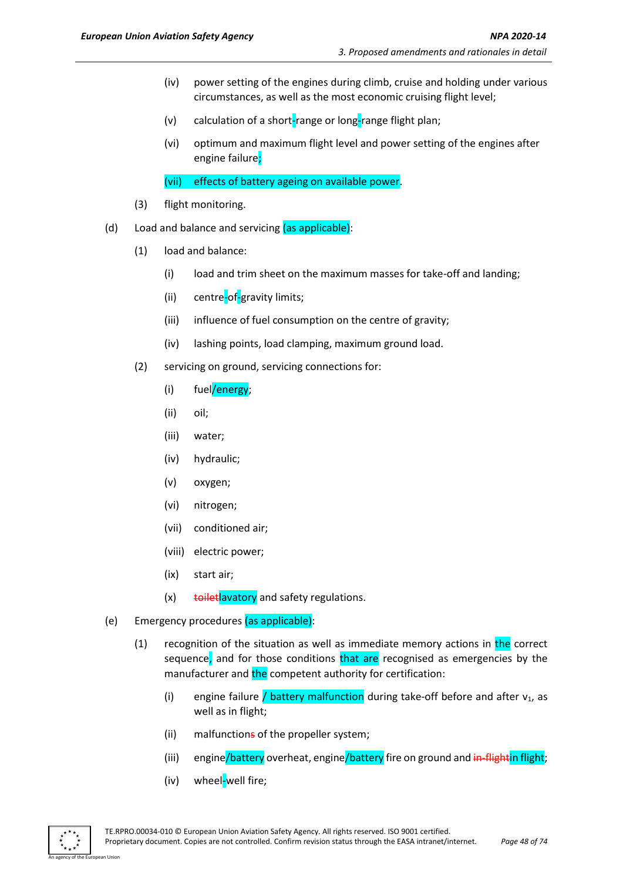- (iv) power setting of the engines during climb, cruise and holding under various circumstances, as well as the most economic cruising flight level;
- (v) calculation of a short-range or long-range flight plan;
- (vi) optimum and maximum flight level and power setting of the engines after engine failure;
- (vii) effects of battery ageing on available power.

(3) flight monitoring.

(d) Load and balance and servicing (as applicable):

(1) load and balance:

- (i) load and trim sheet on the maximum masses for take-off and landing;
- (ii) centre-of-gravity limits;
- (iii) influence of fuel consumption on the centre of gravity;
- (iv) lashing points, load clamping, maximum ground load.

(2) servicing on ground, servicing connections for:

- (i) fuel/energy;
- (ii) oil;
- (iii) water;
- (iv) hydraulic;
- (v) oxygen;
- (vi) nitrogen;
- (vii) conditioned air;
- (viii) electric power;
- (ix) start air;
- (x) ~~toilet~~lavatory and safety regulations.

(e) Emergency procedures (as applicable):

(1) recognition of the situation as well as immediate memory actions in the correct sequence, and for those conditions that are recognised as emergencies by the manufacturer and the competent authority for certification:

- (i) engine failure / battery malfunction during take-off before and after $v_1$, as well as in flight;
- (ii) malfunction~~s~~ of the propeller system;
- (iii) engine/battery overheat, engine/battery fire on ground and ~~in-flight~~in flight;
- (iv) wheel-well fire;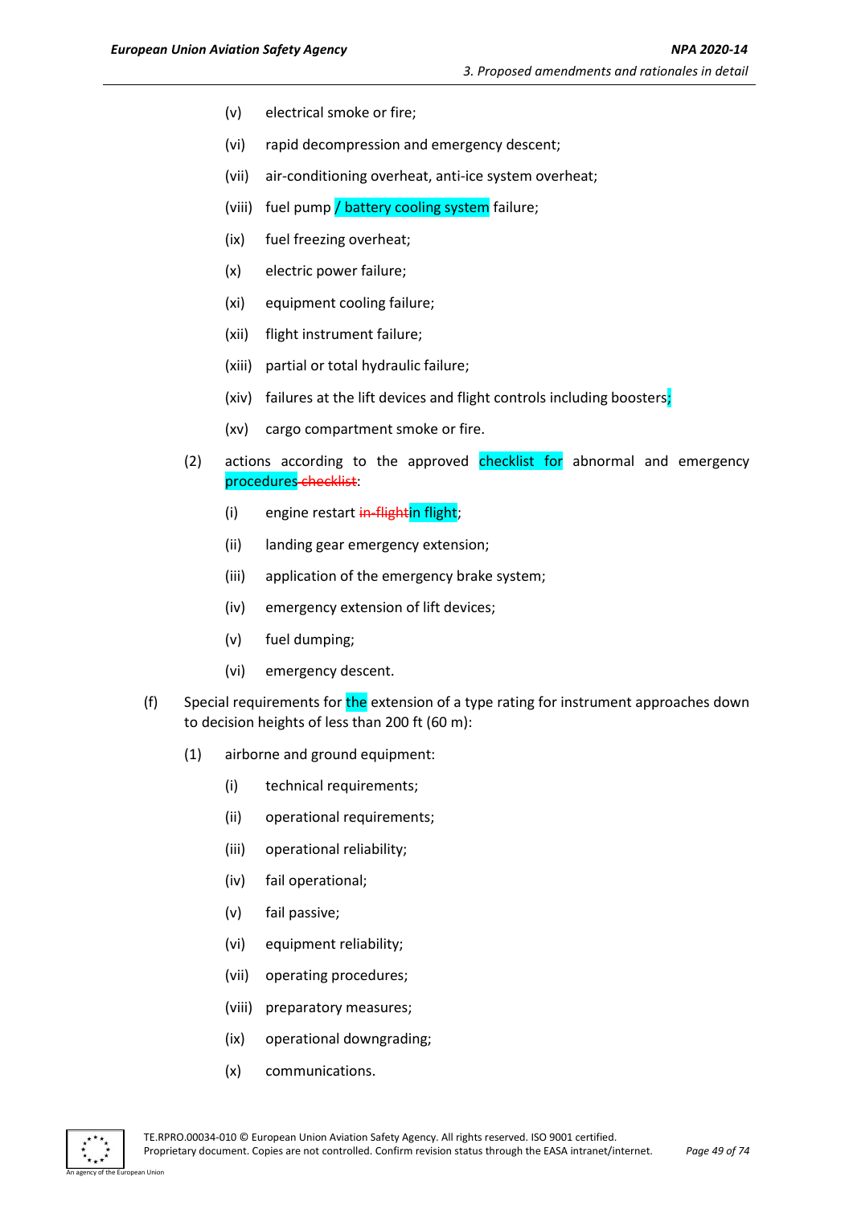(v) electrical smoke or fire;

(vi) rapid decompression and emergency descent;

(vii) air-conditioning overheat, anti-ice system overheat;

(viii) fuel pump / battery cooling system failure;

(ix) fuel freezing overheat;

(x) electric power failure;

(xi) equipment cooling failure;

(xii) flight instrument failure;

(xiii) partial or total hydraulic failure;

(xiv) failures at the lift devices and flight controls including boosters;

(xv) cargo compartment smoke or fire.

(2) actions according to the approved checklist for abnormal and emergency procedures ~~checklist~~:

(i) engine restart ~~in-flight~~in flight;

(ii) landing gear emergency extension;

(iii) application of the emergency brake system;

(iv) emergency extension of lift devices;

(v) fuel dumping;

(vi) emergency descent.

(f) Special requirements for the extension of a type rating for instrument approaches down to decision heights of less than 200 ft (60 m):

(1) airborne and ground equipment:

(i) technical requirements;

(ii) operational requirements;

(iii) operational reliability;

(iv) fail operational;

(v) fail passive;

(vi) equipment reliability;

(vii) operating procedures;

(viii) preparatory measures;

(ix) operational downgrading;

(x) communications.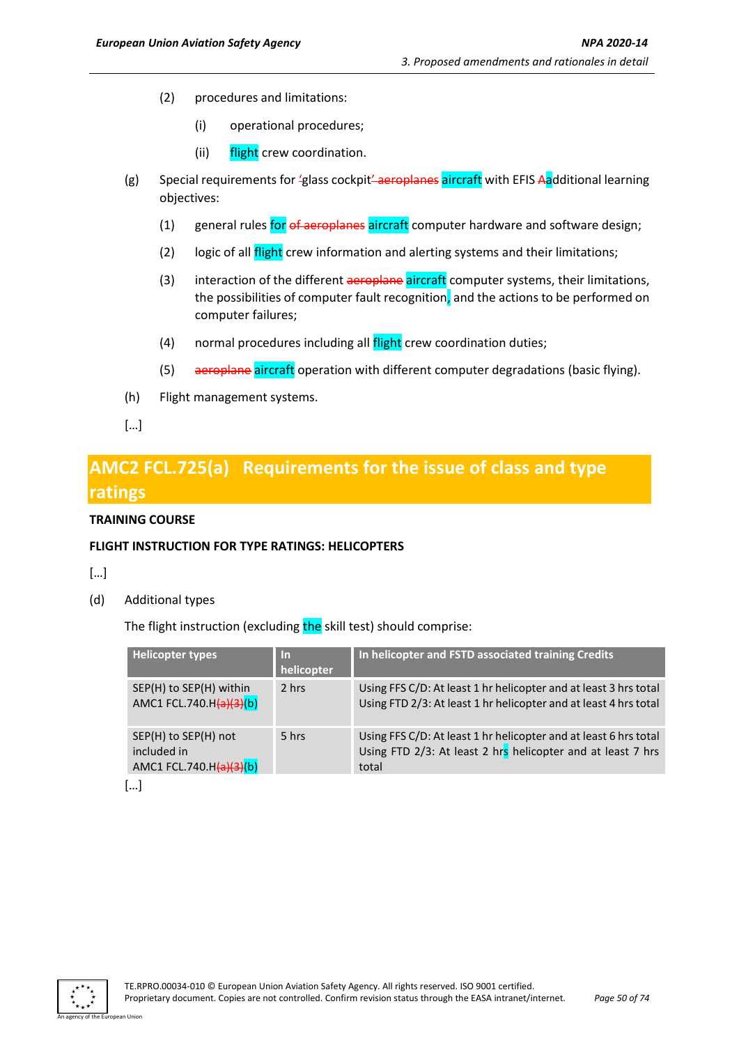(2) procedures and limitations:

(i) operational procedures;

(ii) flight crew coordination.

(g) Special requirements for 'glass cockpit' aeroplanes aircraft with EFIS Aadditional learning objectives:

(1) general rules for of aeroplanes aircraft computer hardware and software design;

(2) logic of all flight crew information and alerting systems and their limitations;

(3) interaction of the different aeroplane aircraft computer systems, their limitations, the possibilities of computer fault recognition, and the actions to be performed on computer failures;

(4) normal procedures including all flight crew coordination duties;

(5) aeroplane aircraft operation with different computer degradations (basic flying).

(h) Flight management systems.

[…]

## AMC2 FCL.725(a) Requirements for the issue of class and type ratings

**TRAINING COURSE**

**FLIGHT INSTRUCTION FOR TYPE RATINGS: HELICOPTERS**

[…]

(d) Additional types

The flight instruction (excluding the skill test) should comprise:

| Helicopter types | In helicopter | In helicopter and FSTD associated training Credits |
|---|---|---|
| SEP(H) to SEP(H) within AMC1 FCL.740.H(a)(3)(b) | 2 hrs | Using FFS C/D: At least 1 hr helicopter and at least 3 hrs total<br>Using FTD 2/3: At least 1 hr helicopter and at least 4 hrs total |
| SEP(H) to SEP(H) not included in AMC1 FCL.740.H(a)(3)(b) | 5 hrs | Using FFS C/D: At least 1 hr helicopter and at least 6 hrs total<br>Using FTD 2/3: At least 2 hrs helicopter and at least 7 hrs total |

[…]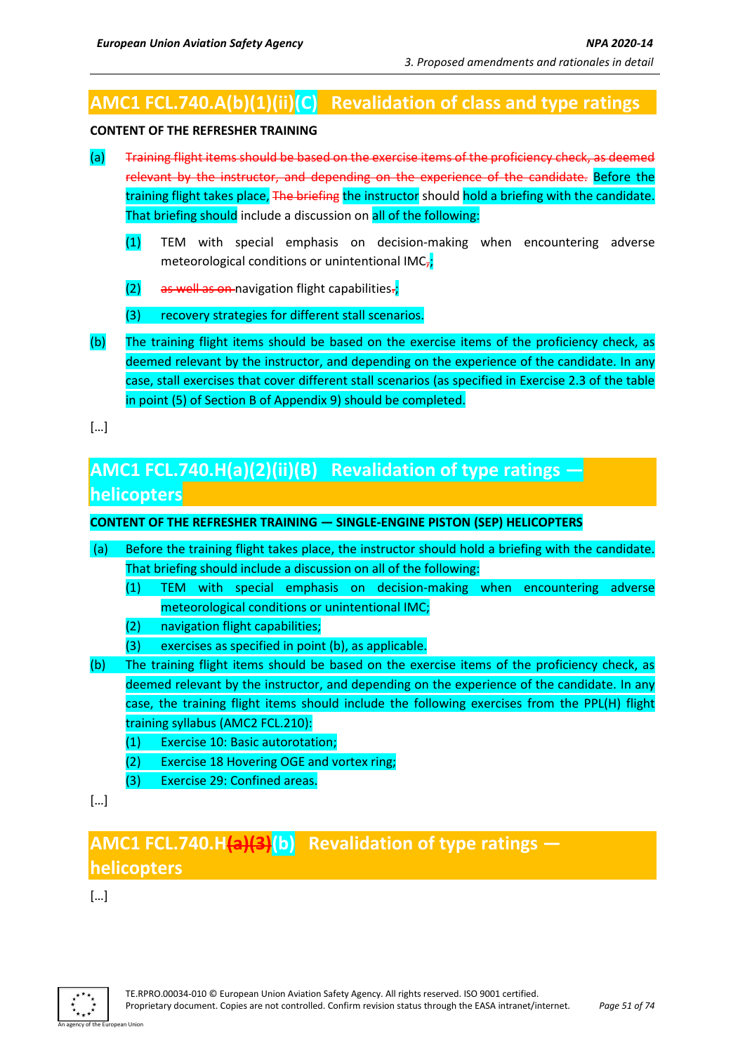## AMC1 FCL.740.A(b)(1)(ii)(C) Revalidation of class and type ratings

**CONTENT OF THE REFRESHER TRAINING**

(a) ~~Training flight items should be based on the exercise items of the proficiency check, as deemed relevant by the instructor, and depending on the experience of the candidate.~~ Before the training flight takes place, ~~The briefing~~ the instructor should hold a briefing with the candidate. That briefing should include a discussion on all of the following:

  (1) TEM with special emphasis on decision-making when encountering adverse meteorological conditions or unintentional IMC~~,~~;

  (2) ~~as well as on~~ navigation flight capabilities~~.~~;

  (3) recovery strategies for different stall scenarios.

(b) The training flight items should be based on the exercise items of the proficiency check, as deemed relevant by the instructor, and depending on the experience of the candidate. In any case, stall exercises that cover different stall scenarios (as specified in Exercise 2.3 of the table in point (5) of Section B of Appendix 9) should be completed.

[…]

## AMC1 FCL.740.H(a)(2)(ii)(B) Revalidation of type ratings — helicopters

**CONTENT OF THE REFRESHER TRAINING — SINGLE-ENGINE PISTON (SEP) HELICOPTERS**

(a) Before the training flight takes place, the instructor should hold a briefing with the candidate. That briefing should include a discussion on all of the following:

  (1) TEM with special emphasis on decision-making when encountering adverse meteorological conditions or unintentional IMC;

  (2) navigation flight capabilities;

  (3) exercises as specified in point (b), as applicable.

(b) The training flight items should be based on the exercise items of the proficiency check, as deemed relevant by the instructor, and depending on the experience of the candidate. In any case, the training flight items should include the following exercises from the PPL(H) flight training syllabus (AMC2 FCL.210):

  (1) Exercise 10: Basic autorotation;

  (2) Exercise 18 Hovering OGE and vortex ring;

  (3) Exercise 29: Confined areas.

[…]

## AMC1 FCL.740.H~~(a)(3)~~(b) Revalidation of type ratings — helicopters

[…]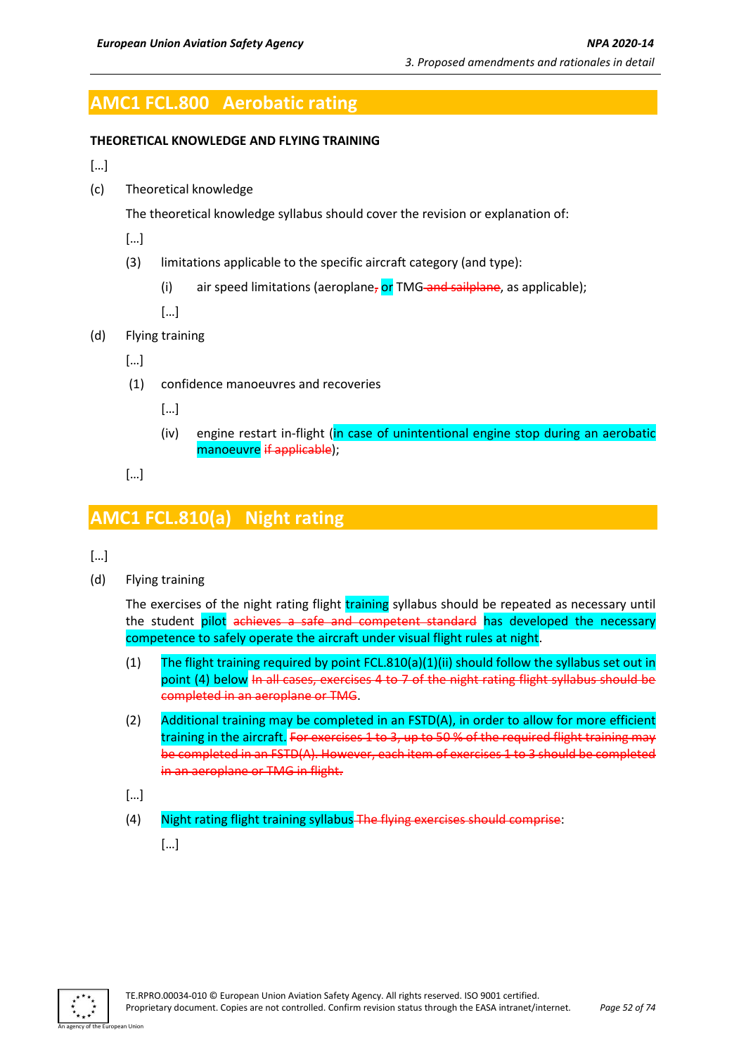# AMC1 FCL.800 Aerobatic rating

**THEORETICAL KNOWLEDGE AND FLYING TRAINING**

[…]

(c) Theoretical knowledge

The theoretical knowledge syllabus should cover the revision or explanation of:

[…]

(3) limitations applicable to the specific aircraft category (and type):

(i) air speed limitations (aeroplane~~,~~ or TMG ~~and sailplane~~, as applicable);

[…]

(d) Flying training

[…]

(1) confidence manoeuvres and recoveries

[…]

(iv) engine restart in-flight (in case of unintentional engine stop during an aerobatic manoeuvre ~~if applicable~~);

[…]

# AMC1 FCL.810(a) Night rating

[…]

(d) Flying training

The exercises of the night rating flight training syllabus should be repeated as necessary until the student pilot ~~achieves a safe and competent standard~~ has developed the necessary competence to safely operate the aircraft under visual flight rules at night.

(1) The flight training required by point FCL.810(a)(1)(ii) should follow the syllabus set out in point (4) below ~~In all cases, exercises 4 to 7 of the night rating flight syllabus should be completed in an aeroplane or TMG~~.

(2) Additional training may be completed in an FSTD(A), in order to allow for more efficient training in the aircraft. ~~For exercises 1 to 3, up to 50 % of the required flight training may be completed in an FSTD(A). However, each item of exercises 1 to 3 should be completed in an aeroplane or TMG in flight.~~

[…]

(4) Night rating flight training syllabus ~~The flying exercises should comprise~~:

[…]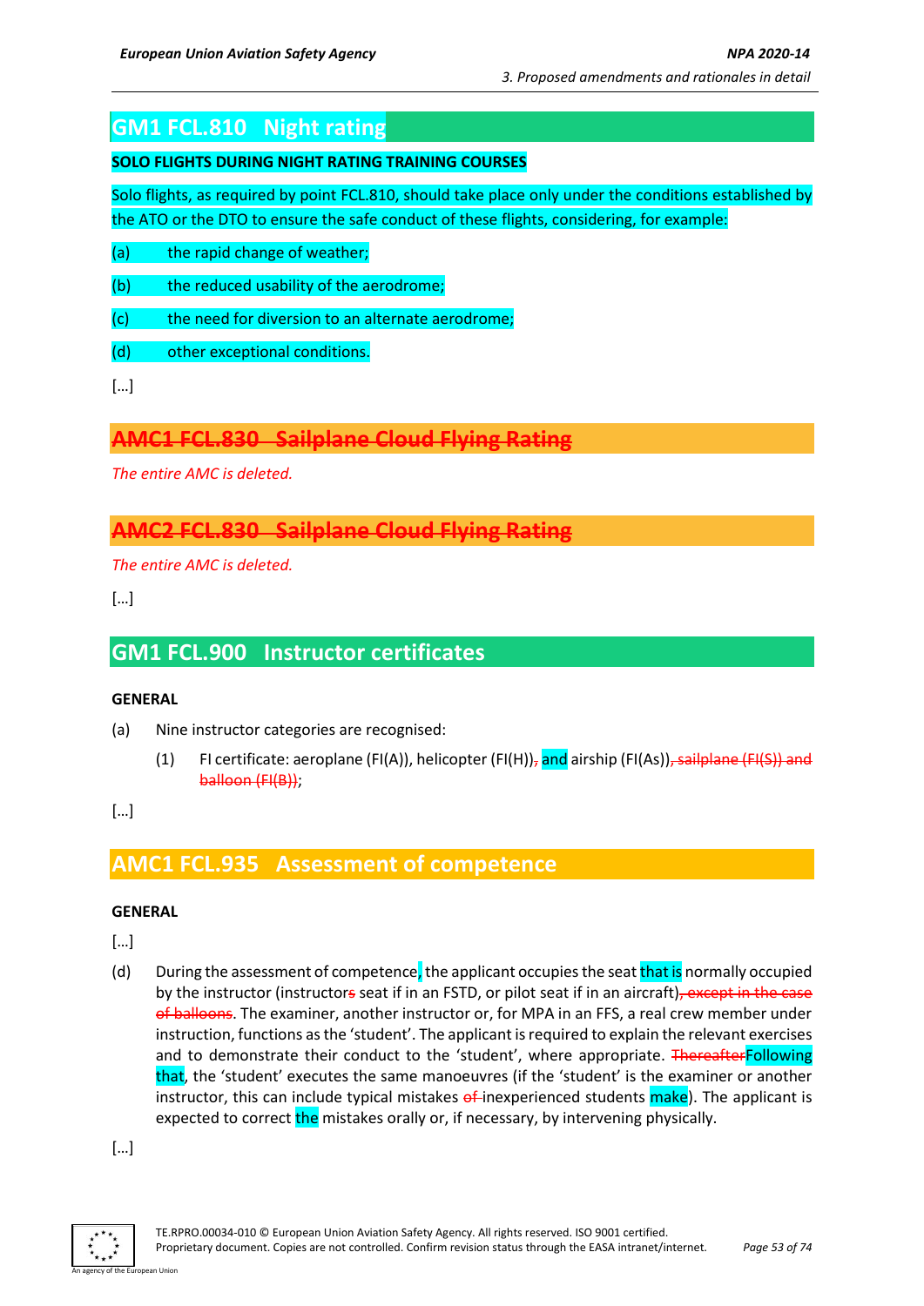## GM1 FCL.810 Night rating

**SOLO FLIGHTS DURING NIGHT RATING TRAINING COURSES**

Solo flights, as required by point FCL.810, should take place only under the conditions established by the ATO or the DTO to ensure the safe conduct of these flights, considering, for example:

(a) the rapid change of weather;

(b) the reduced usability of the aerodrome;

(c) the need for diversion to an alternate aerodrome;

(d) other exceptional conditions.

[…]

## ~~AMC1 FCL.830 Sailplane Cloud Flying Rating~~

*The entire AMC is deleted.*

## ~~AMC2 FCL.830 Sailplane Cloud Flying Rating~~

*The entire AMC is deleted.*

[…]

## GM1 FCL.900 Instructor certificates

**GENERAL**

(a) Nine instructor categories are recognised:

(1) FI certificate: aeroplane (FI(A)), helicopter (FI(H))~~,~~ and airship (FI(As))~~, sailplane (FI(S)) and balloon (FI(B))~~;

[…]

## AMC1 FCL.935 Assessment of competence

**GENERAL**

[…]

(d) During the assessment of competence, the applicant occupies the seat that is normally occupied by the instructor (instructor~~s~~ seat if in an FSTD, or pilot seat if in an aircraft)~~, except in the case of balloons~~. The examiner, another instructor or, for MPA in an FFS, a real crew member under instruction, functions as the 'student'. The applicant is required to explain the relevant exercises and to demonstrate their conduct to the 'student', where appropriate. ~~Thereafter~~Following that, the 'student' executes the same manoeuvres (if the 'student' is the examiner or another instructor, this can include typical mistakes ~~of~~ inexperienced students make). The applicant is expected to correct the mistakes orally or, if necessary, by intervening physically.

[…]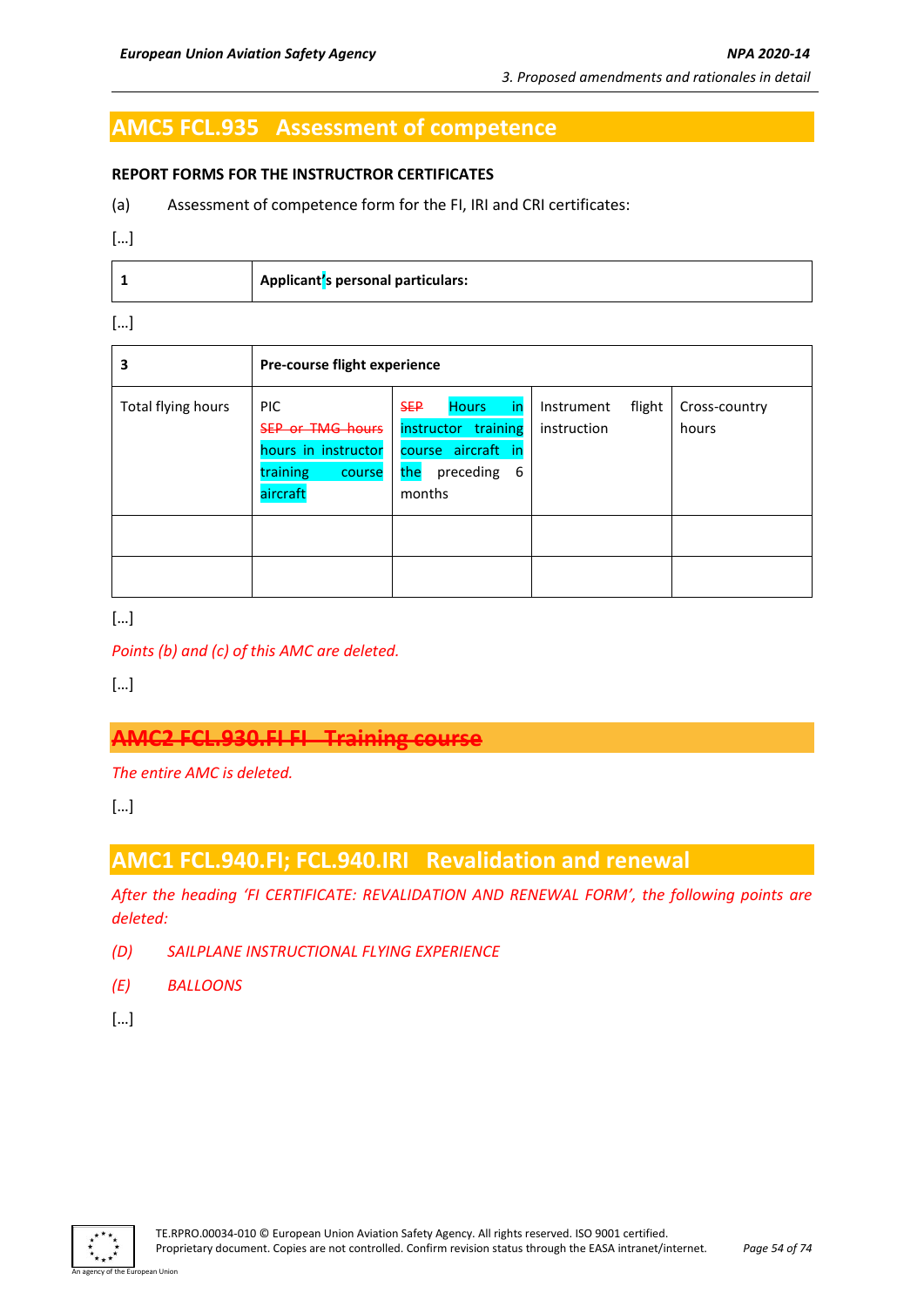## AMC5 FCL.935 Assessment of competence

**REPORT FORMS FOR THE INSTRUCTROR CERTIFICATES**

(a) Assessment of competence form for the FI, IRI and CRI certificates:

[…]

| **1** | **Applicant's personal particulars:** |
|---|---|

[…]

| **3** | **Pre-course flight experience** | | | |
|---|---|---|---|---|
| Total flying hours | PIC ~~SEP or TMG hours~~ hours in instructor training course aircraft | ~~SEP~~ Hours in instructor training course aircraft in the preceding 6 months | Instrument flight instruction | Cross-country hours |
| | | | | |
| | | | | |

[…]

*Points (b) and (c) of this AMC are deleted.*

[…]

## ~~AMC2 FCL.930.FI FI Training course~~

*The entire AMC is deleted.*

[…]

## AMC1 FCL.940.FI; FCL.940.IRI Revalidation and renewal

*After the heading 'FI CERTIFICATE: REVALIDATION AND RENEWAL FORM', the following points are deleted:*

*(D) SAILPLANE INSTRUCTIONAL FLYING EXPERIENCE*

*(E) BALLOONS*

[…]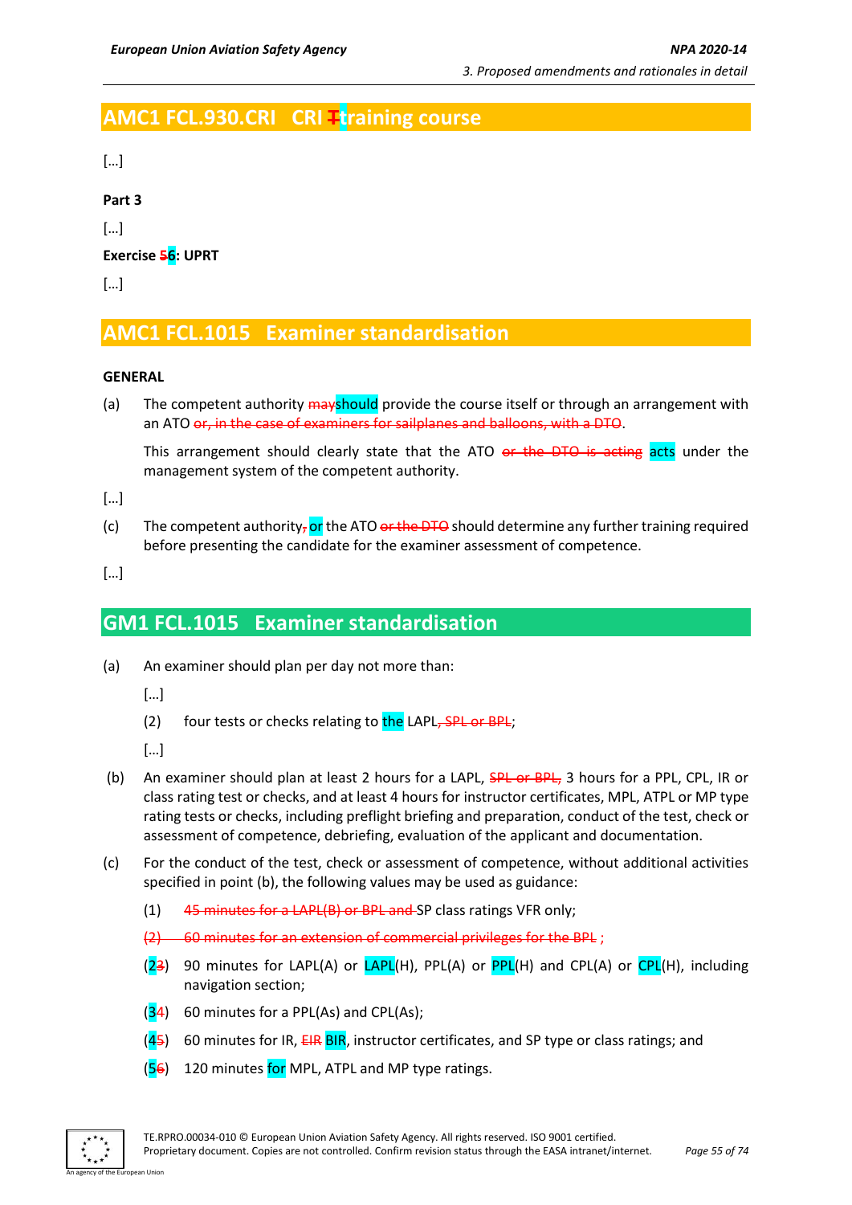## AMC1 FCL.930.CRI CRI ~~T~~training course

[…]

**Part 3**

[…]

**Exercise ~~5~~6: UPRT**

[…]

## AMC1 FCL.1015 Examiner standardisation

**GENERAL**

(a) The competent authority ~~may~~should provide the course itself or through an arrangement with an ATO ~~or, in the case of examiners for sailplanes and balloons, with a DTO~~.

This arrangement should clearly state that the ATO ~~or the DTO is acting~~ acts under the management system of the competent authority.

[…]

(c) The competent authority~~,~~ or the ATO ~~or the DTO~~ should determine any further training required before presenting the candidate for the examiner assessment of competence.

[…]

## GM1 FCL.1015 Examiner standardisation

(a) An examiner should plan per day not more than:

[…]

(2) four tests or checks relating to the LAPL~~, SPL or BPL~~;

[…]

(b) An examiner should plan at least 2 hours for a LAPL, ~~SPL or BPL,~~ 3 hours for a PPL, CPL, IR or class rating test or checks, and at least 4 hours for instructor certificates, MPL, ATPL or MP type rating tests or checks, including preflight briefing and preparation, conduct of the test, check or assessment of competence, debriefing, evaluation of the applicant and documentation.

(c) For the conduct of the test, check or assessment of competence, without additional activities specified in point (b), the following values may be used as guidance:

(1) ~~45 minutes for a LAPL(B) or BPL and~~ SP class ratings VFR only;

~~(2) 60 minutes for an extension of commercial privileges for the BPL ;~~

(2~~3~~) 90 minutes for LAPL(A) or LAPL(H), PPL(A) or PPL(H) and CPL(A) or CPL(H), including navigation section;

(3~~4~~) 60 minutes for a PPL(As) and CPL(As);

(4~~5~~) 60 minutes for IR, ~~EIR~~ BIR, instructor certificates, and SP type or class ratings; and

(5~~6~~) 120 minutes for MPL, ATPL and MP type ratings.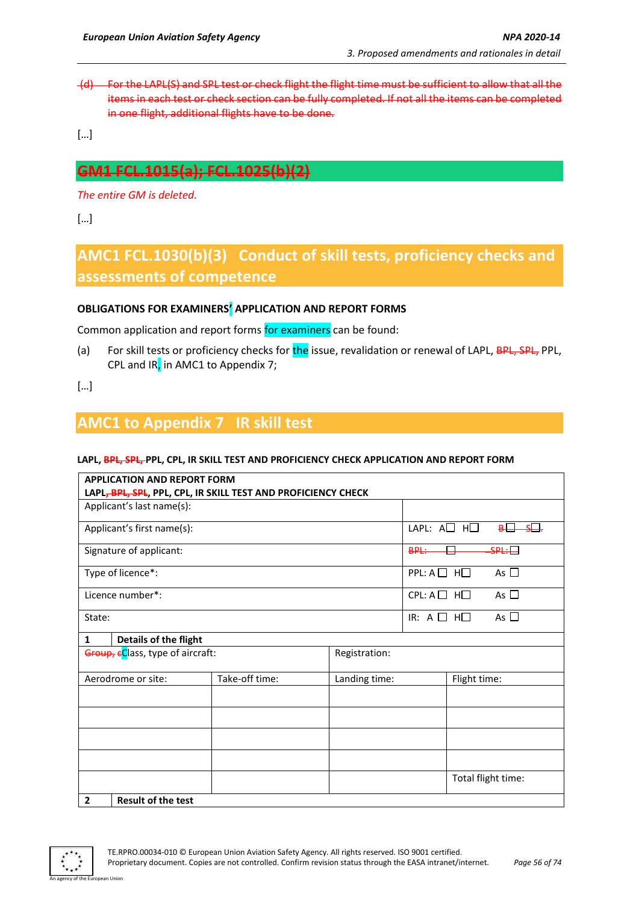~~(d) For the LAPL(S) and SPL test or check flight the flight time must be sufficient to allow that all the items in each test or check section can be fully completed. If not all the items can be completed in one flight, additional flights have to be done.~~

[…]

## ~~GM1 FCL.1015(a); FCL.1025(b)(2)~~

*The entire GM is deleted.*

[…]

## AMC1 FCL.1030(b)(3) Conduct of skill tests, proficiency checks and assessments of competence

**OBLIGATIONS FOR EXAMINERS' APPLICATION AND REPORT FORMS**

Common application and report forms for examiners can be found:

(a) For skill tests or proficiency checks for the issue, revalidation or renewal of LAPL, ~~BPL, SPL,~~ PPL, CPL and IR, in AMC1 to Appendix 7;

[…]

## AMC1 to Appendix 7 IR skill test

**LAPL, ~~BPL, SPL,~~ PPL, CPL, IR SKILL TEST AND PROFICIENCY CHECK APPLICATION AND REPORT FORM**

| **APPLICATION AND REPORT FORM**<br>**LAPL~~, BPL, SPL~~, PPL, CPL, IR SKILL TEST AND PROFICIENCY CHECK** | | | |
|---|---|---|---|
| Applicant's last name(s): | | | |
| Applicant's first name(s): | | LAPL: A☐ H☐ ~~B☐ S☐~~ | |
| Signature of applicant: | | ~~BPL: ☐ SPL: ☐~~ | |
| Type of licence*: | | PPL: A☐ H☐ As ☐ | |
| Licence number*: | | CPL: A☐ H☐ As ☐ | |
| State: | | IR: A ☐ H☐ As ☐ | |
| **1 Details of the flight** | | | |
| ~~Group,~~ ~~c~~Class, type of aircraft: | | Registration: | |
| Aerodrome or site: | Take-off time: | Landing time: | Flight time: |
| | | | |
| | | | |
| | | | |
| | | | |
| | | | Total flight time: |
| **2 Result of the test** | | | |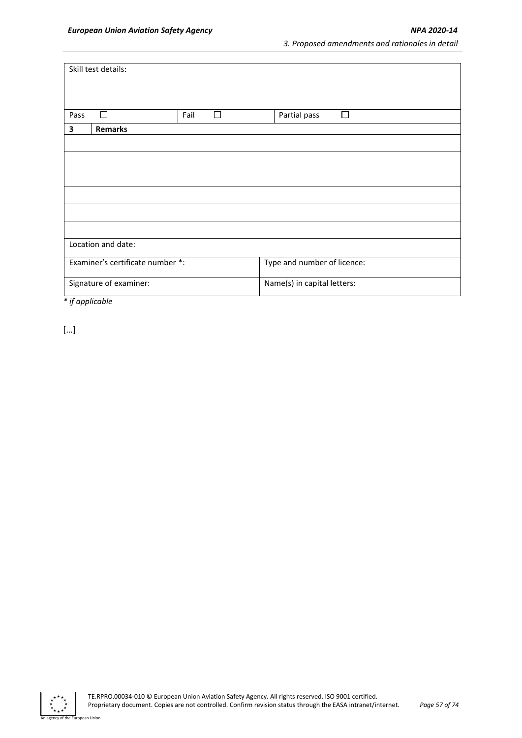| Skill test details: | | | | | |
|---|---|---|---|---|---|
| Pass | ☐ | Fail | ☐ | Partial pass | ☐ |
| **3** | **Remarks** | | | | |
| | | | | | |
| | | | | | |
| | | | | | |
| | | | | | |
| | | | | | |
| | | | | | |
| Location and date: | | | | | |
| Examiner's certificate number *: | | | Type and number of licence: | | |
| Signature of examiner: | | | Name(s) in capital letters: | | |

*\* if applicable*

[…]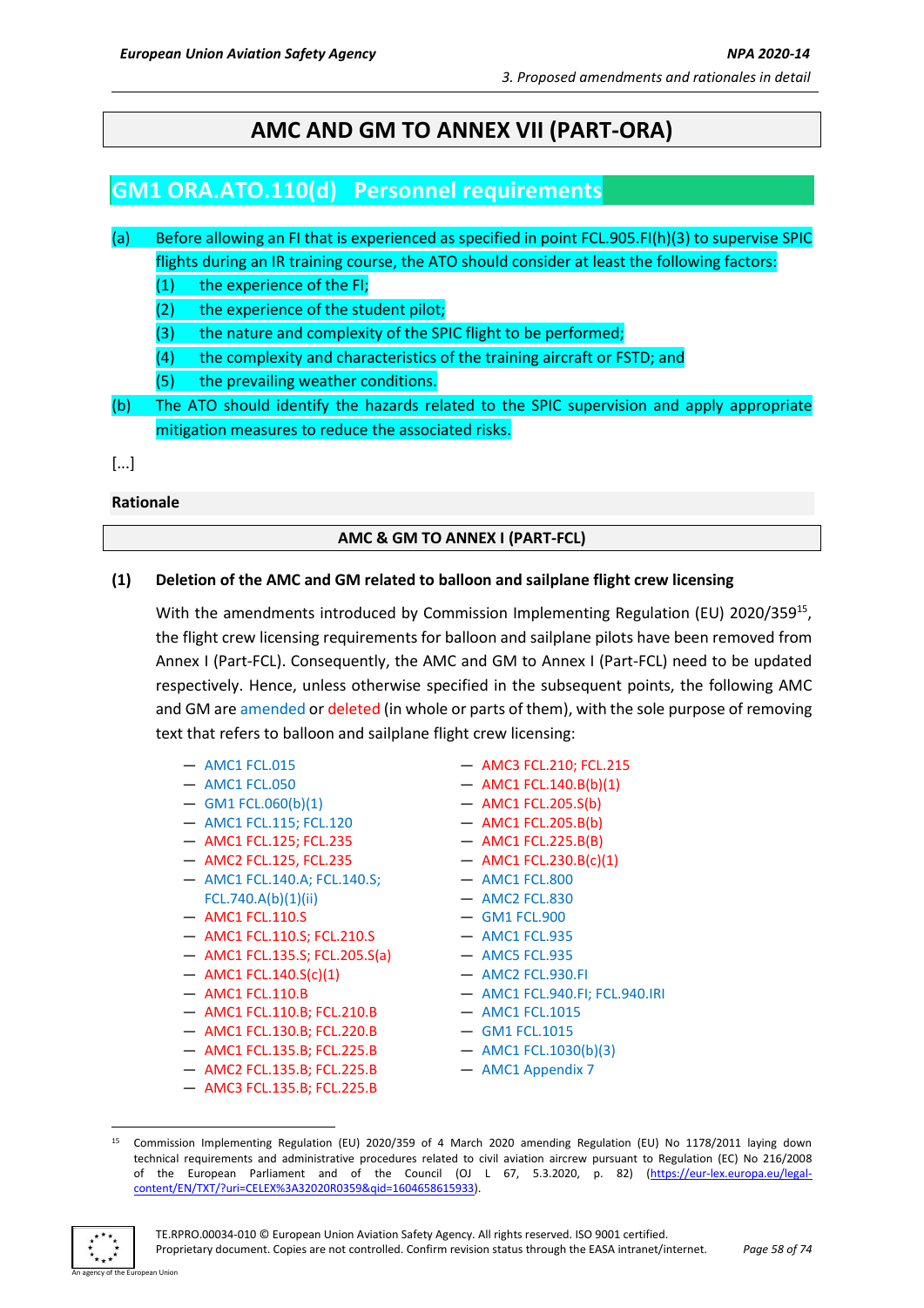# AMC AND GM TO ANNEX VII (PART-ORA)

## GM1 ORA.ATO.110(d) Personnel requirements

(a) Before allowing an FI that is experienced as specified in point FCL.905.FI(h)(3) to supervise SPIC flights during an IR training course, the ATO should consider at least the following factors:

(1) the experience of the FI;

(2) the experience of the student pilot;

(3) the nature and complexity of the SPIC flight to be performed;

(4) the complexity and characteristics of the training aircraft or FSTD; and

(5) the prevailing weather conditions.

(b) The ATO should identify the hazards related to the SPIC supervision and apply appropriate mitigation measures to reduce the associated risks.

[...]

**Rationale**

**AMC & GM TO ANNEX I (PART-FCL)**

**(1) Deletion of the AMC and GM related to balloon and sailplane flight crew licensing**

With the amendments introduced by Commission Implementing Regulation (EU) 2020/359[15], the flight crew licensing requirements for balloon and sailplane pilots have been removed from Annex I (Part-FCL). Consequently, the AMC and GM to Annex I (Part-FCL) need to be updated respectively. Hence, unless otherwise specified in the subsequent points, the following AMC and GM are amended or deleted (in whole or parts of them), with the sole purpose of removing text that refers to balloon and sailplane flight crew licensing:

- AMC1 FCL.015
- AMC1 FCL.050
- GM1 FCL.060(b)(1)
- AMC1 FCL.115; FCL.120
- AMC1 FCL.125; FCL.235
- AMC2 FCL.125, FCL.235
- AMC1 FCL.140.A; FCL.140.S; FCL.740.A(b)(1)(ii)
- AMC1 FCL.110.S
- AMC1 FCL.110.S; FCL.210.S
- AMC1 FCL.135.S; FCL.205.S(a)
- AMC1 FCL.140.S(c)(1)
- AMC1 FCL.110.B
- AMC1 FCL.110.B; FCL.210.B
- AMC1 FCL.130.B; FCL.220.B
- AMC1 FCL.135.B; FCL.225.B
- AMC2 FCL.135.B; FCL.225.B
- AMC3 FCL.135.B; FCL.225.B
- AMC3 FCL.210; FCL.215
- AMC1 FCL.140.B(b)(1)
- AMC1 FCL.205.S(b)
- AMC1 FCL.205.B(b)
- AMC1 FCL.225.B(B)
- AMC1 FCL.230.B(c)(1)
- AMC1 FCL.800
- AMC2 FCL.830
- GM1 FCL.900
- AMC1 FCL.935
- AMC5 FCL.935
- AMC2 FCL.930.FI
- AMC1 FCL.940.FI; FCL.940.IRI
- AMC1 FCL.1015
- GM1 FCL.1015
- AMC1 FCL.1030(b)(3)
- AMC1 Appendix 7

[15] Commission Implementing Regulation (EU) 2020/359 of 4 March 2020 amending Regulation (EU) No 1178/2011 laying down technical requirements and administrative procedures related to civil aviation aircrew pursuant to Regulation (EC) No 216/2008 of the European Parliament and of the Council (OJ L 67, 5.3.2020, p. 82) (https://eur-lex.europa.eu/legal-content/EN/TXT/?uri=CELEX%3A32020R0359&qid=1604658615933).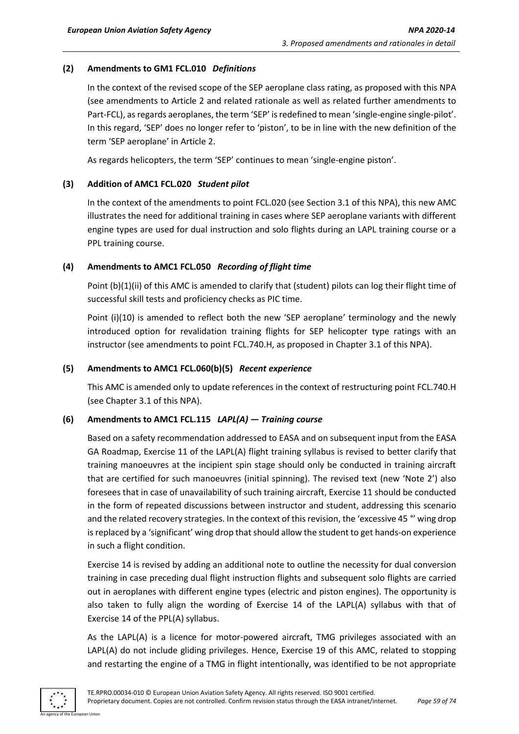### (2) Amendments to GM1 FCL.010 *Definitions*

In the context of the revised scope of the SEP aeroplane class rating, as proposed with this NPA (see amendments to Article 2 and related rationale as well as related further amendments to Part-FCL), as regards aeroplanes, the term 'SEP' is redefined to mean 'single-engine single-pilot'. In this regard, 'SEP' does no longer refer to 'piston', to be in line with the new definition of the term 'SEP aeroplane' in Article 2.

As regards helicopters, the term 'SEP' continues to mean 'single-engine piston'.

### (3) Addition of AMC1 FCL.020 *Student pilot*

In the context of the amendments to point FCL.020 (see Section 3.1 of this NPA), this new AMC illustrates the need for additional training in cases where SEP aeroplane variants with different engine types are used for dual instruction and solo flights during an LAPL training course or a PPL training course.

### (4) Amendments to AMC1 FCL.050 *Recording of flight time*

Point (b)(1)(ii) of this AMC is amended to clarify that (student) pilots can log their flight time of successful skill tests and proficiency checks as PIC time.

Point (i)(10) is amended to reflect both the new 'SEP aeroplane' terminology and the newly introduced option for revalidation training flights for SEP helicopter type ratings with an instructor (see amendments to point FCL.740.H, as proposed in Chapter 3.1 of this NPA).

### (5) Amendments to AMC1 FCL.060(b)(5) *Recent experience*

This AMC is amended only to update references in the context of restructuring point FCL.740.H (see Chapter 3.1 of this NPA).

### (6) Amendments to AMC1 FCL.115 *LAPL(A) — Training course*

Based on a safety recommendation addressed to EASA and on subsequent input from the EASA GA Roadmap, Exercise 11 of the LAPL(A) flight training syllabus is revised to better clarify that training manoeuvres at the incipient spin stage should only be conducted in training aircraft that are certified for such manoeuvres (initial spinning). The revised text (new 'Note 2') also foresees that in case of unavailability of such training aircraft, Exercise 11 should be conducted in the form of repeated discussions between instructor and student, addressing this scenario and the related recovery strategies. In the context of this revision, the 'excessive 45 °' wing drop is replaced by a 'significant' wing drop that should allow the student to get hands-on experience in such a flight condition.

Exercise 14 is revised by adding an additional note to outline the necessity for dual conversion training in case preceding dual flight instruction flights and subsequent solo flights are carried out in aeroplanes with different engine types (electric and piston engines). The opportunity is also taken to fully align the wording of Exercise 14 of the LAPL(A) syllabus with that of Exercise 14 of the PPL(A) syllabus.

As the LAPL(A) is a licence for motor-powered aircraft, TMG privileges associated with an LAPL(A) do not include gliding privileges. Hence, Exercise 19 of this AMC, related to stopping and restarting the engine of a TMG in flight intentionally, was identified to be not appropriate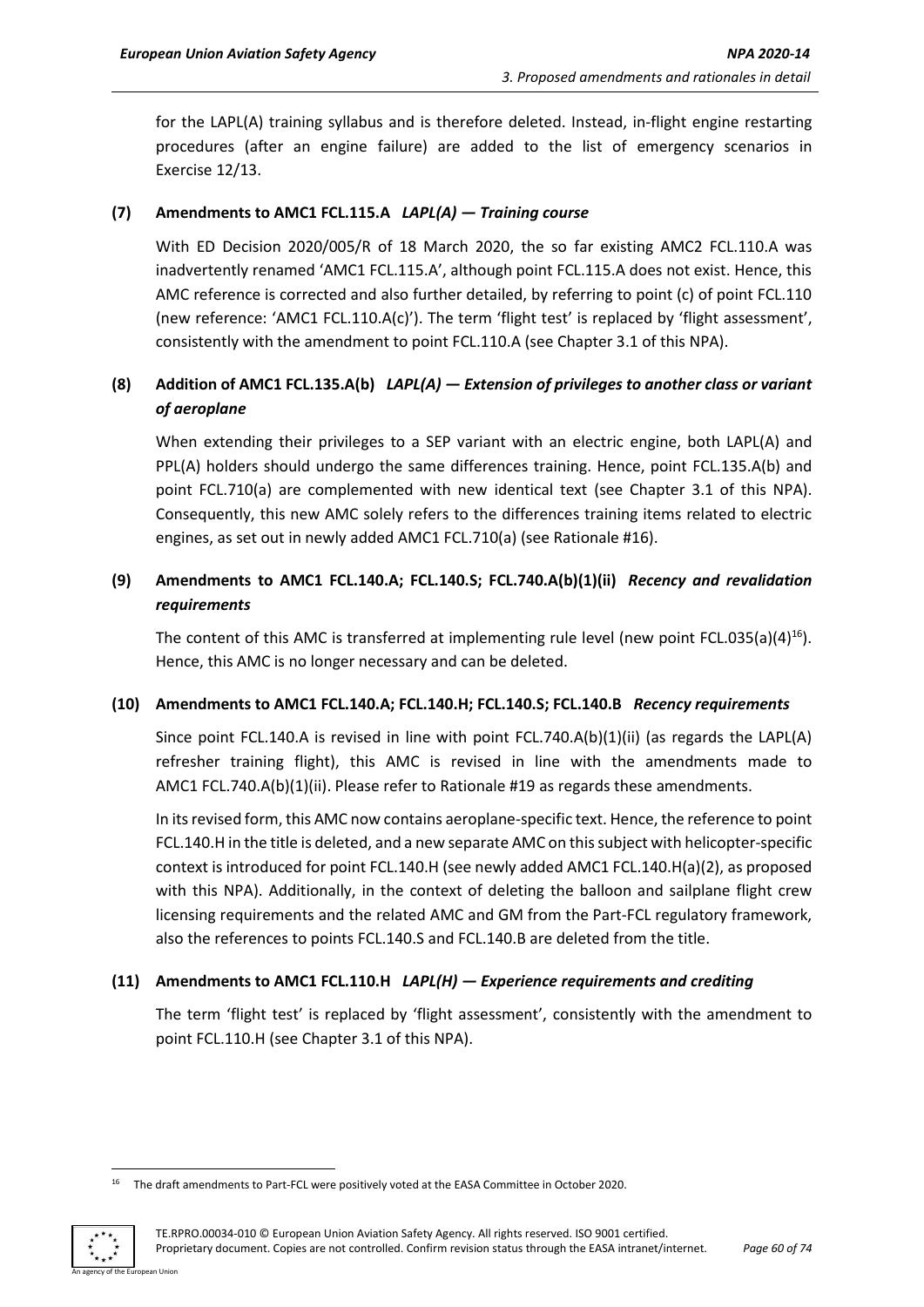for the LAPL(A) training syllabus and is therefore deleted. Instead, in-flight engine restarting procedures (after an engine failure) are added to the list of emergency scenarios in Exercise 12/13.

**(7) Amendments to AMC1 FCL.115.A** ***LAPL(A) — Training course***

With ED Decision 2020/005/R of 18 March 2020, the so far existing AMC2 FCL.110.A was inadvertently renamed 'AMC1 FCL.115.A', although point FCL.115.A does not exist. Hence, this AMC reference is corrected and also further detailed, by referring to point (c) of point FCL.110 (new reference: 'AMC1 FCL.110.A(c)'). The term 'flight test' is replaced by 'flight assessment', consistently with the amendment to point FCL.110.A (see Chapter 3.1 of this NPA).

**(8) Addition of AMC1 FCL.135.A(b)** ***LAPL(A) — Extension of privileges to another class or variant of aeroplane***

When extending their privileges to a SEP variant with an electric engine, both LAPL(A) and PPL(A) holders should undergo the same differences training. Hence, point FCL.135.A(b) and point FCL.710(a) are complemented with new identical text (see Chapter 3.1 of this NPA). Consequently, this new AMC solely refers to the differences training items related to electric engines, as set out in newly added AMC1 FCL.710(a) (see Rationale #16).

**(9) Amendments to AMC1 FCL.140.A; FCL.140.S; FCL.740.A(b)(1)(ii)** ***Recency and revalidation requirements***

The content of this AMC is transferred at implementing rule level (new point FCL.035(a)(4)[16]). Hence, this AMC is no longer necessary and can be deleted.

**(10) Amendments to AMC1 FCL.140.A; FCL.140.H; FCL.140.S; FCL.140.B** ***Recency requirements***

Since point FCL.140.A is revised in line with point FCL.740.A(b)(1)(ii) (as regards the LAPL(A) refresher training flight), this AMC is revised in line with the amendments made to AMC1 FCL.740.A(b)(1)(ii). Please refer to Rationale #19 as regards these amendments.

In its revised form, this AMC now contains aeroplane-specific text. Hence, the reference to point FCL.140.H in the title is deleted, and a new separate AMC on this subject with helicopter-specific context is introduced for point FCL.140.H (see newly added AMC1 FCL.140.H(a)(2), as proposed with this NPA). Additionally, in the context of deleting the balloon and sailplane flight crew licensing requirements and the related AMC and GM from the Part-FCL regulatory framework, also the references to points FCL.140.S and FCL.140.B are deleted from the title.

**(11) Amendments to AMC1 FCL.110.H** ***LAPL(H) — Experience requirements and crediting***

The term 'flight test' is replaced by 'flight assessment', consistently with the amendment to point FCL.110.H (see Chapter 3.1 of this NPA).

[16] The draft amendments to Part-FCL were positively voted at the EASA Committee in October 2020.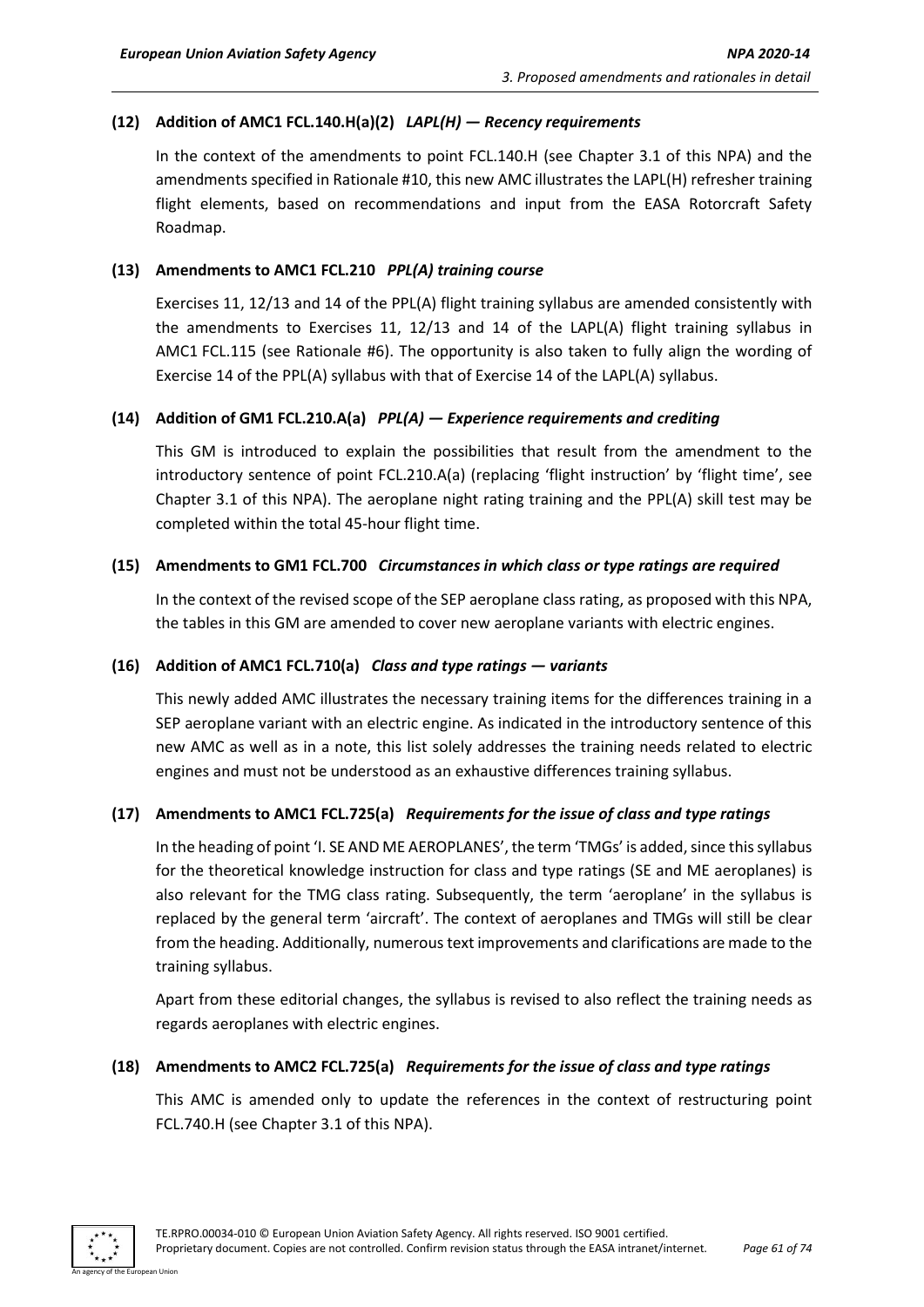#### (12) Addition of AMC1 FCL.140.H(a)(2) *LAPL(H) — Recency requirements*

In the context of the amendments to point FCL.140.H (see Chapter 3.1 of this NPA) and the amendments specified in Rationale #10, this new AMC illustrates the LAPL(H) refresher training flight elements, based on recommendations and input from the EASA Rotorcraft Safety Roadmap.

#### (13) Amendments to AMC1 FCL.210 *PPL(A) training course*

Exercises 11, 12/13 and 14 of the PPL(A) flight training syllabus are amended consistently with the amendments to Exercises 11, 12/13 and 14 of the LAPL(A) flight training syllabus in AMC1 FCL.115 (see Rationale #6). The opportunity is also taken to fully align the wording of Exercise 14 of the PPL(A) syllabus with that of Exercise 14 of the LAPL(A) syllabus.

#### (14) Addition of GM1 FCL.210.A(a) *PPL(A) — Experience requirements and crediting*

This GM is introduced to explain the possibilities that result from the amendment to the introductory sentence of point FCL.210.A(a) (replacing 'flight instruction' by 'flight time', see Chapter 3.1 of this NPA). The aeroplane night rating training and the PPL(A) skill test may be completed within the total 45-hour flight time.

#### (15) Amendments to GM1 FCL.700 *Circumstances in which class or type ratings are required*

In the context of the revised scope of the SEP aeroplane class rating, as proposed with this NPA, the tables in this GM are amended to cover new aeroplane variants with electric engines.

#### (16) Addition of AMC1 FCL.710(a) *Class and type ratings — variants*

This newly added AMC illustrates the necessary training items for the differences training in a SEP aeroplane variant with an electric engine. As indicated in the introductory sentence of this new AMC as well as in a note, this list solely addresses the training needs related to electric engines and must not be understood as an exhaustive differences training syllabus.

#### (17) Amendments to AMC1 FCL.725(a) *Requirements for the issue of class and type ratings*

In the heading of point 'I. SE AND ME AEROPLANES', the term 'TMGs' is added, since this syllabus for the theoretical knowledge instruction for class and type ratings (SE and ME aeroplanes) is also relevant for the TMG class rating. Subsequently, the term 'aeroplane' in the syllabus is replaced by the general term 'aircraft'. The context of aeroplanes and TMGs will still be clear from the heading. Additionally, numerous text improvements and clarifications are made to the training syllabus.

Apart from these editorial changes, the syllabus is revised to also reflect the training needs as regards aeroplanes with electric engines.

#### (18) Amendments to AMC2 FCL.725(a) *Requirements for the issue of class and type ratings*

This AMC is amended only to update the references in the context of restructuring point FCL.740.H (see Chapter 3.1 of this NPA).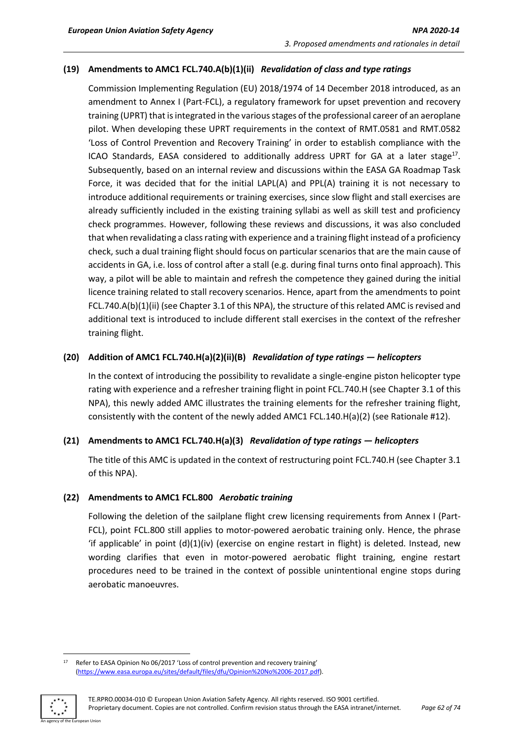### (19) Amendments to AMC1 FCL.740.A(b)(1)(ii) *Revalidation of class and type ratings*

Commission Implementing Regulation (EU) 2018/1974 of 14 December 2018 introduced, as an amendment to Annex I (Part-FCL), a regulatory framework for upset prevention and recovery training (UPRT) that is integrated in the various stages of the professional career of an aeroplane pilot. When developing these UPRT requirements in the context of RMT.0581 and RMT.0582 'Loss of Control Prevention and Recovery Training' in order to establish compliance with the ICAO Standards, EASA considered to additionally address UPRT for GA at a later stage[17]. Subsequently, based on an internal review and discussions within the EASA GA Roadmap Task Force, it was decided that for the initial LAPL(A) and PPL(A) training it is not necessary to introduce additional requirements or training exercises, since slow flight and stall exercises are already sufficiently included in the existing training syllabi as well as skill test and proficiency check programmes. However, following these reviews and discussions, it was also concluded that when revalidating a class rating with experience and a training flight instead of a proficiency check, such a dual training flight should focus on particular scenarios that are the main cause of accidents in GA, i.e. loss of control after a stall (e.g. during final turns onto final approach). This way, a pilot will be able to maintain and refresh the competence they gained during the initial licence training related to stall recovery scenarios. Hence, apart from the amendments to point FCL.740.A(b)(1)(ii) (see Chapter 3.1 of this NPA), the structure of this related AMC is revised and additional text is introduced to include different stall exercises in the context of the refresher training flight.

### (20) Addition of AMC1 FCL.740.H(a)(2)(ii)(B) *Revalidation of type ratings — helicopters*

In the context of introducing the possibility to revalidate a single-engine piston helicopter type rating with experience and a refresher training flight in point FCL.740.H (see Chapter 3.1 of this NPA), this newly added AMC illustrates the training elements for the refresher training flight, consistently with the content of the newly added AMC1 FCL.140.H(a)(2) (see Rationale #12).

### (21) Amendments to AMC1 FCL.740.H(a)(3) *Revalidation of type ratings — helicopters*

The title of this AMC is updated in the context of restructuring point FCL.740.H (see Chapter 3.1 of this NPA).

### (22) Amendments to AMC1 FCL.800 *Aerobatic training*

Following the deletion of the sailplane flight crew licensing requirements from Annex I (Part-FCL), point FCL.800 still applies to motor-powered aerobatic training only. Hence, the phrase 'if applicable' in point (d)(1)(iv) (exercise on engine restart in flight) is deleted. Instead, new wording clarifies that even in motor-powered aerobatic flight training, engine restart procedures need to be trained in the context of possible unintentional engine stops during aerobatic manoeuvres.

---

[17] Refer to EASA Opinion No 06/2017 'Loss of control prevention and recovery training' (https://www.easa.europa.eu/sites/default/files/dfu/Opinion%20No%2006-2017.pdf).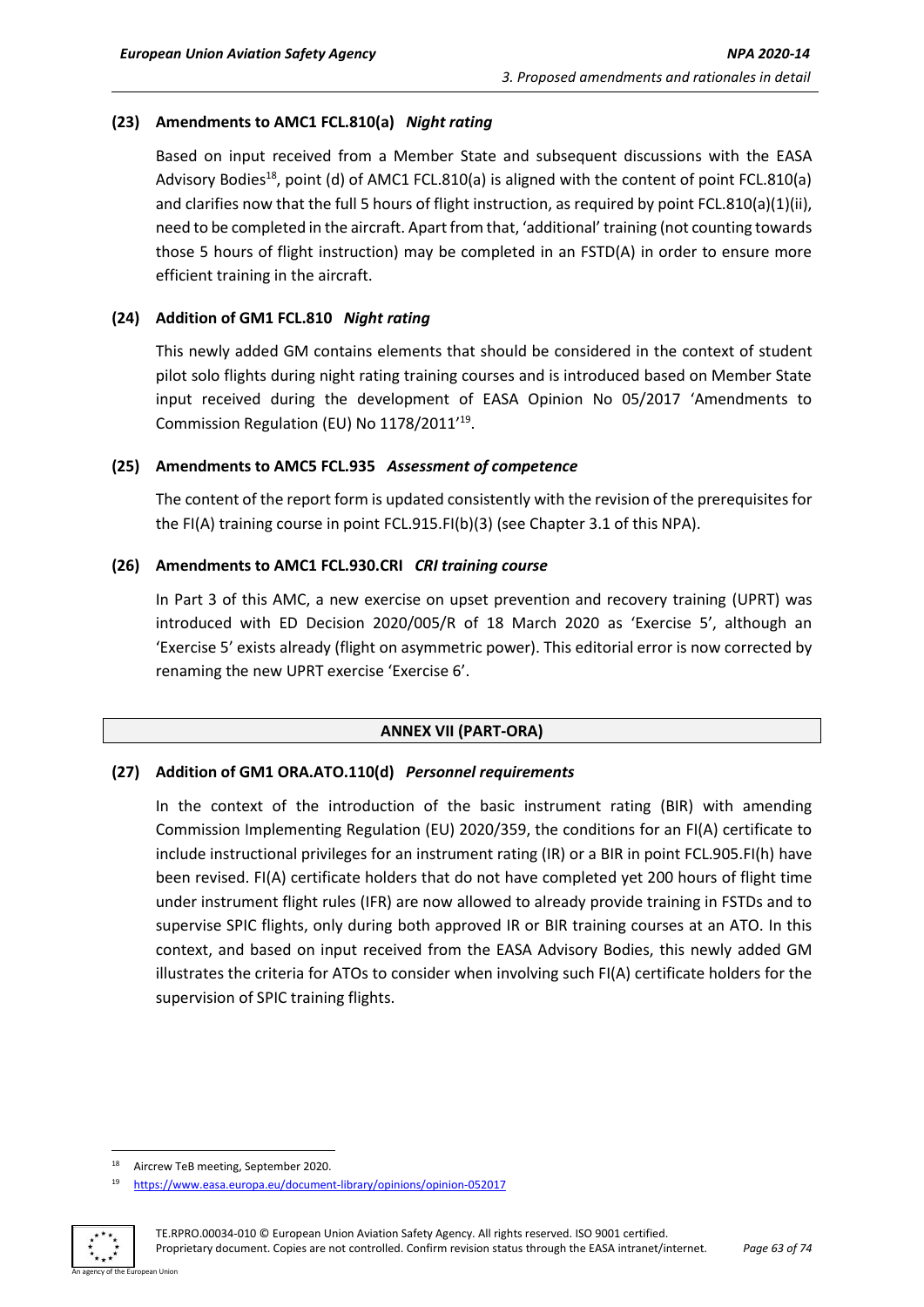### (23) Amendments to AMC1 FCL.810(a) *Night rating*

Based on input received from a Member State and subsequent discussions with the EASA Advisory Bodies[18], point (d) of AMC1 FCL.810(a) is aligned with the content of point FCL.810(a) and clarifies now that the full 5 hours of flight instruction, as required by point FCL.810(a)(1)(ii), need to be completed in the aircraft. Apart from that, 'additional' training (not counting towards those 5 hours of flight instruction) may be completed in an FSTD(A) in order to ensure more efficient training in the aircraft.

### (24) Addition of GM1 FCL.810 *Night rating*

This newly added GM contains elements that should be considered in the context of student pilot solo flights during night rating training courses and is introduced based on Member State input received during the development of EASA Opinion No 05/2017 'Amendments to Commission Regulation (EU) No 1178/2011'[19].

### (25) Amendments to AMC5 FCL.935 *Assessment of competence*

The content of the report form is updated consistently with the revision of the prerequisites for the FI(A) training course in point FCL.915.FI(b)(3) (see Chapter 3.1 of this NPA).

### (26) Amendments to AMC1 FCL.930.CRI *CRI training course*

In Part 3 of this AMC, a new exercise on upset prevention and recovery training (UPRT) was introduced with ED Decision 2020/005/R of 18 March 2020 as 'Exercise 5', although an 'Exercise 5' exists already (flight on asymmetric power). This editorial error is now corrected by renaming the new UPRT exercise 'Exercise 6'.

## ANNEX VII (PART-ORA)

### (27) Addition of GM1 ORA.ATO.110(d) *Personnel requirements*

In the context of the introduction of the basic instrument rating (BIR) with amending Commission Implementing Regulation (EU) 2020/359, the conditions for an FI(A) certificate to include instructional privileges for an instrument rating (IR) or a BIR in point FCL.905.FI(h) have been revised. FI(A) certificate holders that do not have completed yet 200 hours of flight time under instrument flight rules (IFR) are now allowed to already provide training in FSTDs and to supervise SPIC flights, only during both approved IR or BIR training courses at an ATO. In this context, and based on input received from the EASA Advisory Bodies, this newly added GM illustrates the criteria for ATOs to consider when involving such FI(A) certificate holders for the supervision of SPIC training flights.

---

[18] Aircrew TeB meeting, September 2020.

[19] https://www.easa.europa.eu/document-library/opinions/opinion-052017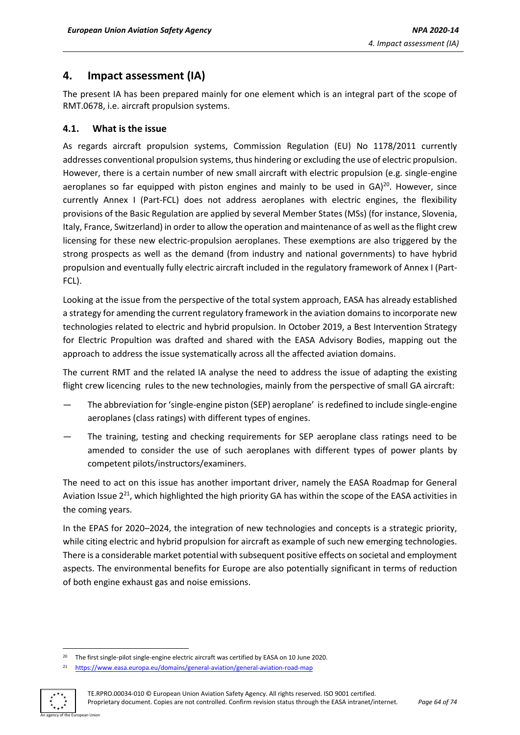## 4. Impact assessment (IA)

The present IA has been prepared mainly for one element which is an integral part of the scope of RMT.0678, i.e. aircraft propulsion systems.

### 4.1. What is the issue

As regards aircraft propulsion systems, Commission Regulation (EU) No 1178/2011 currently addresses conventional propulsion systems, thus hindering or excluding the use of electric propulsion. However, there is a certain number of new small aircraft with electric propulsion (e.g. single-engine aeroplanes so far equipped with piston engines and mainly to be used in GA)[20]. However, since currently Annex I (Part-FCL) does not address aeroplanes with electric engines, the flexibility provisions of the Basic Regulation are applied by several Member States (MSs) (for instance, Slovenia, Italy, France, Switzerland) in order to allow the operation and maintenance of as well as the flight crew licensing for these new electric-propulsion aeroplanes. These exemptions are also triggered by the strong prospects as well as the demand (from industry and national governments) to have hybrid propulsion and eventually fully electric aircraft included in the regulatory framework of Annex I (Part-FCL).

Looking at the issue from the perspective of the total system approach, EASA has already established a strategy for amending the current regulatory framework in the aviation domains to incorporate new technologies related to electric and hybrid propulsion. In October 2019, a Best Intervention Strategy for Electric Propultion was drafted and shared with the EASA Advisory Bodies, mapping out the approach to address the issue systematically across all the affected aviation domains.

The current RMT and the related IA analyse the need to address the issue of adapting the existing flight crew licencing rules to the new technologies, mainly from the perspective of small GA aircraft:

— The abbreviation for 'single-engine piston (SEP) aeroplane' is redefined to include single-engine aeroplanes (class ratings) with different types of engines.

— The training, testing and checking requirements for SEP aeroplane class ratings need to be amended to consider the use of such aeroplanes with different types of power plants by competent pilots/instructors/examiners.

The need to act on this issue has another important driver, namely the EASA Roadmap for General Aviation Issue 2[21], which highlighted the high priority GA has within the scope of the EASA activities in the coming years.

In the EPAS for 2020–2024, the integration of new technologies and concepts is a strategic priority, while citing electric and hybrid propulsion for aircraft as example of such new emerging technologies. There is a considerable market potential with subsequent positive effects on societal and employment aspects. The environmental benefits for Europe are also potentially significant in terms of reduction of both engine exhaust gas and noise emissions.

---

[20] The first single-pilot single-engine electric aircraft was certified by EASA on 10 June 2020.

[21] https://www.easa.europa.eu/domains/general-aviation/general-aviation-road-map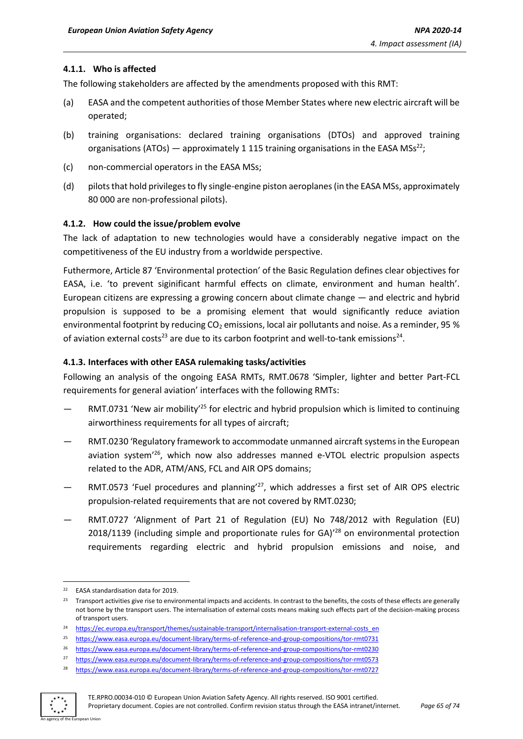#### 4.1.1. Who is affected

The following stakeholders are affected by the amendments proposed with this RMT:

(a) EASA and the competent authorities of those Member States where new electric aircraft will be operated;

(b) training organisations: declared training organisations (DTOs) and approved training organisations (ATOs) — approximately 1 115 training organisations in the EASA MSs[22];

(c) non-commercial operators in the EASA MSs;

(d) pilots that hold privileges to fly single-engine piston aeroplanes (in the EASA MSs, approximately 80 000 are non-professional pilots).

#### 4.1.2. How could the issue/problem evolve

The lack of adaptation to new technologies would have a considerably negative impact on the competitiveness of the EU industry from a worldwide perspective.

Futhermore, Article 87 'Environmental protection' of the Basic Regulation defines clear objectives for EASA, i.e. 'to prevent siginificant harmful effects on climate, environment and human health'. European citizens are expressing a growing concern about climate change — and electric and hybrid propulsion is supposed to be a promising element that would significantly reduce aviation environmental footprint by reducing $CO_2$ emissions, local air pollutants and noise. As a reminder, 95 % of aviation external costs[23] are due to its carbon footprint and well-to-tank emissions[24].

#### 4.1.3. Interfaces with other EASA rulemaking tasks/activities

Following an analysis of the ongoing EASA RMTs, RMT.0678 'Simpler, lighter and better Part-FCL requirements for general aviation' interfaces with the following RMTs:

— RMT.0731 'New air mobility'[25] for electric and hybrid propulsion which is limited to continuing airworthiness requirements for all types of aircraft;

— RMT.0230 'Regulatory framework to accommodate unmanned aircraft systems in the European aviation system'[26], which now also addresses manned e-VTOL electric propulsion aspects related to the ADR, ATM/ANS, FCL and AIR OPS domains;

— RMT.0573 'Fuel procedures and planning'[27], which addresses a first set of AIR OPS electric propulsion-related requirements that are not covered by RMT.0230;

— RMT.0727 'Alignment of Part 21 of Regulation (EU) No 748/2012 with Regulation (EU) 2018/1139 (including simple and proportionate rules for GA)'[28] on environmental protection requirements regarding electric and hybrid propulsion emissions and noise, and

---

[22] EASA standardisation data for 2019.

[23] Transport activities give rise to environmental impacts and accidents. In contrast to the benefits, the costs of these effects are generally not borne by the transport users. The internalisation of external costs means making such effects part of the decision-making process of transport users.

[24] https://ec.europa.eu/transport/themes/sustainable-transport/internalisation-transport-external-costs_en

[25] https://www.easa.europa.eu/document-library/terms-of-reference-and-group-compositions/tor-rmt0731

[26] https://www.easa.europa.eu/document-library/terms-of-reference-and-group-compositions/tor-rmt0230

[27] https://www.easa.europa.eu/document-library/terms-of-reference-and-group-compositions/tor-rmt0573

[28] https://www.easa.europa.eu/document-library/terms-of-reference-and-group-compositions/tor-rmt0727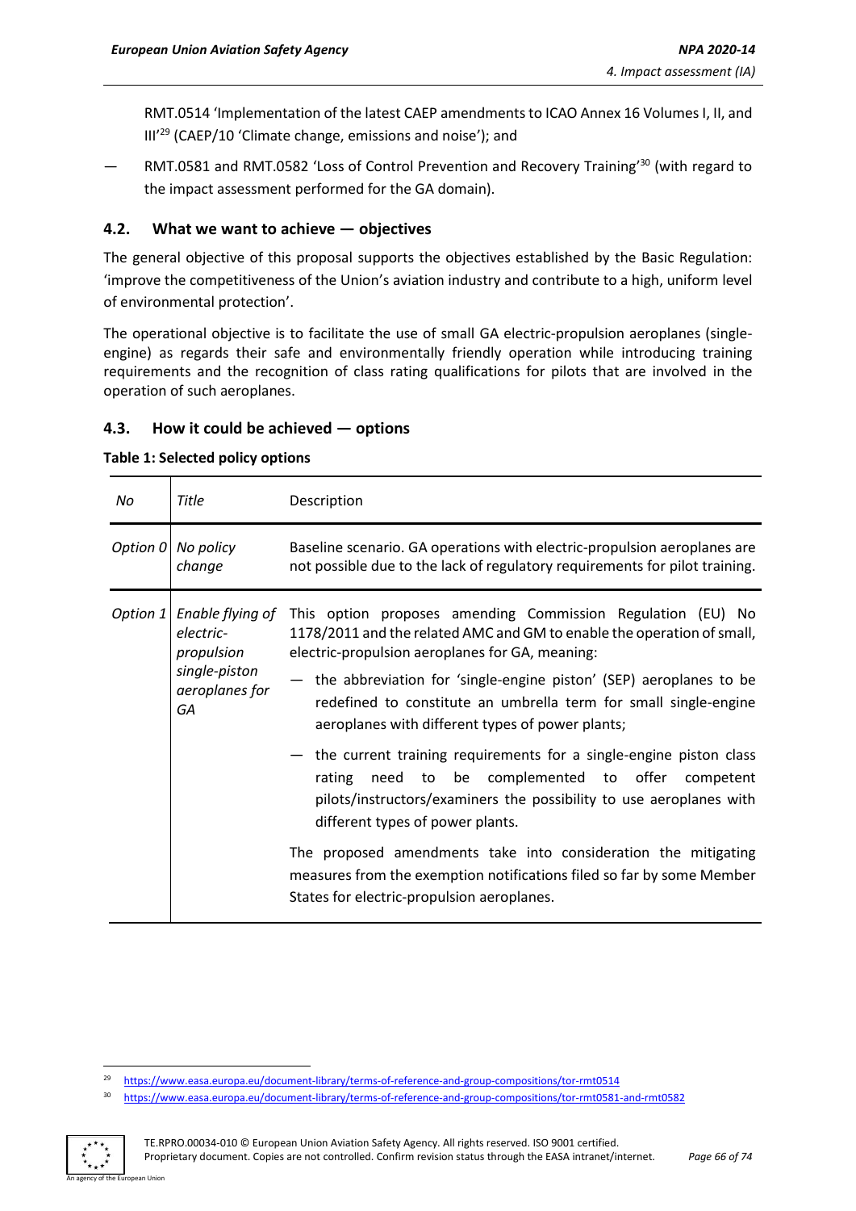RMT.0514 'Implementation of the latest CAEP amendments to ICAO Annex 16 Volumes I, II, and III'[29] (CAEP/10 'Climate change, emissions and noise'); and

— RMT.0581 and RMT.0582 'Loss of Control Prevention and Recovery Training'[30] (with regard to the impact assessment performed for the GA domain).

## 4.2. What we want to achieve — objectives

The general objective of this proposal supports the objectives established by the Basic Regulation: 'improve the competitiveness of the Union's aviation industry and contribute to a high, uniform level of environmental protection'.

The operational objective is to facilitate the use of small GA electric-propulsion aeroplanes (single-engine) as regards their safe and environmentally friendly operation while introducing training requirements and the recognition of class rating qualifications for pilots that are involved in the operation of such aeroplanes.

## 4.3. How it could be achieved — options

**Table 1: Selected policy options**

| *No* | *Title* | Description |
|---|---|---|
| *Option 0* | *No policy change* | Baseline scenario. GA operations with electric-propulsion aeroplanes are not possible due to the lack of regulatory requirements for pilot training. |
| *Option 1* | *Enable flying of electric-propulsion single-piston aeroplanes for GA* | This option proposes amending Commission Regulation (EU) No 1178/2011 and the related AMC and GM to enable the operation of small, electric-propulsion aeroplanes for GA, meaning:<br>— the abbreviation for 'single-engine piston' (SEP) aeroplanes to be redefined to constitute an umbrella term for small single-engine aeroplanes with different types of power plants;<br>— the current training requirements for a single-engine piston class rating need to be complemented to offer competent pilots/instructors/examiners the possibility to use aeroplanes with different types of power plants.<br>The proposed amendments take into consideration the mitigating measures from the exemption notifications filed so far by some Member States for electric-propulsion aeroplanes. |

[29] https://www.easa.europa.eu/document-library/terms-of-reference-and-group-compositions/tor-rmt0514

[30] https://www.easa.europa.eu/document-library/terms-of-reference-and-group-compositions/tor-rmt0581-and-rmt0582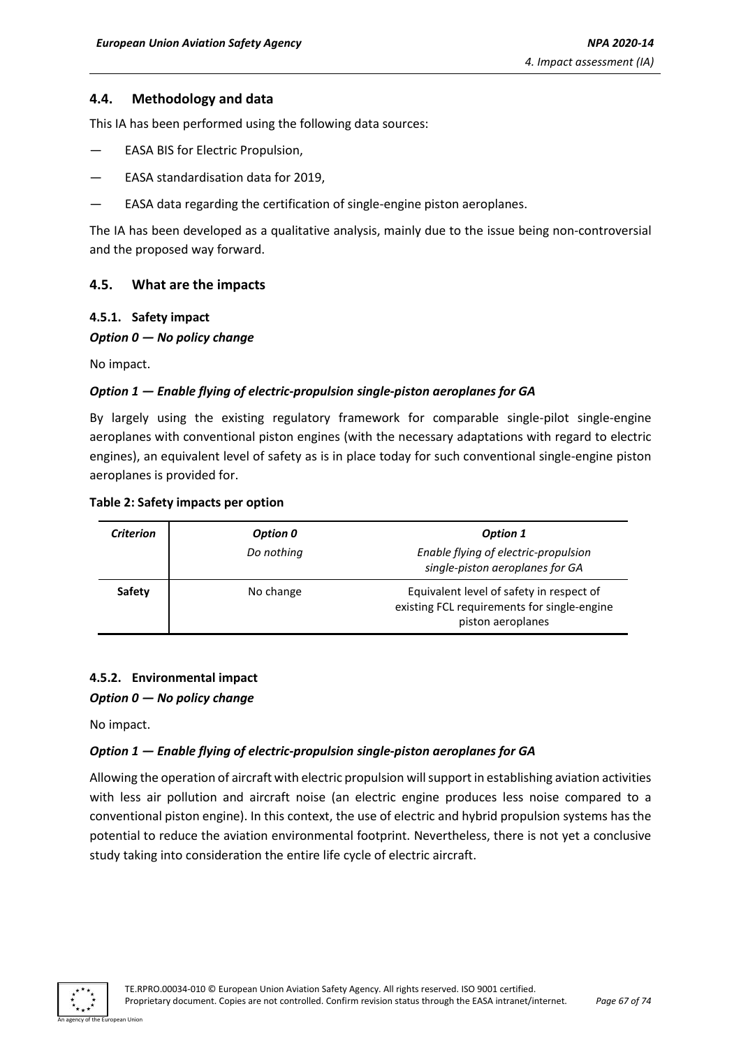## 4.4. Methodology and data

This IA has been performed using the following data sources:

— EASA BIS for Electric Propulsion,

— EASA standardisation data for 2019,

— EASA data regarding the certification of single-engine piston aeroplanes.

The IA has been developed as a qualitative analysis, mainly due to the issue being non-controversial and the proposed way forward.

## 4.5. What are the impacts

### 4.5.1. Safety impact

***Option 0 — No policy change***

No impact.

***Option 1 — Enable flying of electric-propulsion single-piston aeroplanes for GA***

By largely using the existing regulatory framework for comparable single-pilot single-engine aeroplanes with conventional piston engines (with the necessary adaptations with regard to electric engines), an equivalent level of safety as is in place today for such conventional single-engine piston aeroplanes is provided for.

**Table 2: Safety impacts per option**

| *Criterion* | *Option 0* Do nothing | *Option 1* Enable flying of electric-propulsion single-piston aeroplanes for GA |
|---|---|---|
| **Safety** | No change | Equivalent level of safety in respect of existing FCL requirements for single-engine piston aeroplanes |

### 4.5.2. Environmental impact

***Option 0 — No policy change***

No impact.

***Option 1 — Enable flying of electric-propulsion single-piston aeroplanes for GA***

Allowing the operation of aircraft with electric propulsion will support in establishing aviation activities with less air pollution and aircraft noise (an electric engine produces less noise compared to a conventional piston engine). In this context, the use of electric and hybrid propulsion systems has the potential to reduce the aviation environmental footprint. Nevertheless, there is not yet a conclusive study taking into consideration the entire life cycle of electric aircraft.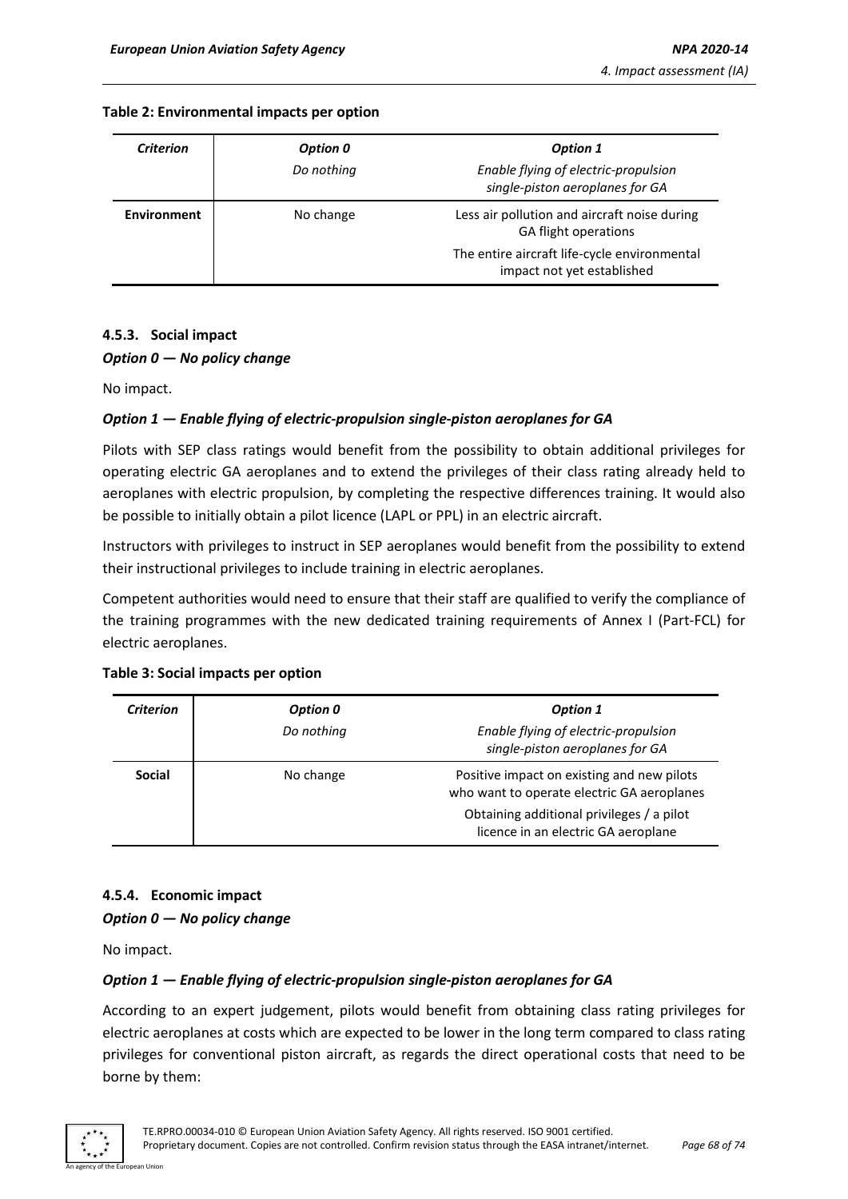**Table 2: Environmental impacts per option**

| *Criterion* | *Option 0*<br>*Do nothing* | *Option 1*<br>*Enable flying of electric-propulsion single-piston aeroplanes for GA* |
|---|---|---|
| **Environment** | No change | Less air pollution and aircraft noise during GA flight operations<br>The entire aircraft life-cycle environmental impact not yet established |

### 4.5.3. Social impact

***Option 0 — No policy change***

No impact.

***Option 1 — Enable flying of electric-propulsion single-piston aeroplanes for GA***

Pilots with SEP class ratings would benefit from the possibility to obtain additional privileges for operating electric GA aeroplanes and to extend the privileges of their class rating already held to aeroplanes with electric propulsion, by completing the respective differences training. It would also be possible to initially obtain a pilot licence (LAPL or PPL) in an electric aircraft.

Instructors with privileges to instruct in SEP aeroplanes would benefit from the possibility to extend their instructional privileges to include training in electric aeroplanes.

Competent authorities would need to ensure that their staff are qualified to verify the compliance of the training programmes with the new dedicated training requirements of Annex I (Part-FCL) for electric aeroplanes.

**Table 3: Social impacts per option**

| *Criterion* | *Option 0*<br>*Do nothing* | *Option 1*<br>*Enable flying of electric-propulsion single-piston aeroplanes for GA* |
|---|---|---|
| **Social** | No change | Positive impact on existing and new pilots who want to operate electric GA aeroplanes<br>Obtaining additional privileges / a pilot licence in an electric GA aeroplane |

### 4.5.4. Economic impact

***Option 0 — No policy change***

No impact.

***Option 1 — Enable flying of electric-propulsion single-piston aeroplanes for GA***

According to an expert judgement, pilots would benefit from obtaining class rating privileges for electric aeroplanes at costs which are expected to be lower in the long term compared to class rating privileges for conventional piston aircraft, as regards the direct operational costs that need to be borne by them: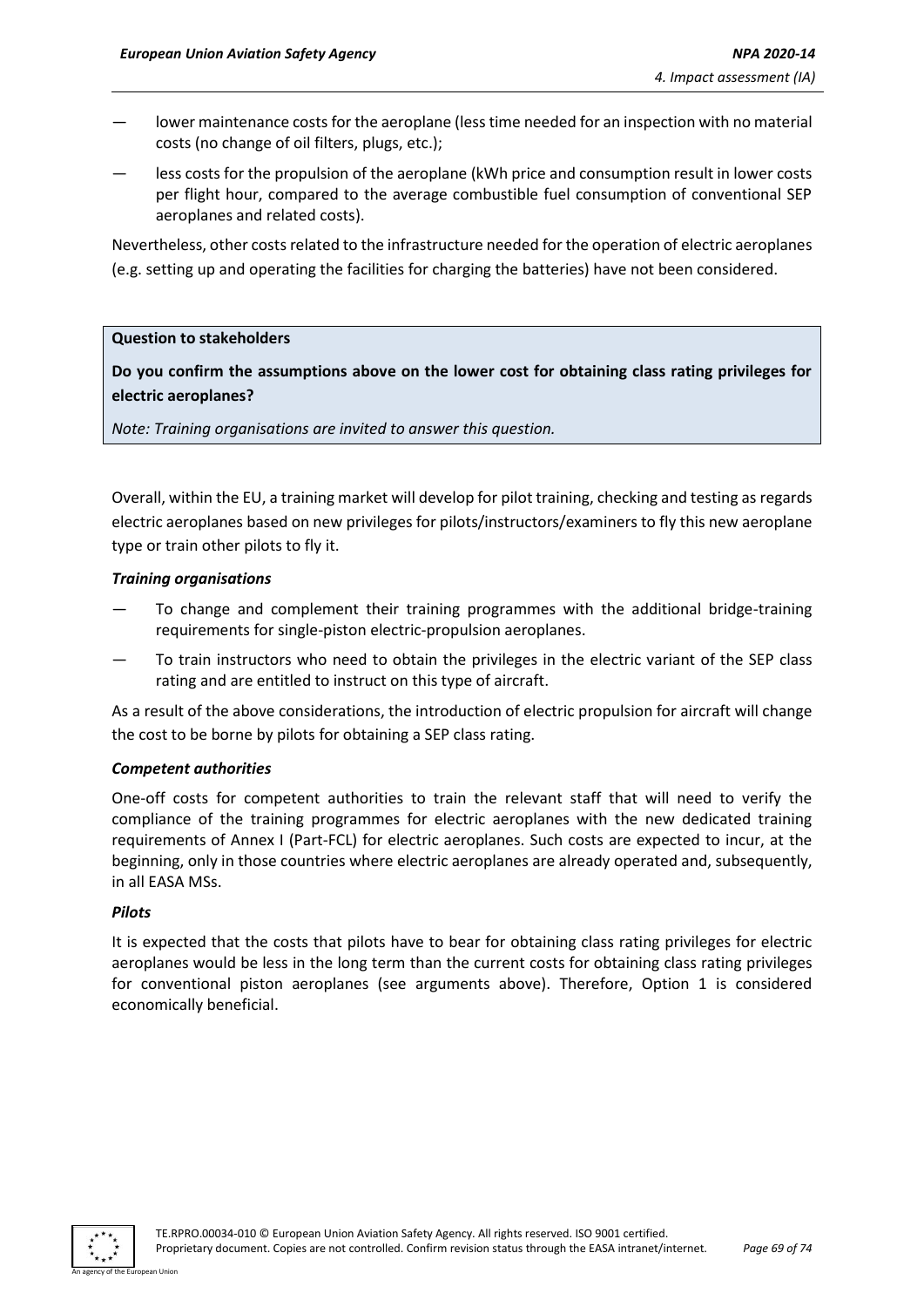— lower maintenance costs for the aeroplane (less time needed for an inspection with no material costs (no change of oil filters, plugs, etc.);

— less costs for the propulsion of the aeroplane (kWh price and consumption result in lower costs per flight hour, compared to the average combustible fuel consumption of conventional SEP aeroplanes and related costs).

Nevertheless, other costs related to the infrastructure needed for the operation of electric aeroplanes (e.g. setting up and operating the facilities for charging the batteries) have not been considered.

> **Question to stakeholders**
>
> **Do you confirm the assumptions above on the lower cost for obtaining class rating privileges for electric aeroplanes?**
>
> *Note: Training organisations are invited to answer this question.*

Overall, within the EU, a training market will develop for pilot training, checking and testing as regards electric aeroplanes based on new privileges for pilots/instructors/examiners to fly this new aeroplane type or train other pilots to fly it.

***Training organisations***

— To change and complement their training programmes with the additional bridge-training requirements for single-piston electric-propulsion aeroplanes.

— To train instructors who need to obtain the privileges in the electric variant of the SEP class rating and are entitled to instruct on this type of aircraft.

As a result of the above considerations, the introduction of electric propulsion for aircraft will change the cost to be borne by pilots for obtaining a SEP class rating.

***Competent authorities***

One-off costs for competent authorities to train the relevant staff that will need to verify the compliance of the training programmes for electric aeroplanes with the new dedicated training requirements of Annex I (Part-FCL) for electric aeroplanes. Such costs are expected to incur, at the beginning, only in those countries where electric aeroplanes are already operated and, subsequently, in all EASA MSs.

***Pilots***

It is expected that the costs that pilots have to bear for obtaining class rating privileges for electric aeroplanes would be less in the long term than the current costs for obtaining class rating privileges for conventional piston aeroplanes (see arguments above). Therefore, Option 1 is considered economically beneficial.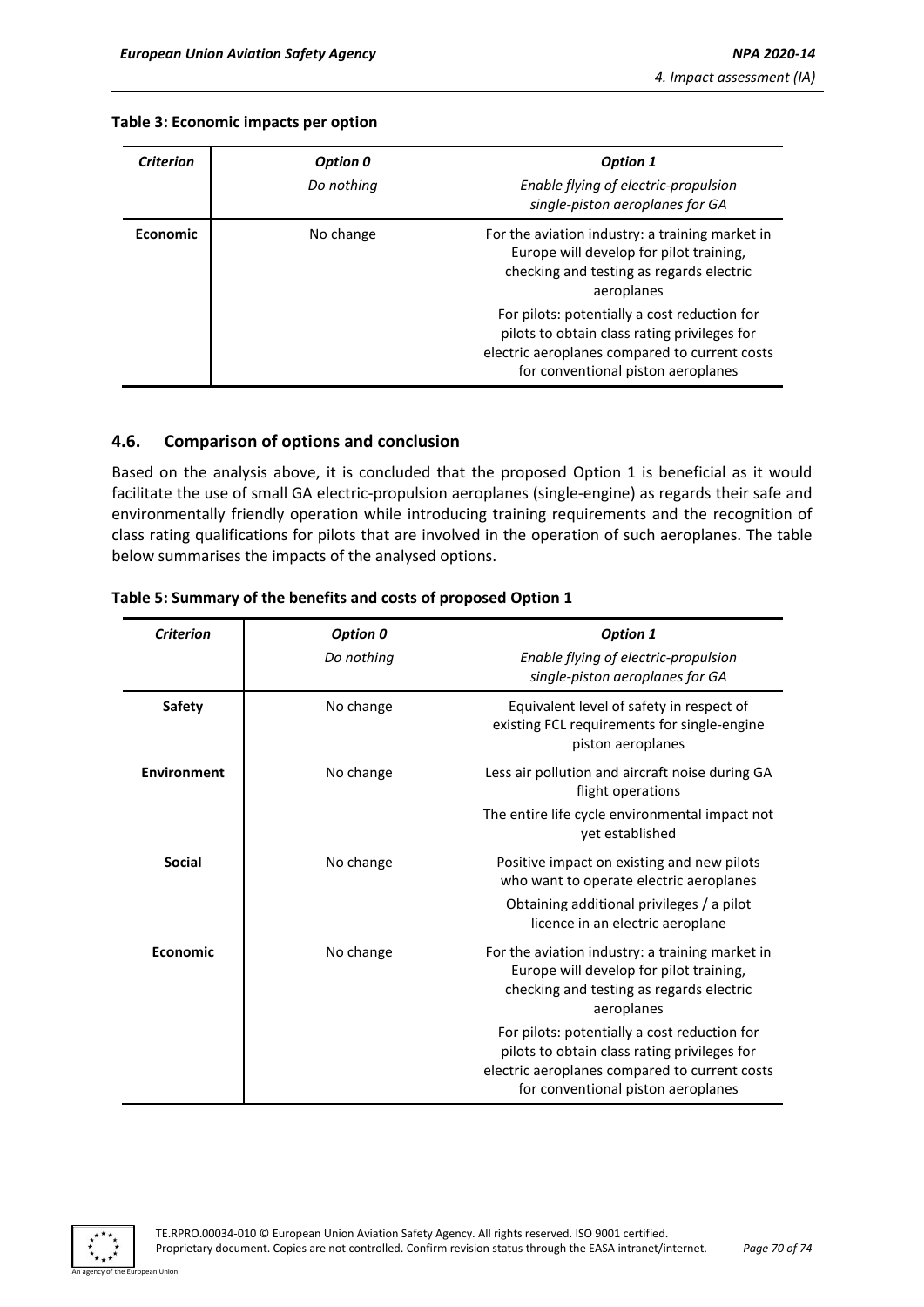**Table 3: Economic impacts per option**

| *Criterion* | *Option 0*<br>*Do nothing* | *Option 1*<br>*Enable flying of electric-propulsion single-piston aeroplanes for GA* |
|---|---|---|
| **Economic** | No change | For the aviation industry: a training market in Europe will develop for pilot training, checking and testing as regards electric aeroplanes<br>For pilots: potentially a cost reduction for pilots to obtain class rating privileges for electric aeroplanes compared to current costs for conventional piston aeroplanes |

### 4.6. Comparison of options and conclusion

Based on the analysis above, it is concluded that the proposed Option 1 is beneficial as it would facilitate the use of small GA electric-propulsion aeroplanes (single-engine) as regards their safe and environmentally friendly operation while introducing training requirements and the recognition of class rating qualifications for pilots that are involved in the operation of such aeroplanes. The table below summarises the impacts of the analysed options.

**Table 5: Summary of the benefits and costs of proposed Option 1**

| *Criterion* | *Option 0*<br>*Do nothing* | *Option 1*<br>*Enable flying of electric-propulsion single-piston aeroplanes for GA* |
|---|---|---|
| **Safety** | No change | Equivalent level of safety in respect of existing FCL requirements for single-engine piston aeroplanes |
| **Environment** | No change | Less air pollution and aircraft noise during GA flight operations<br>The entire life cycle environmental impact not yet established |
| **Social** | No change | Positive impact on existing and new pilots who want to operate electric aeroplanes<br>Obtaining additional privileges / a pilot licence in an electric aeroplane |
| **Economic** | No change | For the aviation industry: a training market in Europe will develop for pilot training, checking and testing as regards electric aeroplanes<br>For pilots: potentially a cost reduction for pilots to obtain class rating privileges for electric aeroplanes compared to current costs for conventional piston aeroplanes |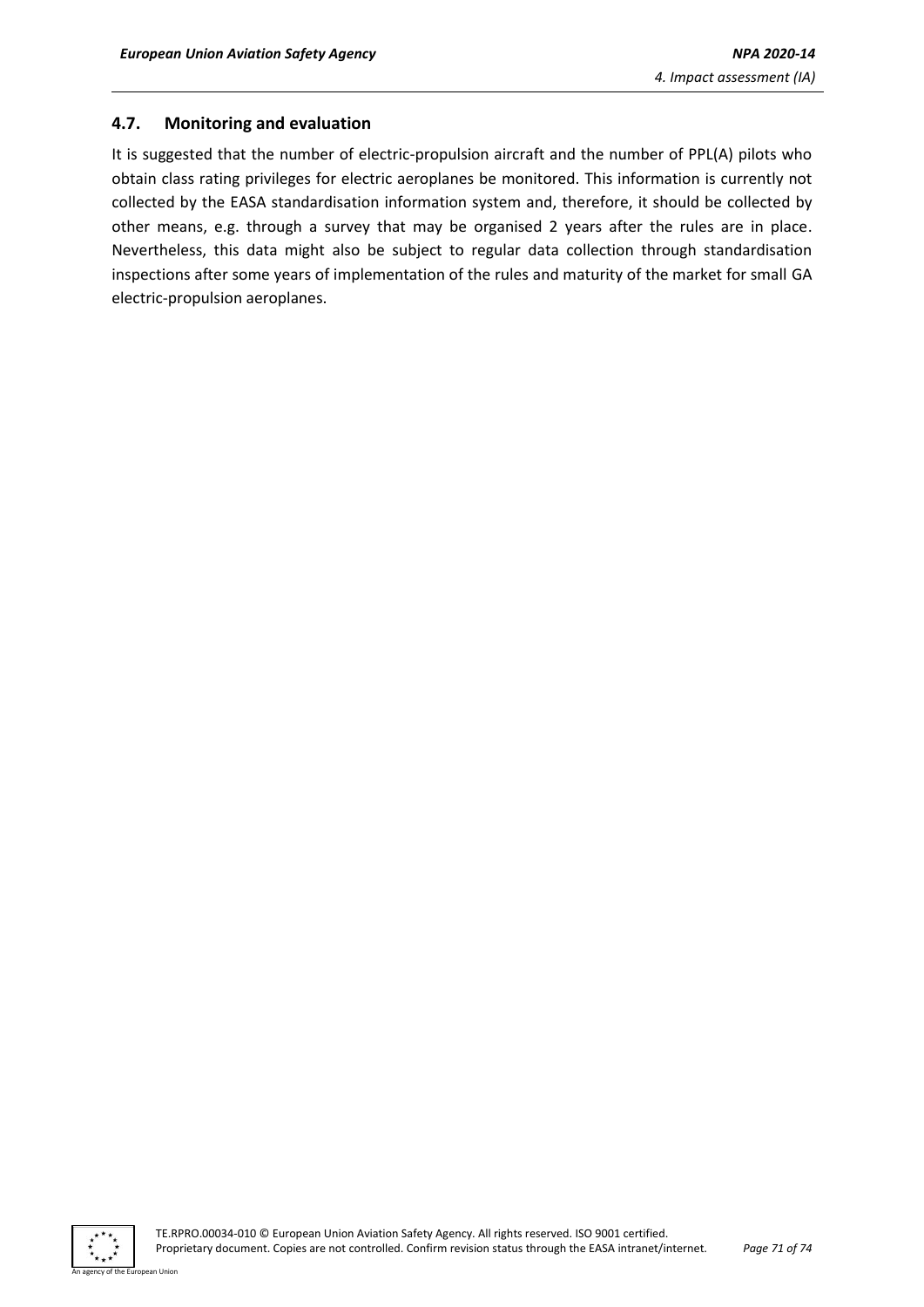### 4.7. Monitoring and evaluation

It is suggested that the number of electric-propulsion aircraft and the number of PPL(A) pilots who obtain class rating privileges for electric aeroplanes be monitored. This information is currently not collected by the EASA standardisation information system and, therefore, it should be collected by other means, e.g. through a survey that may be organised 2 years after the rules are in place. Nevertheless, this data might also be subject to regular data collection through standardisation inspections after some years of implementation of the rules and maturity of the market for small GA electric-propulsion aeroplanes.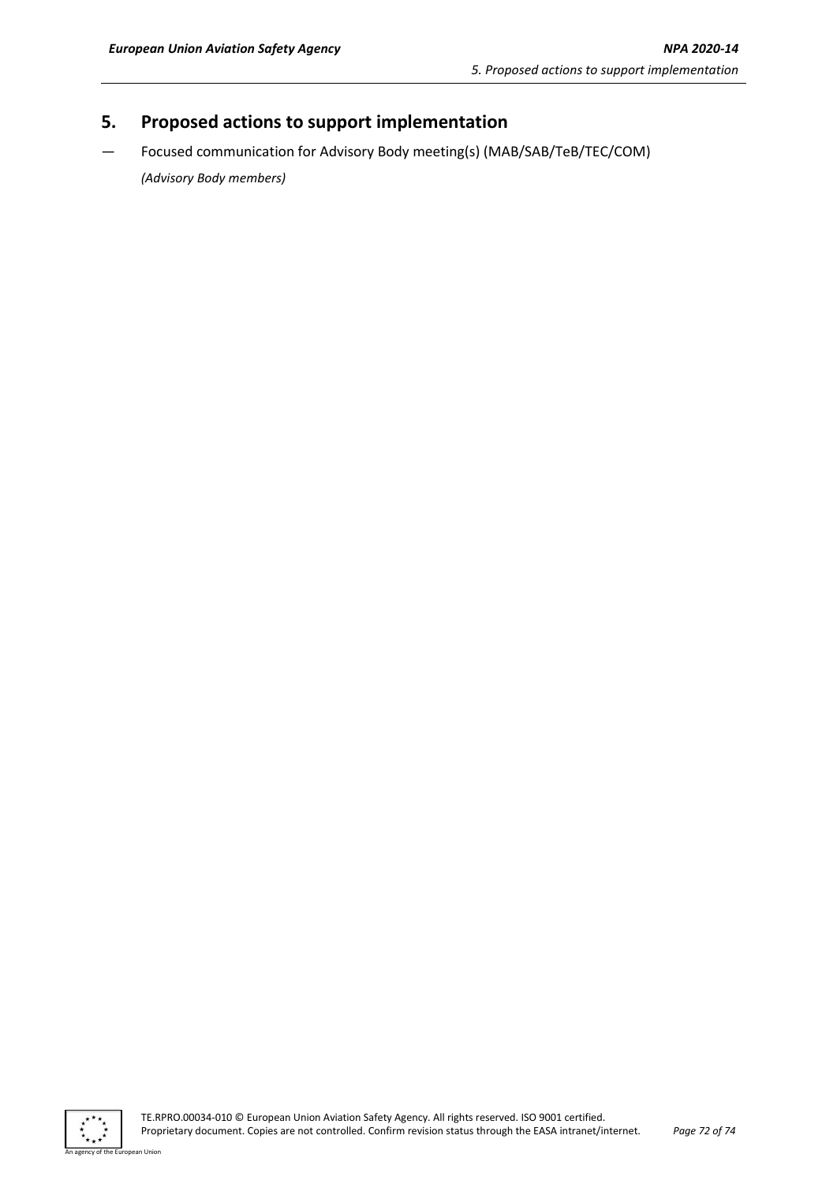# 5. Proposed actions to support implementation

— Focused communication for Advisory Body meeting(s) (MAB/SAB/TeB/TEC/COM)

  *(Advisory Body members)*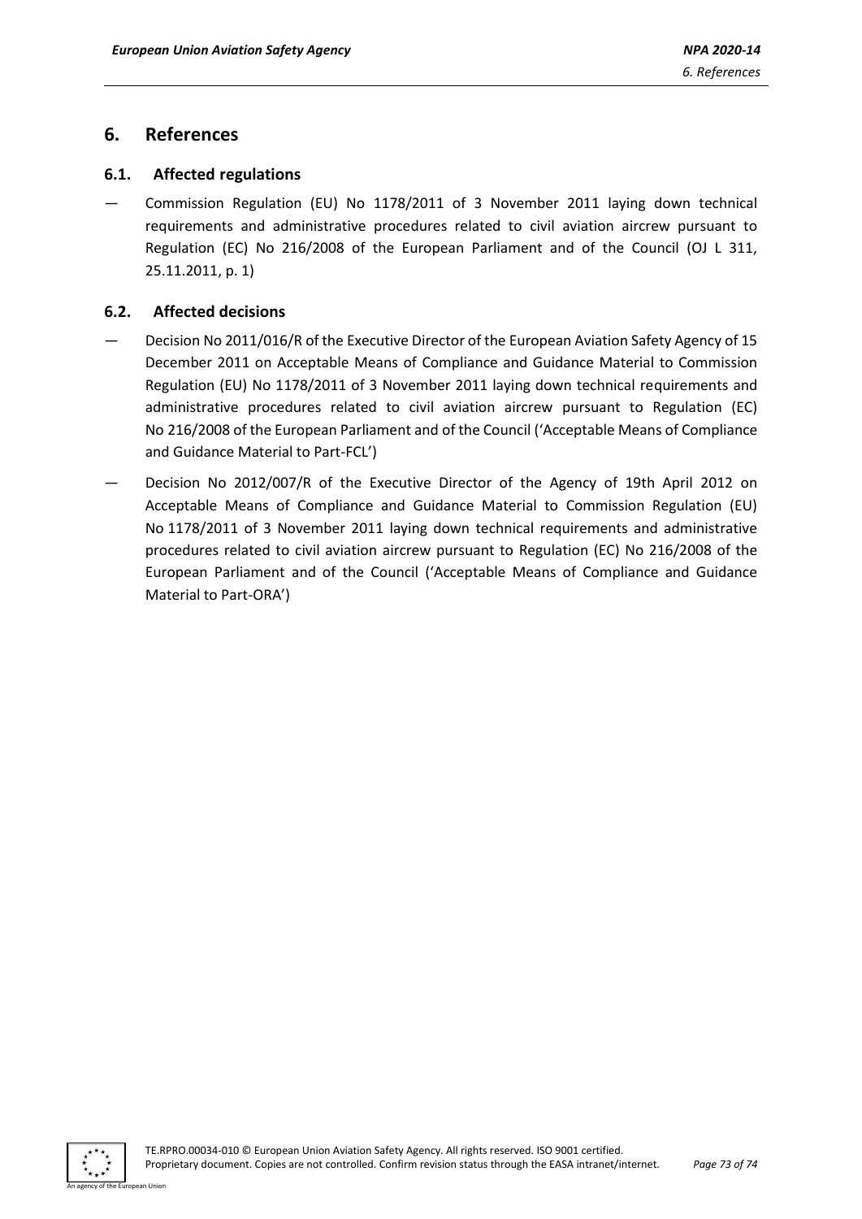# 6. References

## 6.1. Affected regulations

— Commission Regulation (EU) No 1178/2011 of 3 November 2011 laying down technical requirements and administrative procedures related to civil aviation aircrew pursuant to Regulation (EC) No 216/2008 of the European Parliament and of the Council (OJ L 311, 25.11.2011, p. 1)

## 6.2. Affected decisions

— Decision No 2011/016/R of the Executive Director of the European Aviation Safety Agency of 15 December 2011 on Acceptable Means of Compliance and Guidance Material to Commission Regulation (EU) No 1178/2011 of 3 November 2011 laying down technical requirements and administrative procedures related to civil aviation aircrew pursuant to Regulation (EC) No 216/2008 of the European Parliament and of the Council ('Acceptable Means of Compliance and Guidance Material to Part-FCL')

— Decision No 2012/007/R of the Executive Director of the Agency of 19th April 2012 on Acceptable Means of Compliance and Guidance Material to Commission Regulation (EU) No 1178/2011 of 3 November 2011 laying down technical requirements and administrative procedures related to civil aviation aircrew pursuant to Regulation (EC) No 216/2008 of the European Parliament and of the Council ('Acceptable Means of Compliance and Guidance Material to Part-ORA')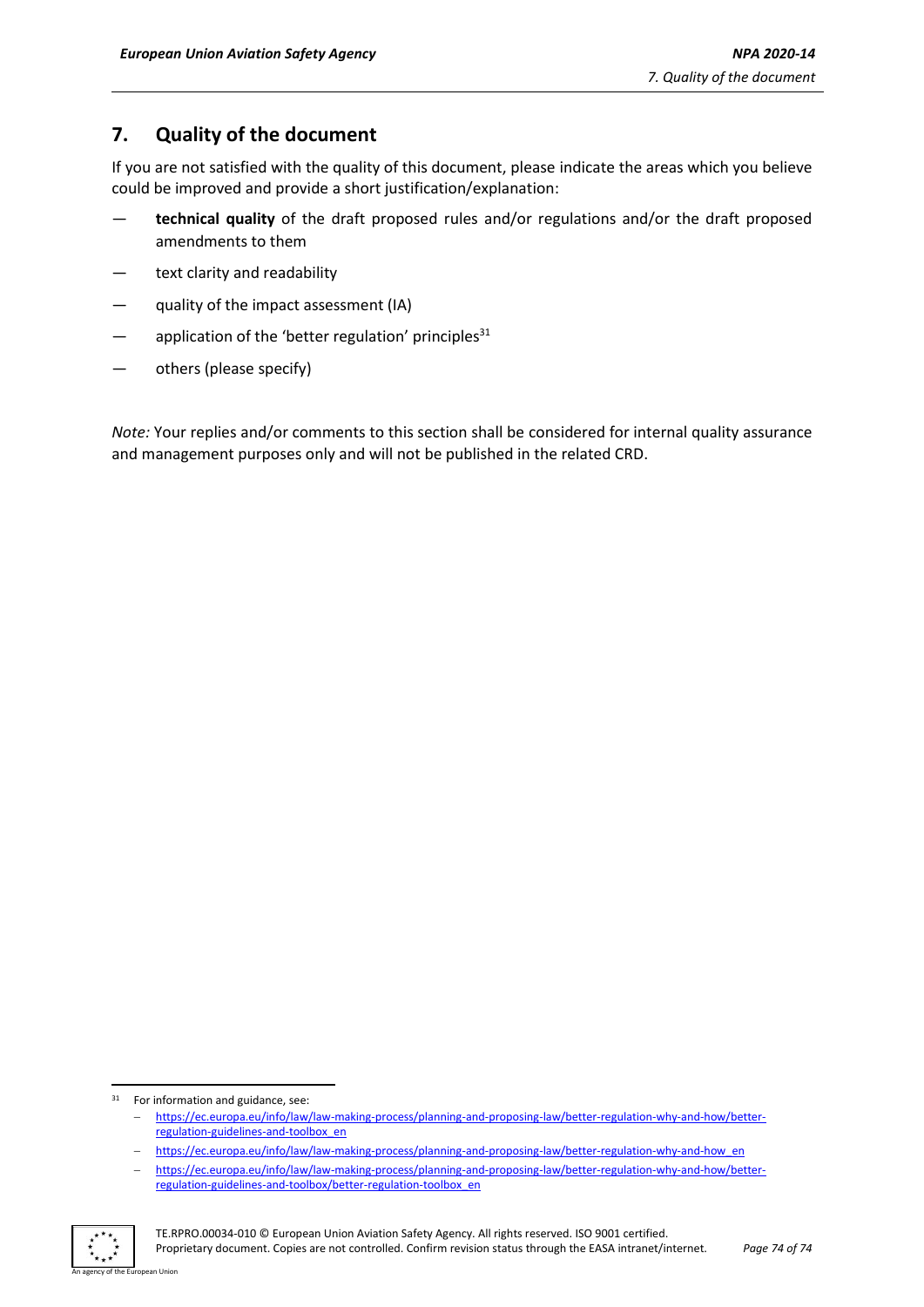## 7. Quality of the document

If you are not satisfied with the quality of this document, please indicate the areas which you believe could be improved and provide a short justification/explanation:

- **technical quality** of the draft proposed rules and/or regulations and/or the draft proposed amendments to them
- text clarity and readability
- quality of the impact assessment (IA)
- application of the 'better regulation' principles[31]
- others (please specify)

*Note:* Your replies and/or comments to this section shall be considered for internal quality assurance and management purposes only and will not be published in the related CRD.

[31] For information and guidance, see:

- https://ec.europa.eu/info/law/law-making-process/planning-and-proposing-law/better-regulation-why-and-how/better-regulation-guidelines-and-toolbox_en
- https://ec.europa.eu/info/law/law-making-process/planning-and-proposing-law/better-regulation-why-and-how_en
- https://ec.europa.eu/info/law/law-making-process/planning-and-proposing-law/better-regulation-why-and-how/better-regulation-guidelines-and-toolbox/better-regulation-toolbox_en